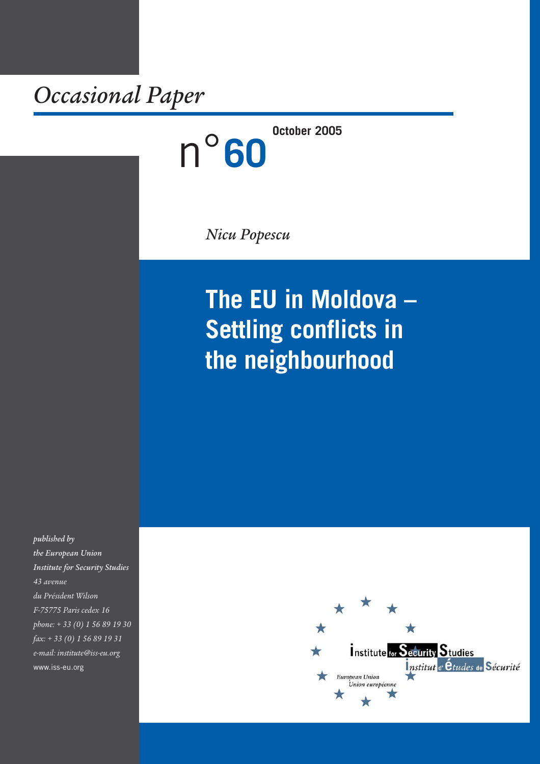*Occasional Paper*

n°**60**

**October 2005**

*Nicu Popescu*

# The EU in Moldova – Settling conflicts in the neighbourhood

*published by*
*the European Union*
*Institute for Security Studies*
*43 avenue*
*du Président Wilson*
*F-75775 Paris cedex 16*
*phone: + 33 (0) 1 56 89 19 30*
*fax: + 33 (0) 1 56 89 19 31*
*e-mail: institute@iss-eu.org*
www.iss-eu.org

Institute for Security Studies
Institut d'Études de Sécurité
*European Union*
*Union européenne*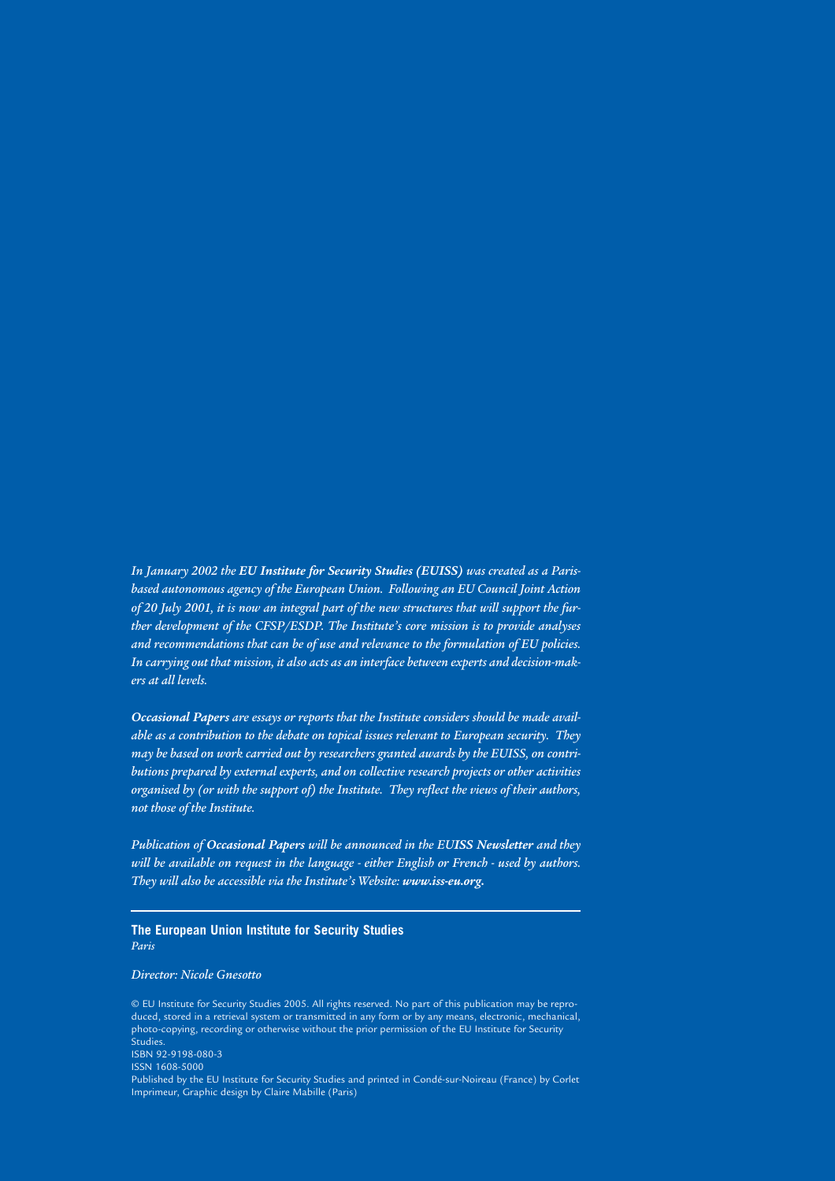*In January 2002 the **EU Institute for Security Studies (EUISS)** was created as a Paris-based autonomous agency of the European Union. Following an EU Council Joint Action of 20 July 2001, it is now an integral part of the new structures that will support the further development of the CFSP/ESDP. The Institute's core mission is to provide analyses and recommendations that can be of use and relevance to the formulation of EU policies. In carrying out that mission, it also acts as an interface between experts and decision-makers at all levels.*

***Occasional Papers** are essays or reports that the Institute considers should be made available as a contribution to the debate on topical issues relevant to European security. They may be based on work carried out by researchers granted awards by the EUISS, on contributions prepared by external experts, and on collective research projects or other activities organised by (or with the support of) the Institute. They reflect the views of their authors, not those of the Institute.*

*Publication of **Occasional Papers** will be announced in the **EUISS Newsletter** and they will be available on request in the language - either English or French - used by authors. They will also be accessible via the Institute's Website: **www.iss-eu.org**.*

---

**The European Union Institute for Security Studies**
*Paris*

*Director: Nicole Gnesotto*

© EU Institute for Security Studies 2005. All rights reserved. No part of this publication may be reproduced, stored in a retrieval system or transmitted in any form or by any means, electronic, mechanical, photo-copying, recording or otherwise without the prior permission of the EU Institute for Security Studies.
ISBN 92-9198-080-3
ISSN 1608-5000
Published by the EU Institute for Security Studies and printed in Condé-sur-Noireau (France) by Corlet Imprimeur, Graphic design by Claire Mabille (Paris)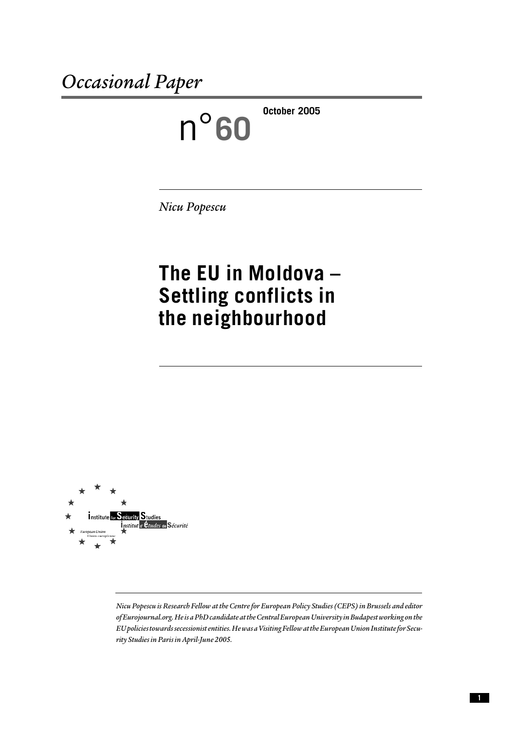# Occasional Paper

n°60

October 2005

*Nicu Popescu*

## The EU in Moldova – Settling conflicts in the neighbourhood

Institute for Security Studies
Institut d'Études de Sécurité
European Union
Union européenne

*Nicu Popescu is Research Fellow at the Centre for European Policy Studies (CEPS) in Brussels and editor of Eurojournal.org. He is a PhD candidate at the Central European University in Budapest working on the EU policies towards secessionist entities. He was a Visiting Fellow at the European Union Institute for Security Studies in Paris in April-June 2005.*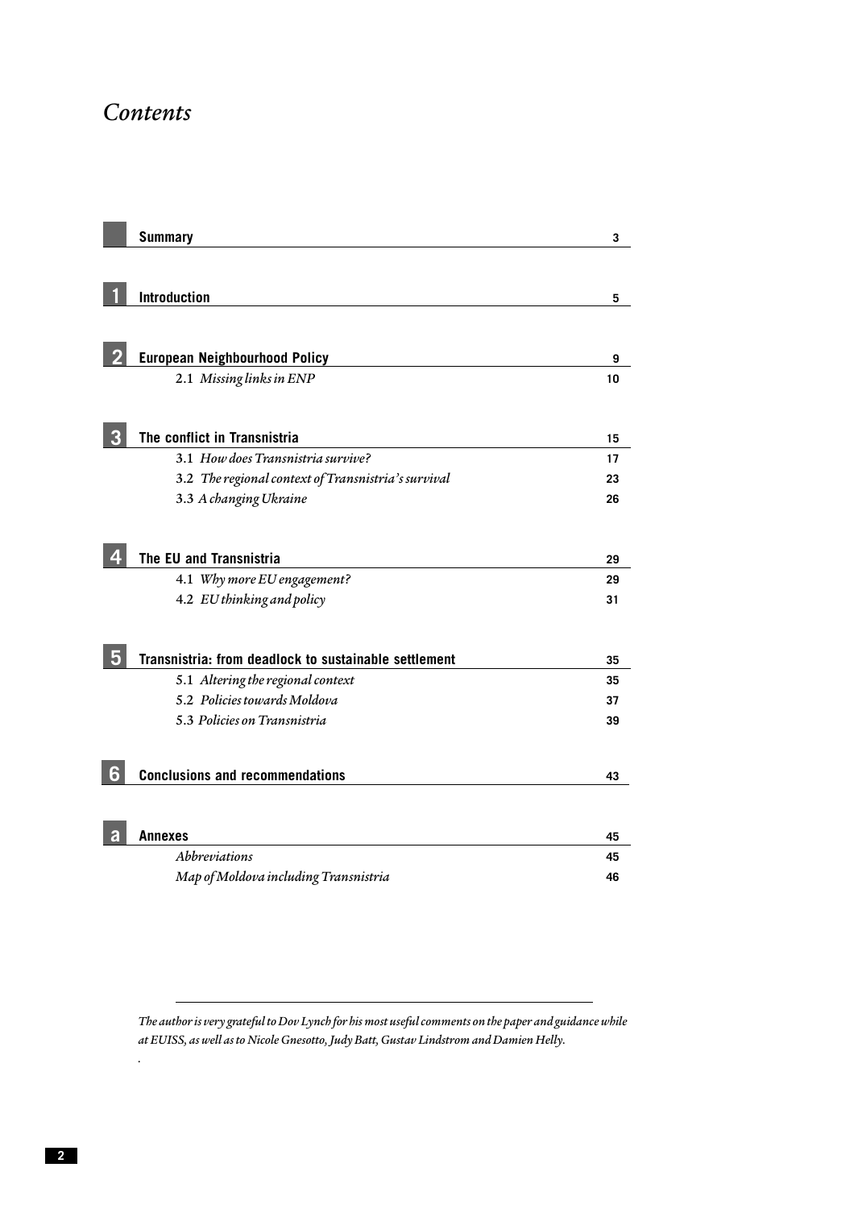# Contents

| | | |
|---|---|---|
| | **Summary** | 3 |
| 1 | **Introduction** | 5 |
| 2 | **European Neighbourhood Policy** | 9 |
| | 2.1 *Missing links in ENP* | 10 |
| 3 | **The conflict in Transnistria** | 15 |
| | 3.1 *How does Transnistria survive?* | 17 |
| | 3.2 *The regional context of Transnistria's survival* | 23 |
| | 3.3 *A changing Ukraine* | 26 |
| 4 | **The EU and Transnistria** | 29 |
| | 4.1 *Why more EU engagement?* | 29 |
| | 4.2 *EU thinking and policy* | 31 |
| 5 | **Transnistria: from deadlock to sustainable settlement** | 35 |
| | 5.1 *Altering the regional context* | 35 |
| | 5.2 *Policies towards Moldova* | 37 |
| | 5.3 *Policies on Transnistria* | 39 |
| 6 | **Conclusions and recommendations** | 43 |
| a | **Annexes** | 45 |
| | *Abbreviations* | 45 |
| | *Map of Moldova including Transnistria* | 46 |

*The author is very grateful to Dov Lynch for his most useful comments on the paper and guidance while at EUISS, as well as to Nicole Gnesotto, Judy Batt, Gustav Lindstrom and Damien Helly.*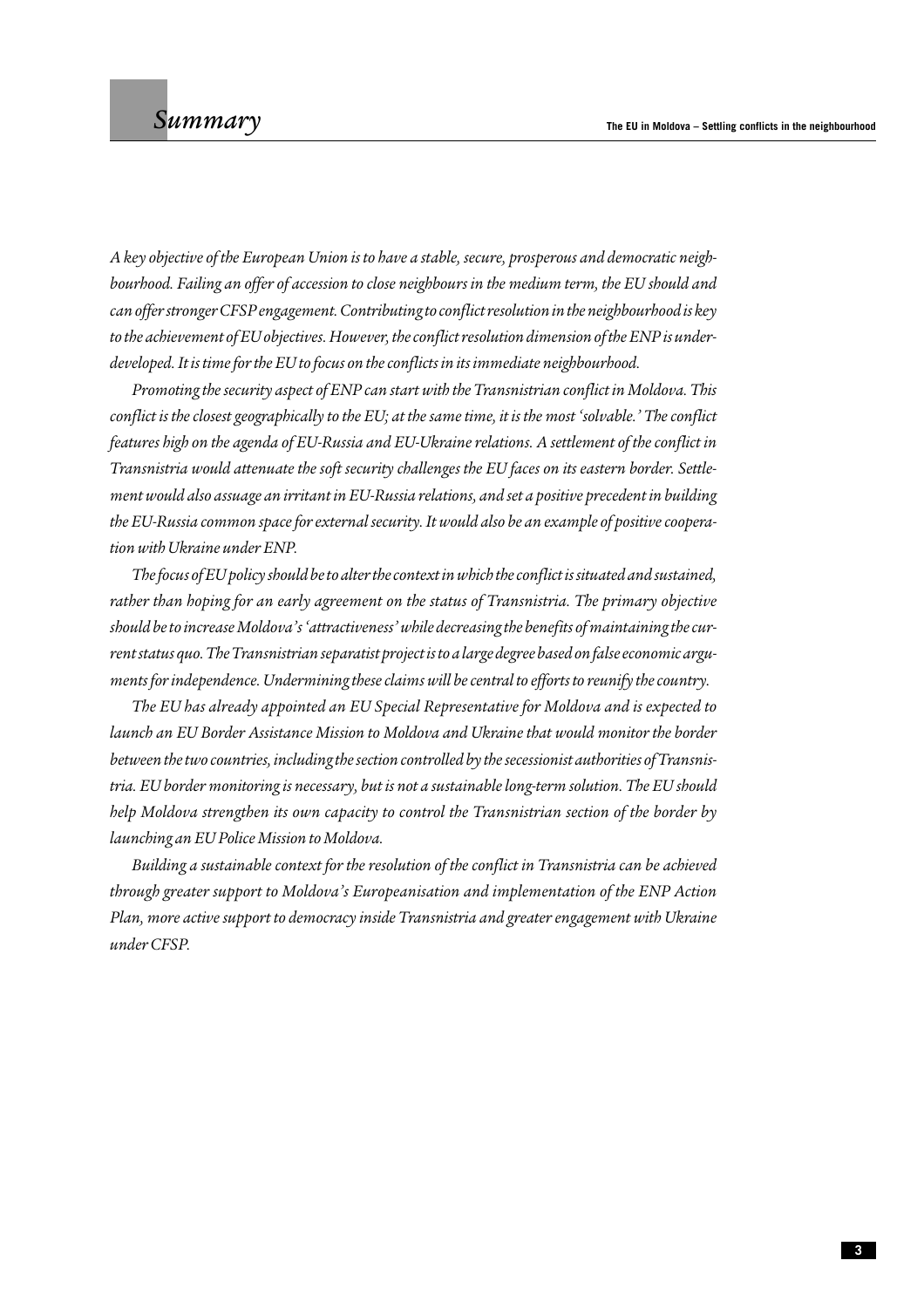# Summary

*A key objective of the European Union is to have a stable, secure, prosperous and democratic neighbourhood. Failing an offer of accession to close neighbours in the medium term, the EU should and can offer stronger CFSP engagement. Contributing to conflict resolution in the neighbourhood is key to the achievement of EU objectives. However, the conflict resolution dimension of the ENP is underdeveloped. It is time for the EU to focus on the conflicts in its immediate neighbourhood.*

*Promoting the security aspect of ENP can start with the Transnistrian conflict in Moldova. This conflict is the closest geographically to the EU; at the same time, it is the most 'solvable.' The conflict features high on the agenda of EU-Russia and EU-Ukraine relations. A settlement of the conflict in Transnistria would attenuate the soft security challenges the EU faces on its eastern border. Settlement would also assuage an irritant in EU-Russia relations, and set a positive precedent in building the EU-Russia common space for external security. It would also be an example of positive cooperation with Ukraine under ENP.*

*The focus of EU policy should be to alter the context in which the conflict is situated and sustained, rather than hoping for an early agreement on the status of Transnistria. The primary objective should be to increase Moldova's 'attractiveness' while decreasing the benefits of maintaining the current status quo. The Transnistrian separatist project is to a large degree based on false economic arguments for independence. Undermining these claims will be central to efforts to reunify the country.*

*The EU has already appointed an EU Special Representative for Moldova and is expected to launch an EU Border Assistance Mission to Moldova and Ukraine that would monitor the border between the two countries, including the section controlled by the secessionist authorities of Transnistria. EU border monitoring is necessary, but is not a sustainable long-term solution. The EU should help Moldova strengthen its own capacity to control the Transnistrian section of the border by launching an EU Police Mission to Moldova.*

*Building a sustainable context for the resolution of the conflict in Transnistria can be achieved through greater support to Moldova's Europeanisation and implementation of the ENP Action Plan, more active support to democracy inside Transnistria and greater engagement with Ukraine under CFSP.*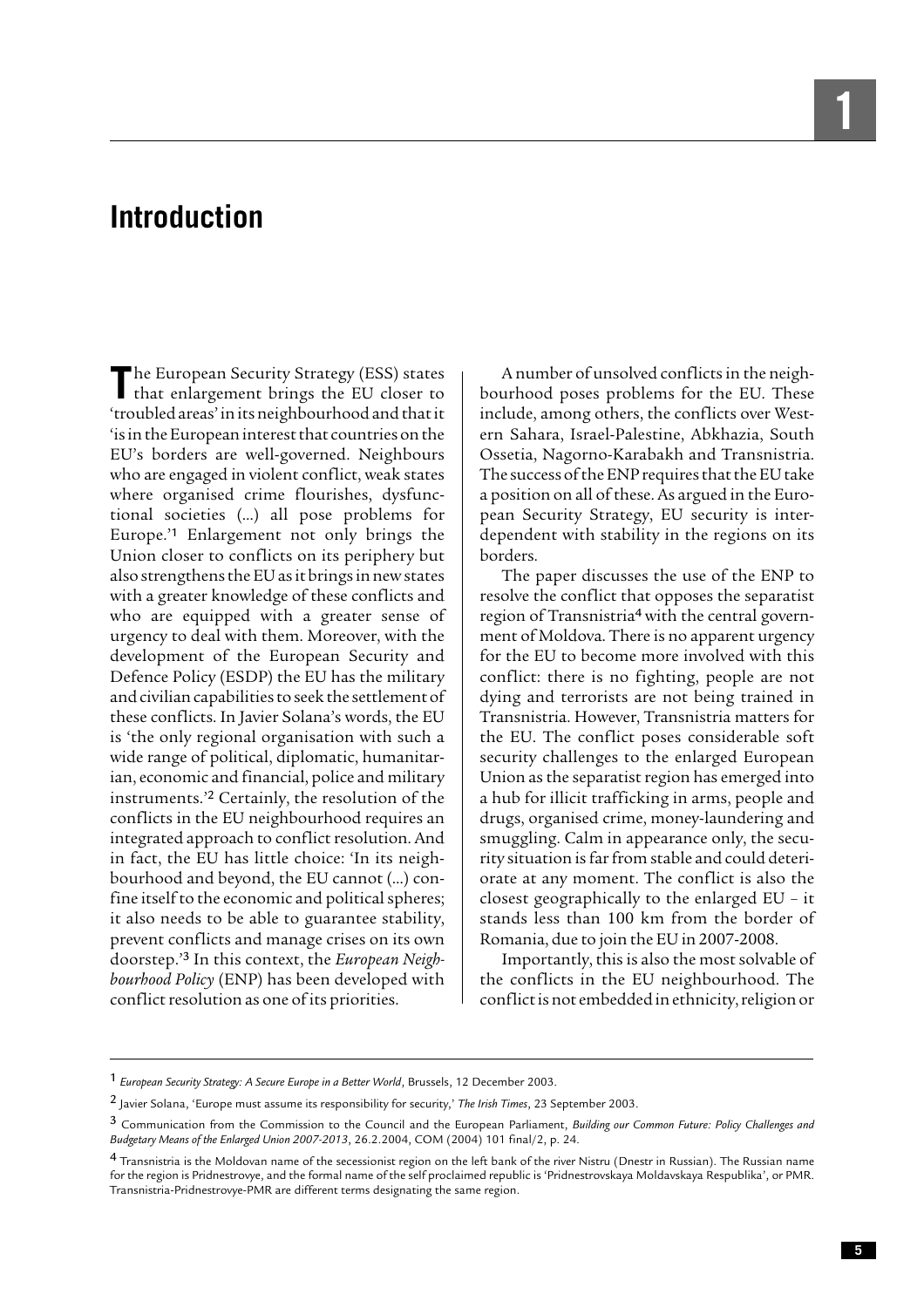# Introduction

The European Security Strategy (ESS) states that enlargement brings the EU closer to 'troubled areas' in its neighbourhood and that it 'is in the European interest that countries on the EU's borders are well-governed. Neighbours who are engaged in violent conflict, weak states where organised crime flourishes, dysfunctional societies (...) all pose problems for Europe.'[1] Enlargement not only brings the Union closer to conflicts on its periphery but also strengthens the EU as it brings in new states with a greater knowledge of these conflicts and who are equipped with a greater sense of urgency to deal with them. Moreover, with the development of the European Security and Defence Policy (ESDP) the EU has the military and civilian capabilities to seek the settlement of these conflicts. In Javier Solana's words, the EU is 'the only regional organisation with such a wide range of political, diplomatic, humanitarian, economic and financial, police and military instruments.'[2] Certainly, the resolution of the conflicts in the EU neighbourhood requires an integrated approach to conflict resolution. And in fact, the EU has little choice: 'In its neighbourhood and beyond, the EU cannot (...) confine itself to the economic and political spheres; it also needs to be able to guarantee stability, prevent conflicts and manage crises on its own doorstep.'[3] In this context, the *European Neighbourhood Policy* (ENP) has been developed with conflict resolution as one of its priorities.

A number of unsolved conflicts in the neighbourhood poses problems for the EU. These include, among others, the conflicts over Western Sahara, Israel-Palestine, Abkhazia, South Ossetia, Nagorno-Karabakh and Transnistria. The success of the ENP requires that the EU take a position on all of these. As argued in the European Security Strategy, EU security is interdependent with stability in the regions on its borders.

The paper discusses the use of the ENP to resolve the conflict that opposes the separatist region of Transnistria[4] with the central government of Moldova. There is no apparent urgency for the EU to become more involved with this conflict: there is no fighting, people are not dying and terrorists are not being trained in Transnistria. However, Transnistria matters for the EU. The conflict poses considerable soft security challenges to the enlarged European Union as the separatist region has emerged into a hub for illicit trafficking in arms, people and drugs, organised crime, money-laundering and smuggling. Calm in appearance only, the security situation is far from stable and could deteriorate at any moment. The conflict is also the closest geographically to the enlarged EU – it stands less than 100 km from the border of Romania, due to join the EU in 2007-2008.

Importantly, this is also the most solvable of the conflicts in the EU neighbourhood. The conflict is not embedded in ethnicity, religion or

---

[1] *European Security Strategy: A Secure Europe in a Better World*, Brussels, 12 December 2003.

[2] Javier Solana, 'Europe must assume its responsibility for security,' *The Irish Times*, 23 September 2003.

[3] Communication from the Commission to the Council and the European Parliament, *Building our Common Future: Policy Challenges and Budgetary Means of the Enlarged Union 2007-2013*, 26.2.2004, COM (2004) 101 final/2, p. 24.

[4] Transnistria is the Moldovan name of the secessionist region on the left bank of the river Nistru (Dnestr in Russian). The Russian name for the region is Pridnestrovye, and the formal name of the self proclaimed republic is 'Pridnestrovskaya Moldavskaya Respublika', or PMR. Transnistria-Pridnestrovye-PMR are different terms designating the same region.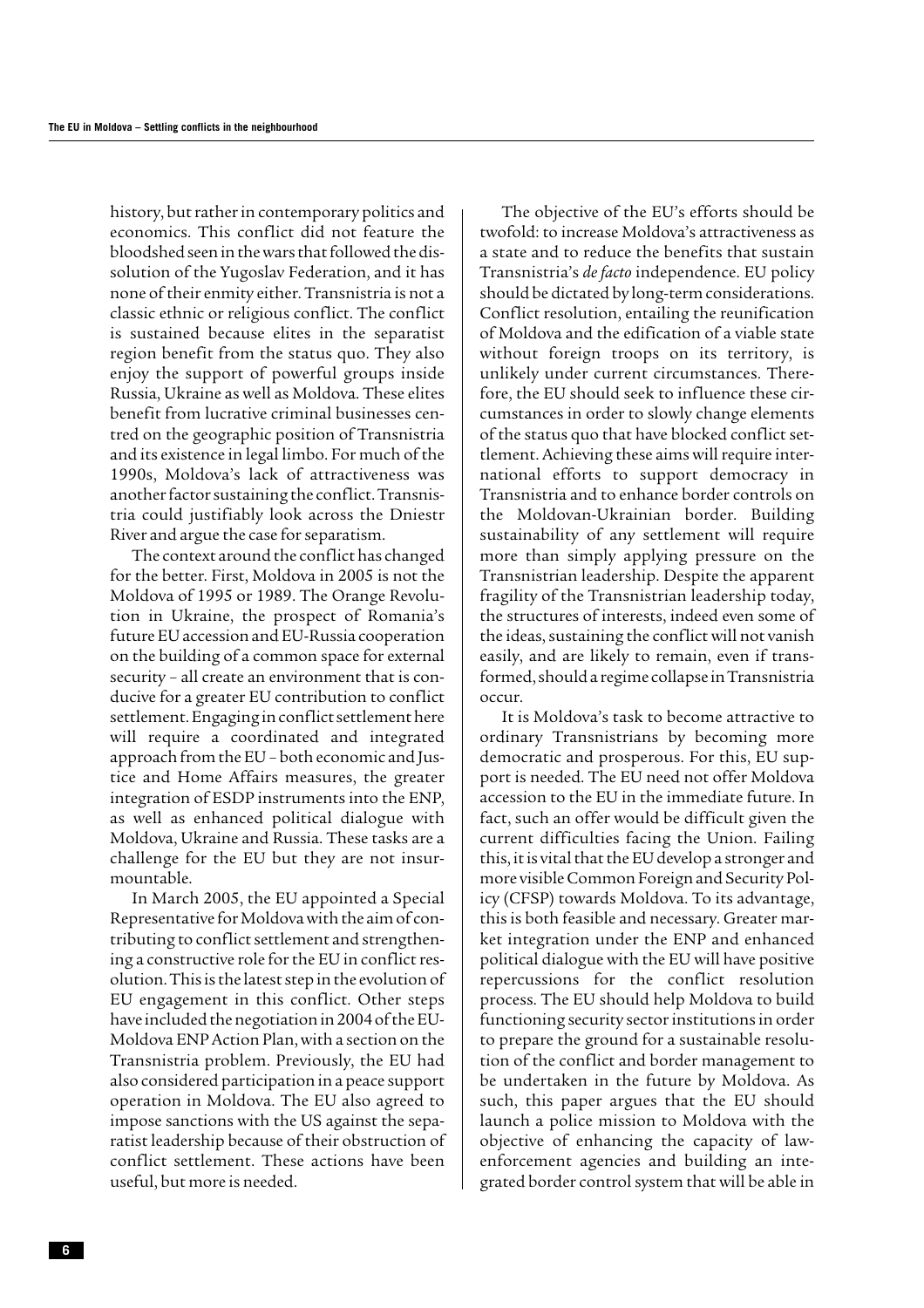history, but rather in contemporary politics and economics. This conflict did not feature the bloodshed seen in the wars that followed the dissolution of the Yugoslav Federation, and it has none of their enmity either. Transnistria is not a classic ethnic or religious conflict. The conflict is sustained because elites in the separatist region benefit from the status quo. They also enjoy the support of powerful groups inside Russia, Ukraine as well as Moldova. These elites benefit from lucrative criminal businesses centred on the geographic position of Transnistria and its existence in legal limbo. For much of the 1990s, Moldova's lack of attractiveness was another factor sustaining the conflict. Transnistria could justifiably look across the Dniestr River and argue the case for separatism.

The context around the conflict has changed for the better. First, Moldova in 2005 is not the Moldova of 1995 or 1989. The Orange Revolution in Ukraine, the prospect of Romania's future EU accession and EU-Russia cooperation on the building of a common space for external security – all create an environment that is conducive for a greater EU contribution to conflict settlement. Engaging in conflict settlement here will require a coordinated and integrated approach from the EU – both economic and Justice and Home Affairs measures, the greater integration of ESDP instruments into the ENP, as well as enhanced political dialogue with Moldova, Ukraine and Russia. These tasks are a challenge for the EU but they are not insurmountable.

In March 2005, the EU appointed a Special Representative for Moldova with the aim of contributing to conflict settlement and strengthening a constructive role for the EU in conflict resolution. This is the latest step in the evolution of EU engagement in this conflict. Other steps have included the negotiation in 2004 of the EU-Moldova ENP Action Plan, with a section on the Transnistria problem. Previously, the EU had also considered participation in a peace support operation in Moldova. The EU also agreed to impose sanctions with the US against the separatist leadership because of their obstruction of conflict settlement. These actions have been useful, but more is needed.

The objective of the EU's efforts should be twofold: to increase Moldova's attractiveness as a state and to reduce the benefits that sustain Transnistria's *de facto* independence. EU policy should be dictated by long-term considerations. Conflict resolution, entailing the reunification of Moldova and the edification of a viable state without foreign troops on its territory, is unlikely under current circumstances. Therefore, the EU should seek to influence these circumstances in order to slowly change elements of the status quo that have blocked conflict settlement. Achieving these aims will require international efforts to support democracy in Transnistria and to enhance border controls on the Moldovan-Ukrainian border. Building sustainability of any settlement will require more than simply applying pressure on the Transnistrian leadership. Despite the apparent fragility of the Transnistrian leadership today, the structures of interests, indeed even some of the ideas, sustaining the conflict will not vanish easily, and are likely to remain, even if transformed, should a regime collapse in Transnistria occur.

It is Moldova's task to become attractive to ordinary Transnistrians by becoming more democratic and prosperous. For this, EU support is needed. The EU need not offer Moldova accession to the EU in the immediate future. In fact, such an offer would be difficult given the current difficulties facing the Union. Failing this, it is vital that the EU develop a stronger and more visible Common Foreign and Security Policy (CFSP) towards Moldova. To its advantage, this is both feasible and necessary. Greater market integration under the ENP and enhanced political dialogue with the EU will have positive repercussions for the conflict resolution process. The EU should help Moldova to build functioning security sector institutions in order to prepare the ground for a sustainable resolution of the conflict and border management to be undertaken in the future by Moldova. As such, this paper argues that the EU should launch a police mission to Moldova with the objective of enhancing the capacity of law-enforcement agencies and building an integrated border control system that will be able in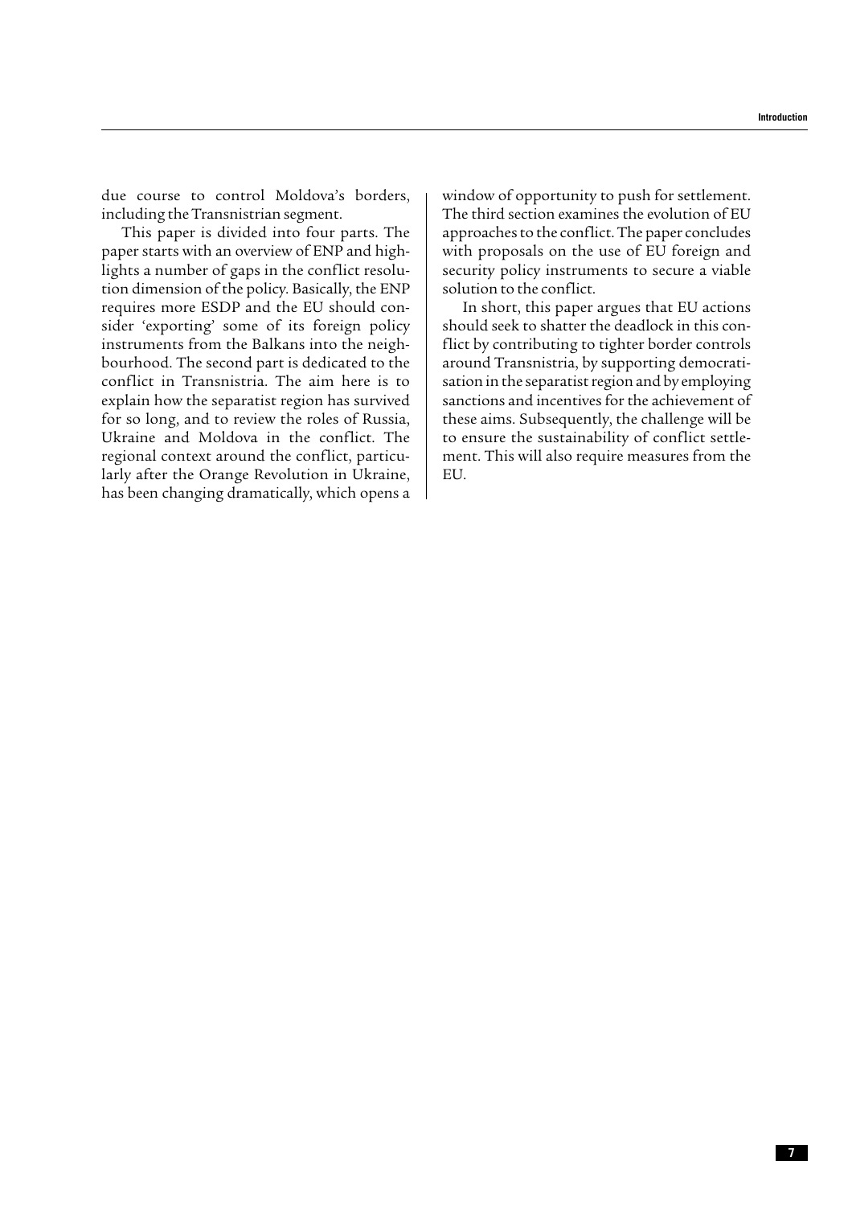due course to control Moldova's borders, including the Transnistrian segment.

This paper is divided into four parts. The paper starts with an overview of ENP and highlights a number of gaps in the conflict resolution dimension of the policy. Basically, the ENP requires more ESDP and the EU should consider 'exporting' some of its foreign policy instruments from the Balkans into the neighbourhood. The second part is dedicated to the conflict in Transnistria. The aim here is to explain how the separatist region has survived for so long, and to review the roles of Russia, Ukraine and Moldova in the conflict. The regional context around the conflict, particularly after the Orange Revolution in Ukraine, has been changing dramatically, which opens a window of opportunity to push for settlement. The third section examines the evolution of EU approaches to the conflict. The paper concludes with proposals on the use of EU foreign and security policy instruments to secure a viable solution to the conflict.

In short, this paper argues that EU actions should seek to shatter the deadlock in this conflict by contributing to tighter border controls around Transnistria, by supporting democratisation in the separatist region and by employing sanctions and incentives for the achievement of these aims. Subsequently, the challenge will be to ensure the sustainability of conflict settlement. This will also require measures from the EU.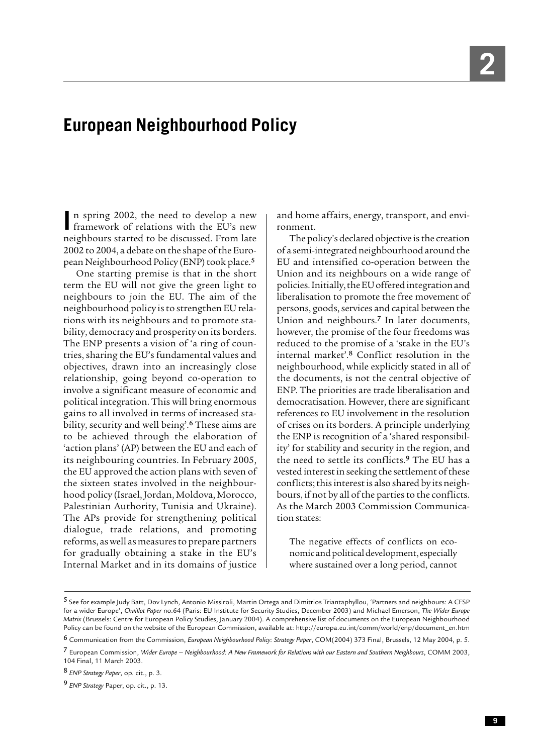# European Neighbourhood Policy

In spring 2002, the need to develop a new framework of relations with the EU's new neighbours started to be discussed. From late 2002 to 2004, a debate on the shape of the European Neighbourhood Policy (ENP) took place.[5]

One starting premise is that in the short term the EU will not give the green light to neighbours to join the EU. The aim of the neighbourhood policy is to strengthen EU relations with its neighbours and to promote stability, democracy and prosperity on its borders. The ENP presents a vision of 'a ring of countries, sharing the EU's fundamental values and objectives, drawn into an increasingly close relationship, going beyond co-operation to involve a significant measure of economic and political integration. This will bring enormous gains to all involved in terms of increased stability, security and well being'.[6] These aims are to be achieved through the elaboration of 'action plans' (AP) between the EU and each of its neighbouring countries. In February 2005, the EU approved the action plans with seven of the sixteen states involved in the neighbourhood policy (Israel, Jordan, Moldova, Morocco, Palestinian Authority, Tunisia and Ukraine). The APs provide for strengthening political dialogue, trade relations, and promoting reforms, as well as measures to prepare partners for gradually obtaining a stake in the EU's Internal Market and in its domains of justice and home affairs, energy, transport, and environment.

The policy's declared objective is the creation of a semi-integrated neighbourhood around the EU and intensified co-operation between the Union and its neighbours on a wide range of policies. Initially, the EU offered integration and liberalisation to promote the free movement of persons, goods, services and capital between the Union and neighbours.[7] In later documents, however, the promise of the four freedoms was reduced to the promise of a 'stake in the EU's internal market'.[8] Conflict resolution in the neighbourhood, while explicitly stated in all of the documents, is not the central objective of ENP. The priorities are trade liberalisation and democratisation. However, there are significant references to EU involvement in the resolution of crises on its borders. A principle underlying the ENP is recognition of a 'shared responsibility' for stability and security in the region, and the need to settle its conflicts.[9] The EU has a vested interest in seeking the settlement of these conflicts; this interest is also shared by its neighbours, if not by all of the parties to the conflicts. As the March 2003 Commission Communication states:

> The negative effects of conflicts on economic and political development, especially where sustained over a long period, cannot

---

[5] See for example Judy Batt, Dov Lynch, Antonio Missiroli, Martin Ortega and Dimitrios Triantaphyllou, 'Partners and neighbours: A CFSP for a wider Europe', *Chaillot Paper* no.64 (Paris: EU Institute for Security Studies, December 2003) and Michael Emerson, *The Wider Europe Matrix* (Brussels: Centre for European Policy Studies, January 2004). A comprehensive list of documents on the European Neighbourhood Policy can be found on the website of the European Commission, available at: http://europa.eu.int/comm/world/enp/document_en.htm

[6] Communication from the Commission, *European Neighbourhood Policy: Strategy Paper*, COM(2004) 373 Final, Brussels, 12 May 2004, p. 5.

[7] European Commission, *Wider Europe – Neighbourhood: A New Framework for Relations with our Eastern and Southern Neighbours*, COMM 2003, 104 Final, 11 March 2003.

[8] *ENP Strategy Paper*, op. cit., p. 3.

[9] *ENP Strategy* Paper, op. cit., p. 13.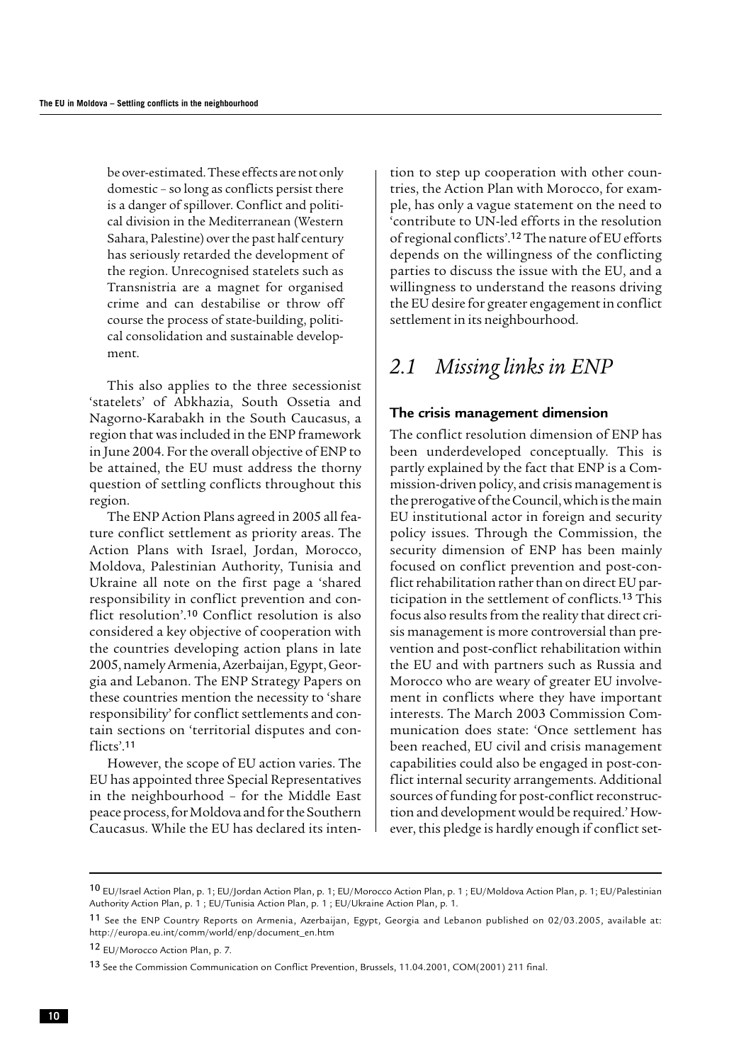be over-estimated. These effects are not only domestic – so long as conflicts persist there is a danger of spillover. Conflict and political division in the Mediterranean (Western Sahara, Palestine) over the past half century has seriously retarded the development of the region. Unrecognised statelets such as Transnistria are a magnet for organised crime and can destabilise or throw off course the process of state-building, political consolidation and sustainable development.

This also applies to the three secessionist 'statelets' of Abkhazia, South Ossetia and Nagorno-Karabakh in the South Caucasus, a region that was included in the ENP framework in June 2004. For the overall objective of ENP to be attained, the EU must address the thorny question of settling conflicts throughout this region.

The ENP Action Plans agreed in 2005 all feature conflict settlement as priority areas. The Action Plans with Israel, Jordan, Morocco, Moldova, Palestinian Authority, Tunisia and Ukraine all note on the first page a 'shared responsibility in conflict prevention and conflict resolution'.[10] Conflict resolution is also considered a key objective of cooperation with the countries developing action plans in late 2005, namely Armenia, Azerbaijan, Egypt, Georgia and Lebanon. The ENP Strategy Papers on these countries mention the necessity to 'share responsibility' for conflict settlements and contain sections on 'territorial disputes and conflicts'.[11]

However, the scope of EU action varies. The EU has appointed three Special Representatives in the neighbourhood – for the Middle East peace process, for Moldova and for the Southern Caucasus. While the EU has declared its intention to step up cooperation with other countries, the Action Plan with Morocco, for example, has only a vague statement on the need to 'contribute to UN-led efforts in the resolution of regional conflicts'.[12] The nature of EU efforts depends on the willingness of the conflicting parties to discuss the issue with the EU, and a willingness to understand the reasons driving the EU desire for greater engagement in conflict settlement in its neighbourhood.

## *2.1 Missing links in ENP*

### The crisis management dimension

The conflict resolution dimension of ENP has been underdeveloped conceptually. This is partly explained by the fact that ENP is a Commission-driven policy, and crisis management is the prerogative of the Council, which is the main EU institutional actor in foreign and security policy issues. Through the Commission, the security dimension of ENP has been mainly focused on conflict prevention and post-conflict rehabilitation rather than on direct EU participation in the settlement of conflicts.[13] This focus also results from the reality that direct crisis management is more controversial than prevention and post-conflict rehabilitation within the EU and with partners such as Russia and Morocco who are weary of greater EU involvement in conflicts where they have important interests. The March 2003 Commission Communication does state: 'Once settlement has been reached, EU civil and crisis management capabilities could also be engaged in post-conflict internal security arrangements. Additional sources of funding for post-conflict reconstruction and development would be required.' However, this pledge is hardly enough if conflict set-

---

[10] EU/Israel Action Plan, p. 1; EU/Jordan Action Plan, p. 1; EU/Morocco Action Plan, p. 1 ; EU/Moldova Action Plan, p. 1; EU/Palestinian Authority Action Plan, p. 1 ; EU/Tunisia Action Plan, p. 1 ; EU/Ukraine Action Plan, p. 1.

[11] See the ENP Country Reports on Armenia, Azerbaijan, Egypt, Georgia and Lebanon published on 02/03.2005, available at: http://europa.eu.int/comm/world/enp/document_en.htm

[12] EU/Morocco Action Plan, p. 7.

[13] See the Commission Communication on Conflict Prevention, Brussels, 11.04.2001, COM(2001) 211 final.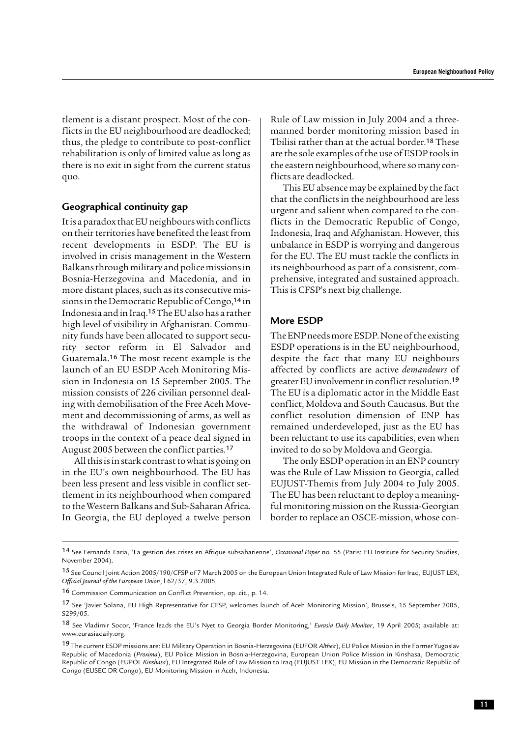tlement is a distant prospect. Most of the conflicts in the EU neighbourhood are deadlocked; thus, the pledge to contribute to post-conflict rehabilitation is only of limited value as long as there is no exit in sight from the current status quo.

### Geographical continuity gap

It is a paradox that EU neighbours with conflicts on their territories have benefited the least from recent developments in ESDP. The EU is involved in crisis management in the Western Balkans through military and police missions in Bosnia-Herzegovina and Macedonia, and in more distant places, such as its consecutive missions in the Democratic Republic of Congo,[14] in Indonesia and in Iraq.[15] The EU also has a rather high level of visibility in Afghanistan. Community funds have been allocated to support security sector reform in El Salvador and Guatemala.[16] The most recent example is the launch of an EU ESDP Aceh Monitoring Mission in Indonesia on 15 September 2005. The mission consists of 226 civilian personnel dealing with demobilisation of the Free Aceh Movement and decommissioning of arms, as well as the withdrawal of Indonesian government troops in the context of a peace deal signed in August 2005 between the conflict parties.[17]

All this is in stark contrast to what is going on in the EU's own neighbourhood. The EU has been less present and less visible in conflict settlement in its neighbourhood when compared to the Western Balkans and Sub-Saharan Africa. In Georgia, the EU deployed a twelve person Rule of Law mission in July 2004 and a three-manned border monitoring mission based in Tbilisi rather than at the actual border.[18] These are the sole examples of the use of ESDP tools in the eastern neighbourhood, where so many conflicts are deadlocked.

This EU absence may be explained by the fact that the conflicts in the neighbourhood are less urgent and salient when compared to the conflicts in the Democratic Republic of Congo, Indonesia, Iraq and Afghanistan. However, this unbalance in ESDP is worrying and dangerous for the EU. The EU must tackle the conflicts in its neighbourhood as part of a consistent, comprehensive, integrated and sustained approach. This is CFSP's next big challenge.

### More ESDP

The ENP needs more ESDP. None of the existing ESDP operations is in the EU neighbourhood, despite the fact that many EU neighbours affected by conflicts are active *demandeurs* of greater EU involvement in conflict resolution.[19] The EU is a diplomatic actor in the Middle East conflict, Moldova and South Caucasus. But the conflict resolution dimension of ENP has remained underdeveloped, just as the EU has been reluctant to use its capabilities, even when invited to do so by Moldova and Georgia.

The only ESDP operation in an ENP country was the Rule of Law Mission to Georgia, called EUJUST-Themis from July 2004 to July 2005. The EU has been reluctant to deploy a meaningful monitoring mission on the Russia-Georgian border to replace an OSCE-mission, whose con-

---

14 See Fernanda Faria, 'La gestion des crises en Afrique subsaharienne', *Occasional Paper* no. 55 (Paris: EU Institute for Security Studies, November 2004).

15 See Council Joint Action 2005/190/CFSP of 7 March 2005 on the European Union Integrated Rule of Law Mission for Iraq, EUJUST LEX, *Official Journal of the European Union*, l 62/37, 9.3.2005.

16 Commission Communication on Conflict Prevention, op. cit., p. 14.

17 See 'Javier Solana, EU High Representative for CFSP, welcomes launch of Aceh Monitoring Mission', Brussels, 15 September 2005, S299/05.

18 See Vladimir Socor, 'France leads the EU's Nyet to Georgia Border Monitoring,' *Eurasia Daily Monitor*, 19 April 2005; available at: www.eurasiadaily.org.

19 The current ESDP missions are: EU Military Operation in Bosnia-Herzegovina (EUFOR *Althea*), EU Police Mission in the Former Yugoslav Republic of Macedonia (*Proxima*), EU Police Mission in Bosnia-Herzegovina, European Union Police Mission in Kinshasa, Democratic Republic of Congo (EUPOL *Kinshasa*), EU Integrated Rule of Law Mission to Iraq (EUJUST LEX), EU Mission in the Democratic Republic of Congo (EUSEC DR Congo), EU Monitoring Mission in Aceh, Indonesia.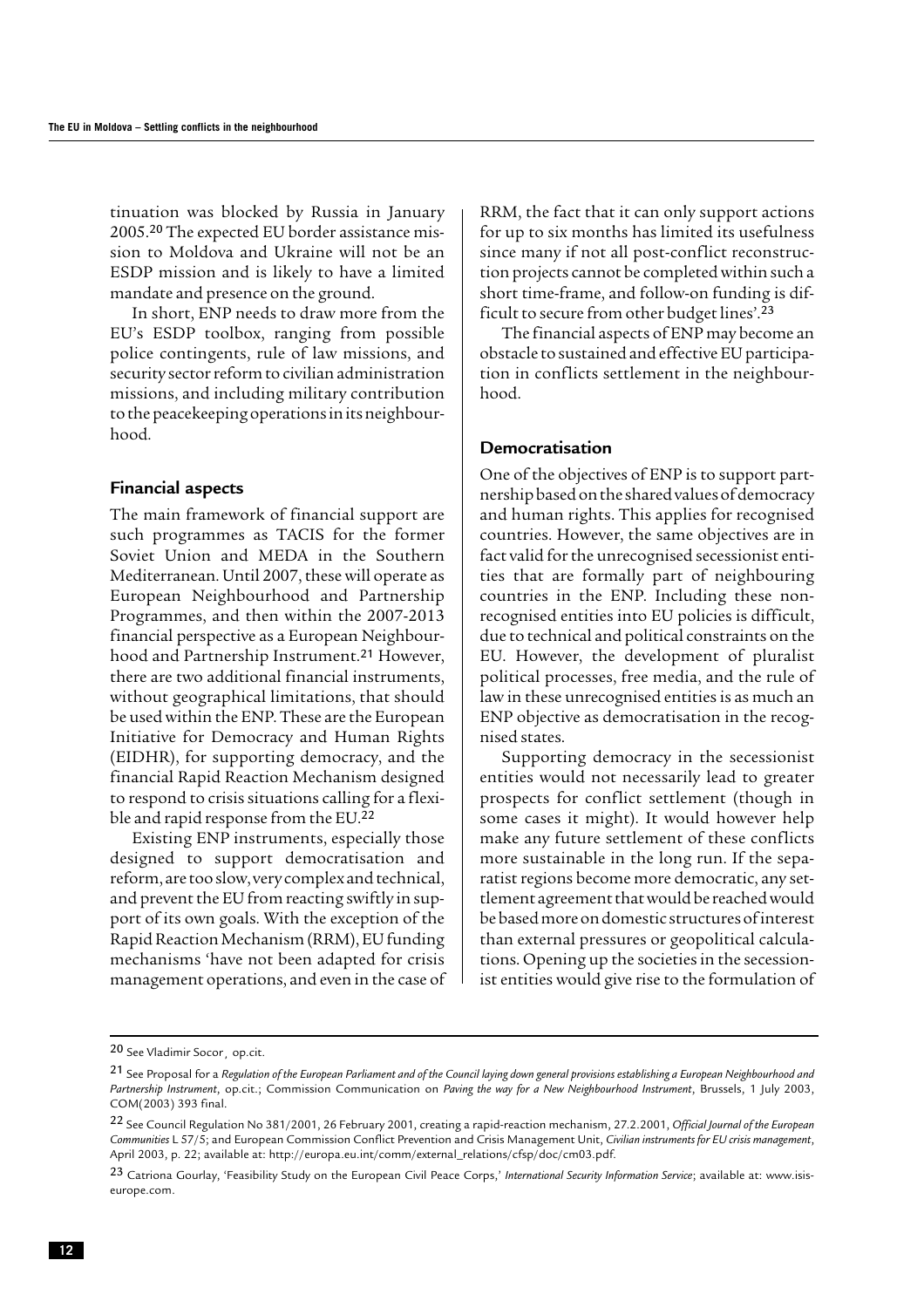tinuation was blocked by Russia in January 2005.[20] The expected EU border assistance mission to Moldova and Ukraine will not be an ESDP mission and is likely to have a limited mandate and presence on the ground.

In short, ENP needs to draw more from the EU's ESDP toolbox, ranging from possible police contingents, rule of law missions, and security sector reform to civilian administration missions, and including military contribution to the peacekeeping operations in its neighbourhood.

### Financial aspects

The main framework of financial support are such programmes as TACIS for the former Soviet Union and MEDA in the Southern Mediterranean. Until 2007, these will operate as European Neighbourhood and Partnership Programmes, and then within the 2007-2013 financial perspective as a European Neighbourhood and Partnership Instrument.[21] However, there are two additional financial instruments, without geographical limitations, that should be used within the ENP. These are the European Initiative for Democracy and Human Rights (EIDHR), for supporting democracy, and the financial Rapid Reaction Mechanism designed to respond to crisis situations calling for a flexible and rapid response from the EU.[22]

Existing ENP instruments, especially those designed to support democratisation and reform, are too slow, very complex and technical, and prevent the EU from reacting swiftly in support of its own goals. With the exception of the Rapid Reaction Mechanism (RRM), EU funding mechanisms 'have not been adapted for crisis management operations, and even in the case of RRM, the fact that it can only support actions for up to six months has limited its usefulness since many if not all post-conflict reconstruction projects cannot be completed within such a short time-frame, and follow-on funding is difficult to secure from other budget lines'.[23]

The financial aspects of ENP may become an obstacle to sustained and effective EU participation in conflicts settlement in the neighbourhood.

### Democratisation

One of the objectives of ENP is to support partnership based on the shared values of democracy and human rights. This applies for recognised countries. However, the same objectives are in fact valid for the unrecognised secessionist entities that are formally part of neighbouring countries in the ENP. Including these non-recognised entities into EU policies is difficult, due to technical and political constraints on the EU. However, the development of pluralist political processes, free media, and the rule of law in these unrecognised entities is as much an ENP objective as democratisation in the recognised states.

Supporting democracy in the secessionist entities would not necessarily lead to greater prospects for conflict settlement (though in some cases it might). It would however help make any future settlement of these conflicts more sustainable in the long run. If the separatist regions become more democratic, any settlement agreement that would be reached would be based more on domestic structures of interest than external pressures or geopolitical calculations. Opening up the societies in the secessionist entities would give rise to the formulation of

---

[20] See Vladimir Socor, op.cit.

[21] See Proposal for a *Regulation of the European Parliament and of the Council laying down general provisions establishing a European Neighbourhood and Partnership Instrument*, op.cit.; Commission Communication on *Paving the way for a New Neighbourhood Instrument*, Brussels, 1 July 2003, COM(2003) 393 final.

[22] See Council Regulation No 381/2001, 26 February 2001, creating a rapid-reaction mechanism, 27.2.2001, *Official Journal of the European Communities* L 57/5; and European Commission Conflict Prevention and Crisis Management Unit, *Civilian instruments for EU crisis management*, April 2003, p. 22; available at: http://europa.eu.int/comm/external_relations/cfsp/doc/cm03.pdf.

[23] Catriona Gourlay, 'Feasibility Study on the European Civil Peace Corps,' *International Security Information Service*; available at: www.isis-europe.com.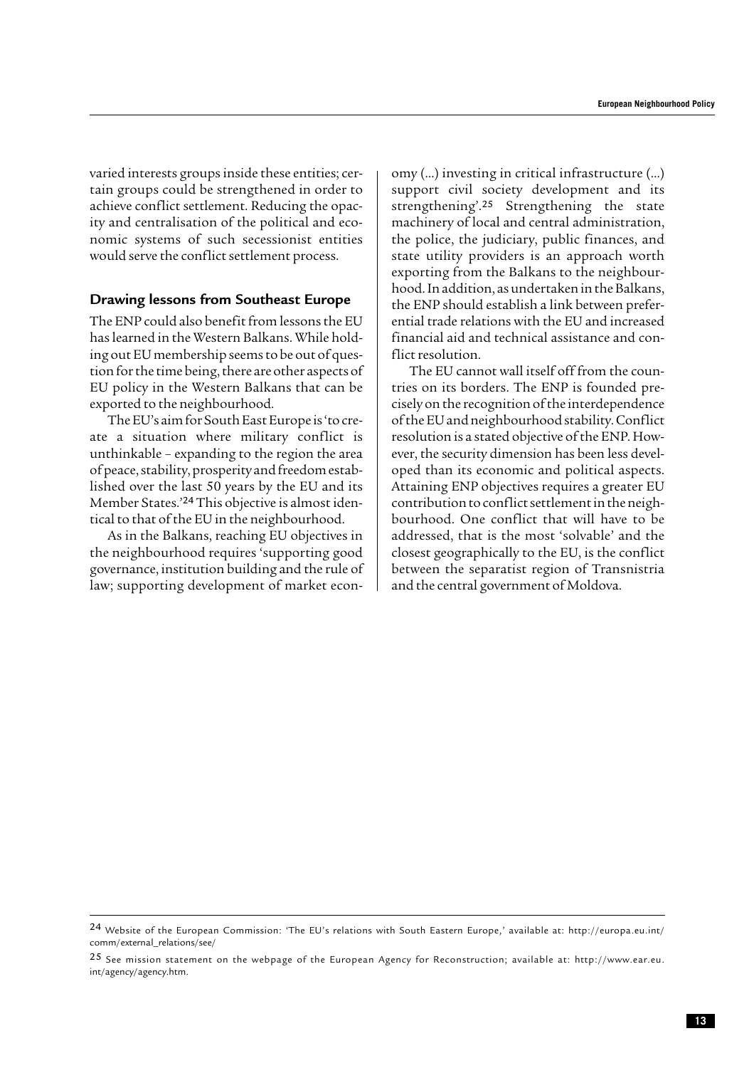varied interests groups inside these entities; certain groups could be strengthened in order to achieve conflict settlement. Reducing the opacity and centralisation of the political and economic systems of such secessionist entities would serve the conflict settlement process.

## Drawing lessons from Southeast Europe

The ENP could also benefit from lessons the EU has learned in the Western Balkans. While holding out EU membership seems to be out of question for the time being, there are other aspects of EU policy in the Western Balkans that can be exported to the neighbourhood.

The EU's aim for South East Europe is 'to create a situation where military conflict is unthinkable – expanding to the region the area of peace, stability, prosperity and freedom established over the last 50 years by the EU and its Member States.'[24] This objective is almost identical to that of the EU in the neighbourhood.

As in the Balkans, reaching EU objectives in the neighbourhood requires 'supporting good governance, institution building and the rule of law; supporting development of market economy (…) investing in critical infrastructure (…) support civil society development and its strengthening'.[25] Strengthening the state machinery of local and central administration, the police, the judiciary, public finances, and state utility providers is an approach worth exporting from the Balkans to the neighbourhood. In addition, as undertaken in the Balkans, the ENP should establish a link between preferential trade relations with the EU and increased financial aid and technical assistance and conflict resolution.

The EU cannot wall itself off from the countries on its borders. The ENP is founded precisely on the recognition of the interdependence of the EU and neighbourhood stability. Conflict resolution is a stated objective of the ENP. However, the security dimension has been less developed than its economic and political aspects. Attaining ENP objectives requires a greater EU contribution to conflict settlement in the neighbourhood. One conflict that will have to be addressed, that is the most 'solvable' and the closest geographically to the EU, is the conflict between the separatist region of Transnistria and the central government of Moldova.

---

[24] Website of the European Commission: 'The EU's relations with South Eastern Europe,' available at: http://europa.eu.int/comm/external_relations/see/

[25] See mission statement on the webpage of the European Agency for Reconstruction; available at: http://www.ear.eu.int/agency/agency.htm.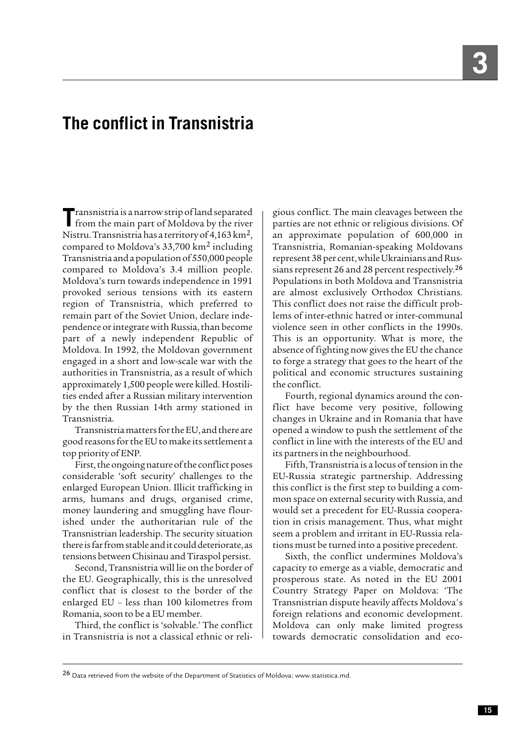# The conflict in Transnistria

Transnistria is a narrow strip of land separated from the main part of Moldova by the river Nistru. Transnistria has a territory of 4,163 $km^2$, compared to Moldova's 33,700 $km^2$ including Transnistria and a population of 550,000 people compared to Moldova's 3.4 million people. Moldova's turn towards independence in 1991 provoked serious tensions with its eastern region of Transnistria, which preferred to remain part of the Soviet Union, declare independence or integrate with Russia, than become part of a newly independent Republic of Moldova. In 1992, the Moldovan government engaged in a short and low-scale war with the authorities in Transnistria, as a result of which approximately 1,500 people were killed. Hostilities ended after a Russian military intervention by the then Russian 14th army stationed in Transnistria.

Transnistria matters for the EU, and there are good reasons for the EU to make its settlement a top priority of ENP.

First, the ongoing nature of the conflict poses considerable 'soft security' challenges to the enlarged European Union. Illicit trafficking in arms, humans and drugs, organised crime, money laundering and smuggling have flourished under the authoritarian rule of the Transnistrian leadership. The security situation there is far from stable and it could deteriorate, as tensions between Chisinau and Tiraspol persist.

Second, Transnistria will lie on the border of the EU. Geographically, this is the unresolved conflict that is closest to the border of the enlarged EU – less than 100 kilometres from Romania, soon to be a EU member.

Third, the conflict is 'solvable.' The conflict in Transnistria is not a classical ethnic or religious conflict. The main cleavages between the parties are not ethnic or religious divisions. Of an approximate population of 600,000 in Transnistria, Romanian-speaking Moldovans represent 38 per cent, while Ukrainians and Russians represent 26 and 28 percent respectively.[26] Populations in both Moldova and Transnistria are almost exclusively Orthodox Christians. This conflict does not raise the difficult problems of inter-ethnic hatred or inter-communal violence seen in other conflicts in the 1990s. This is an opportunity. What is more, the absence of fighting now gives the EU the chance to forge a strategy that goes to the heart of the political and economic structures sustaining the conflict.

Fourth, regional dynamics around the conflict have become very positive, following changes in Ukraine and in Romania that have opened a window to push the settlement of the conflict in line with the interests of the EU and its partners in the neighbourhood.

Fifth, Transnistria is a locus of tension in the EU-Russia strategic partnership. Addressing this conflict is the first step to building a common space on external security with Russia, and would set a precedent for EU-Russia cooperation in crisis management. Thus, what might seem a problem and irritant in EU-Russia relations must be turned into a positive precedent.

Sixth, the conflict undermines Moldova's capacity to emerge as a viable, democratic and prosperous state. As noted in the EU 2001 Country Strategy Paper on Moldova: 'The Transnistrian dispute heavily affects Moldova's foreign relations and economic development. Moldova can only make limited progress towards democratic consolidation and eco-

---

[26] Data retrieved from the website of the Department of Statistics of Moldova: www.statistica.md.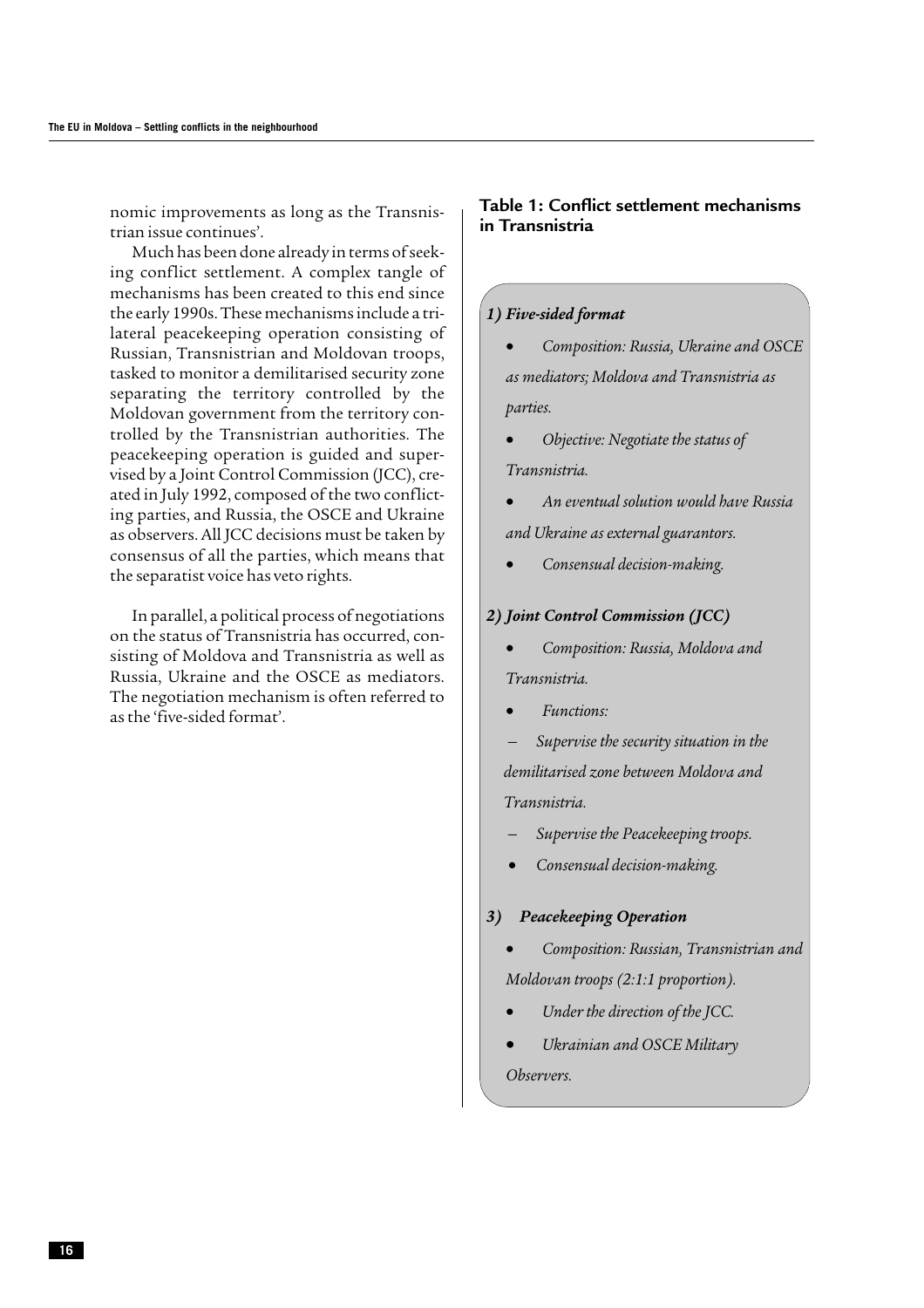nomic improvements as long as the Transnistrian issue continues'.

Much has been done already in terms of seeking conflict settlement. A complex tangle of mechanisms has been created to this end since the early 1990s. These mechanisms include a trilateral peacekeeping operation consisting of Russian, Transnistrian and Moldovan troops, tasked to monitor a demilitarised security zone separating the territory controlled by the Moldovan government from the territory controlled by the Transnistrian authorities. The peacekeeping operation is guided and supervised by a Joint Control Commission (JCC), created in July 1992, composed of the two conflicting parties, and Russia, the OSCE and Ukraine as observers. All JCC decisions must be taken by consensus of all the parties, which means that the separatist voice has veto rights.

In parallel, a political process of negotiations on the status of Transnistria has occurred, consisting of Moldova and Transnistria as well as Russia, Ukraine and the OSCE as mediators. The negotiation mechanism is often referred to as the 'five-sided format'.

**Table 1: Conflict settlement mechanisms in Transnistria**

***1) Five-sided format***

- *Composition: Russia, Ukraine and OSCE as mediators; Moldova and Transnistria as parties.*
- *Objective: Negotiate the status of Transnistria.*
- *An eventual solution would have Russia and Ukraine as external guarantors.*
- *Consensual decision-making.*

***2) Joint Control Commission (JCC)***

- *Composition: Russia, Moldova and Transnistria.*
- *Functions:*
  - *Supervise the security situation in the demilitarised zone between Moldova and Transnistria.*
  - *Supervise the Peacekeeping troops.*
- *Consensual decision-making.*

***3) Peacekeeping Operation***

- *Composition: Russian, Transnistrian and Moldovan troops (2:1:1 proportion).*
- *Under the direction of the JCC.*
- *Ukrainian and OSCE Military Observers.*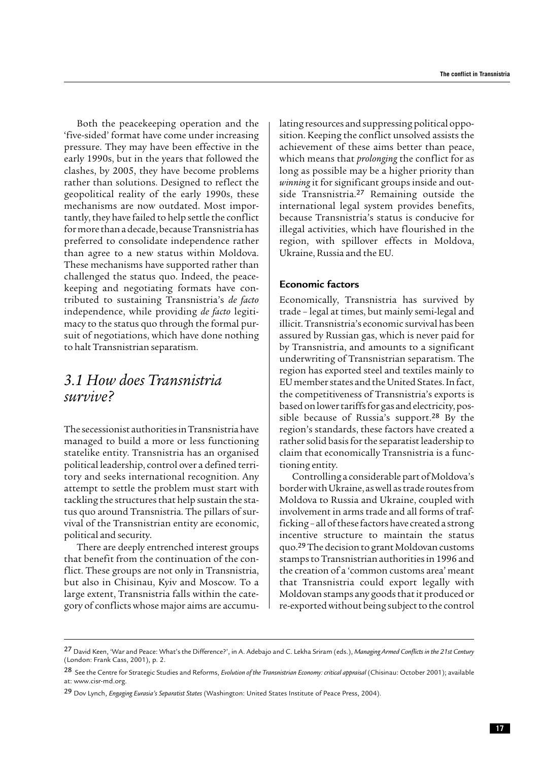Both the peacekeeping operation and the 'five-sided' format have come under increasing pressure. They may have been effective in the early 1990s, but in the years that followed the clashes, by 2005, they have become problems rather than solutions. Designed to reflect the geopolitical reality of the early 1990s, these mechanisms are now outdated. Most importantly, they have failed to help settle the conflict for more than a decade, because Transnistria has preferred to consolidate independence rather than agree to a new status within Moldova. These mechanisms have supported rather than challenged the status quo. Indeed, the peacekeeping and negotiating formats have contributed to sustaining Transnistria's *de facto* independence, while providing *de facto* legitimacy to the status quo through the formal pursuit of negotiations, which have done nothing to halt Transnistrian separatism.

## 3.1 How does Transnistria survive?

The secessionist authorities in Transnistria have managed to build a more or less functioning statelike entity. Transnistria has an organised political leadership, control over a defined territory and seeks international recognition. Any attempt to settle the problem must start with tackling the structures that help sustain the status quo around Transnistria. The pillars of survival of the Transnistrian entity are economic, political and security.

There are deeply entrenched interest groups that benefit from the continuation of the conflict. These groups are not only in Transnistria, but also in Chisinau, Kyiv and Moscow. To a large extent, Transnistria falls within the category of conflicts whose major aims are accumulating resources and suppressing political opposition. Keeping the conflict unsolved assists the achievement of these aims better than peace, which means that *prolonging* the conflict for as long as possible may be a higher priority than *winning* it for significant groups inside and outside Transnistria.[27] Remaining outside the international legal system provides benefits, because Transnistria's status is conducive for illegal activities, which have flourished in the region, with spillover effects in Moldova, Ukraine, Russia and the EU.

### Economic factors

Economically, Transnistria has survived by trade – legal at times, but mainly semi-legal and illicit. Transnistria's economic survival has been assured by Russian gas, which is never paid for by Transnistria, and amounts to a significant underwriting of Transnistrian separatism. The region has exported steel and textiles mainly to EU member states and the United States. In fact, the competitiveness of Transnistria's exports is based on lower tariffs for gas and electricity, possible because of Russia's support.[28] By the region's standards, these factors have created a rather solid basis for the separatist leadership to claim that economically Transnistria is a functioning entity.

Controlling a considerable part of Moldova's border with Ukraine, as well as trade routes from Moldova to Russia and Ukraine, coupled with involvement in arms trade and all forms of trafficking – all of these factors have created a strong incentive structure to maintain the status quo.[29] The decision to grant Moldovan customs stamps to Transnistrian authorities in 1996 and the creation of a 'common customs area' meant that Transnistria could export legally with Moldovan stamps any goods that it produced or re-exported without being subject to the control

---

[27] David Keen, 'War and Peace: What's the Difference?', in A. Adebajo and C. Lekha Sriram (eds.), *Managing Armed Conflicts in the 21st Century* (London: Frank Cass, 2001), p. 2.

[28] See the Centre for Strategic Studies and Reforms, *Evolution of the Transnistrian Economy: critical appraisal* (Chisinau: October 2001); available at: www.cisr-md.org.

[29] Dov Lynch, *Engaging Eurasia's Separatist States* (Washington: United States Institute of Peace Press, 2004).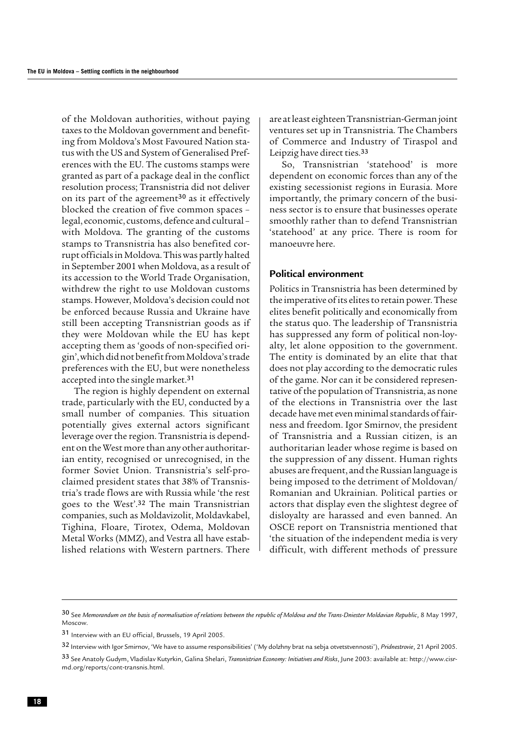of the Moldovan authorities, without paying taxes to the Moldovan government and benefiting from Moldova's Most Favoured Nation status with the US and System of Generalised Preferences with the EU. The customs stamps were granted as part of a package deal in the conflict resolution process; Transnistria did not deliver on its part of the agreement[30] as it effectively blocked the creation of five common spaces – legal, economic, customs, defence and cultural – with Moldova. The granting of the customs stamps to Transnistria has also benefited corrupt officials in Moldova. This was partly halted in September 2001 when Moldova, as a result of its accession to the World Trade Organisation, withdrew the right to use Moldovan customs stamps. However, Moldova's decision could not be enforced because Russia and Ukraine have still been accepting Transnistrian goods as if they were Moldovan while the EU has kept accepting them as 'goods of non-specified origin', which did not benefit from Moldova's trade preferences with the EU, but were nonetheless accepted into the single market.[31]

The region is highly dependent on external trade, particularly with the EU, conducted by a small number of companies. This situation potentially gives external actors significant leverage over the region. Transnistria is dependent on the West more than any other authoritarian entity, recognised or unrecognised, in the former Soviet Union. Transnistria's self-proclaimed president states that 38% of Transnistria's trade flows are with Russia while 'the rest goes to the West'.[32] The main Transnistrian companies, such as Moldavizolit, Moldavkabel, Tighina, Floare, Tirotex, Odema, Moldovan Metal Works (MMZ), and Vestra all have established relations with Western partners. There are at least eighteen Transnistrian-German joint ventures set up in Transnistria. The Chambers of Commerce and Industry of Tiraspol and Leipzig have direct ties.[33]

So, Transnistrian 'statehood' is more dependent on economic forces than any of the existing secessionist regions in Eurasia. More importantly, the primary concern of the business sector is to ensure that businesses operate smoothly rather than to defend Transnistrian 'statehood' at any price. There is room for manoeuvre here.

### Political environment

Politics in Transnistria has been determined by the imperative of its elites to retain power. These elites benefit politically and economically from the status quo. The leadership of Transnistria has suppressed any form of political non-loyalty, let alone opposition to the government. The entity is dominated by an elite that that does not play according to the democratic rules of the game. Nor can it be considered representative of the population of Transnistria, as none of the elections in Transnistria over the last decade have met even minimal standards of fairness and freedom. Igor Smirnov, the president of Transnistria and a Russian citizen, is an authoritarian leader whose regime is based on the suppression of any dissent. Human rights abuses are frequent, and the Russian language is being imposed to the detriment of Moldovan/Romanian and Ukrainian. Political parties or actors that display even the slightest degree of disloyalty are harassed and even banned. An OSCE report on Transnistria mentioned that 'the situation of the independent media is very difficult, with different methods of pressure

---

30 See *Memorandum on the basis of normalisation of relations between the republic of Moldova and the Trans-Dniester Moldavian Republic*, 8 May 1997, Moscow.

31 Interview with an EU official, Brussels, 19 April 2005.

32 Interview with Igor Smirnov, 'We have to assume responsibilities' ('My dolzhny brat na sebja otvetstvennosti'), *Pridnestrovie*, 21 April 2005.

33 See Anatoly Gudym, Vladislav Kutyrkin, Galina Shelari, *Transnistrian Economy: Initiatives and Risks*, June 2003: available at: http://www.cisr-md.org/reports/cont-transnis.html.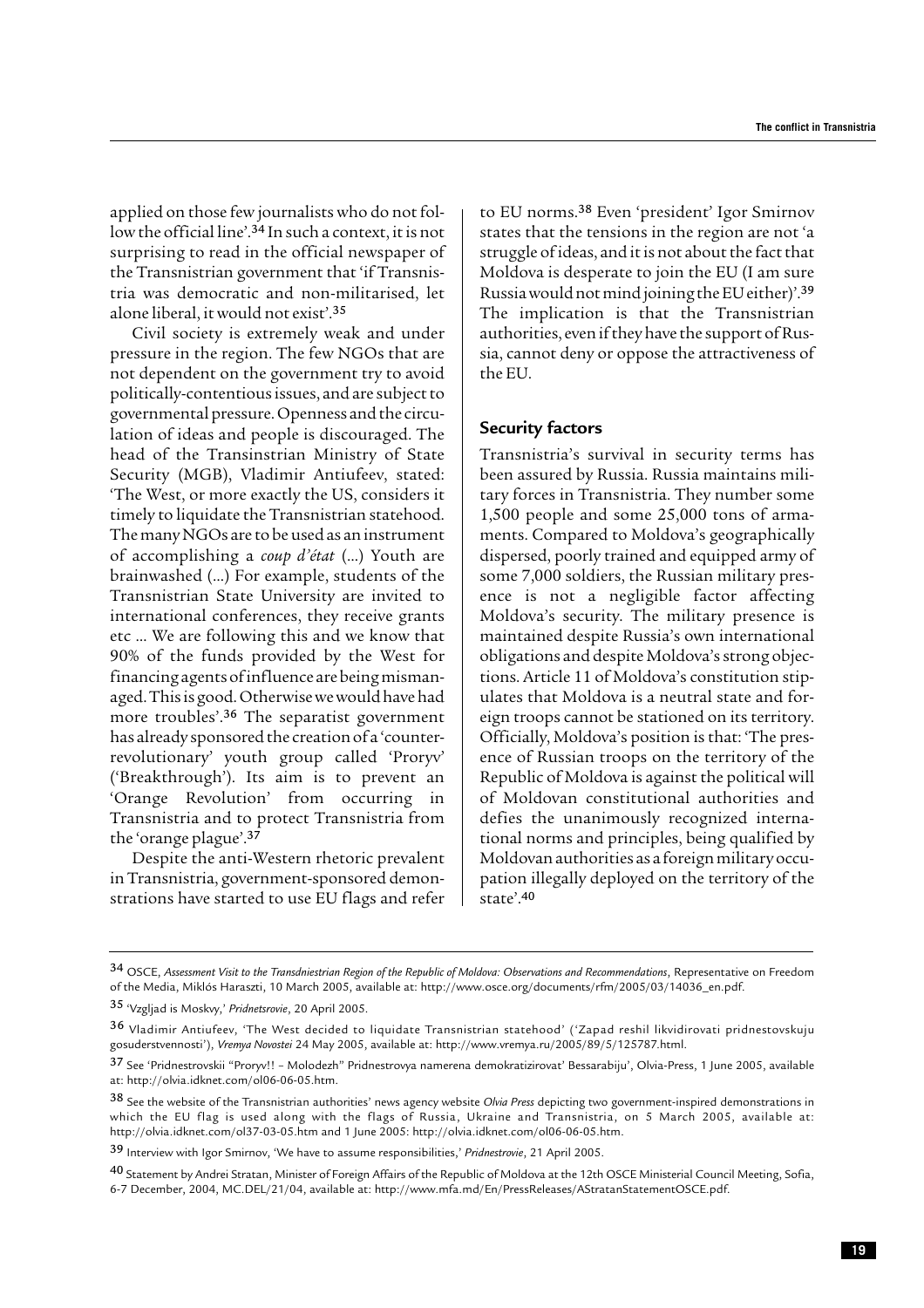applied on those few journalists who do not follow the official line'.[34] In such a context, it is not surprising to read in the official newspaper of the Transnistrian government that 'if Transnistria was democratic and non-militarised, let alone liberal, it would not exist'.[35]

Civil society is extremely weak and under pressure in the region. The few NGOs that are not dependent on the government try to avoid politically-contentious issues, and are subject to governmental pressure. Openness and the circulation of ideas and people is discouraged. The head of the Transinstrian Ministry of State Security (MGB), Vladimir Antiufeev, stated: 'The West, or more exactly the US, considers it timely to liquidate the Transnistrian statehood. The many NGOs are to be used as an instrument of accomplishing a *coup d'état* (...) Youth are brainwashed (...) For example, students of the Transnistrian State University are invited to international conferences, they receive grants etc ... We are following this and we know that 90% of the funds provided by the West for financing agents of influence are being mismanaged. This is good. Otherwise we would have had more troubles'.[36] The separatist government has already sponsored the creation of a 'counter-revolutionary' youth group called 'Proryv' ('Breakthrough'). Its aim is to prevent an 'Orange Revolution' from occurring in Transnistria and to protect Transnistria from the 'orange plague'.[37]

Despite the anti-Western rhetoric prevalent in Transnistria, government-sponsored demonstrations have started to use EU flags and refer to EU norms.[38] Even 'president' Igor Smirnov states that the tensions in the region are not 'a struggle of ideas, and it is not about the fact that Moldova is desperate to join the EU (I am sure Russia would not mind joining the EU either)'.[39] The implication is that the Transnistrian authorities, even if they have the support of Russia, cannot deny or oppose the attractiveness of the EU.

### Security factors

Transnistria's survival in security terms has been assured by Russia. Russia maintains military forces in Transnistria. They number some 1,500 people and some 25,000 tons of armaments. Compared to Moldova's geographically dispersed, poorly trained and equipped army of some 7,000 soldiers, the Russian military presence is not a negligible factor affecting Moldova's security. The military presence is maintained despite Russia's own international obligations and despite Moldova's strong objections. Article 11 of Moldova's constitution stipulates that Moldova is a neutral state and foreign troops cannot be stationed on its territory. Officially, Moldova's position is that: 'The presence of Russian troops on the territory of the Republic of Moldova is against the political will of Moldovan constitutional authorities and defies the unanimously recognized international norms and principles, being qualified by Moldovan authorities as a foreign military occupation illegally deployed on the territory of the state'.[40]

---

[34] OSCE, *Assessment Visit to the Transdniestrian Region of the Republic of Moldova: Observations and Recommendations*, Representative on Freedom of the Media, Miklós Haraszti, 10 March 2005, available at: http://www.osce.org/documents/rfm/2005/03/14036_en.pdf.

[35] 'Vzgljad is Moskvy,' *Pridnetsrovie*, 20 April 2005.

[36] Vladimir Antiufeev, 'The West decided to liquidate Transnistrian statehood' ('Zapad reshil likvidirovati pridnestovskuju gosuderstvennosti'), *Vremya Novostei* 24 May 2005, available at: http://www.vremya.ru/2005/89/5/125787.html.

[37] See 'Pridnestrovskii "Proryv"!! – Molodezh" Pridnestrovya namerena demokratizirovat' Bessarabiju', Olvia-Press, 1 June 2005, available at: http://olvia.idknet.com/ol06-06-05.htm.

[38] See the website of the Transnistrian authorities' news agency website *Olvia Press* depicting two government-inspired demonstrations in which the EU flag is used along with the flags of Russia, Ukraine and Transnistria, on 5 March 2005, available at: http://olvia.idknet.com/ol37-03-05.htm and 1 June 2005: http://olvia.idknet.com/ol06-06-05.htm.

[39] Interview with Igor Smirnov, 'We have to assume responsibilities,' *Pridnestrovie*, 21 April 2005.

[40] Statement by Andrei Stratan, Minister of Foreign Affairs of the Republic of Moldova at the 12th OSCE Ministerial Council Meeting, Sofia, 6-7 December, 2004, MC.DEL/21/04, available at: http://www.mfa.md/En/PressReleases/AStratanStatementOSCE.pdf.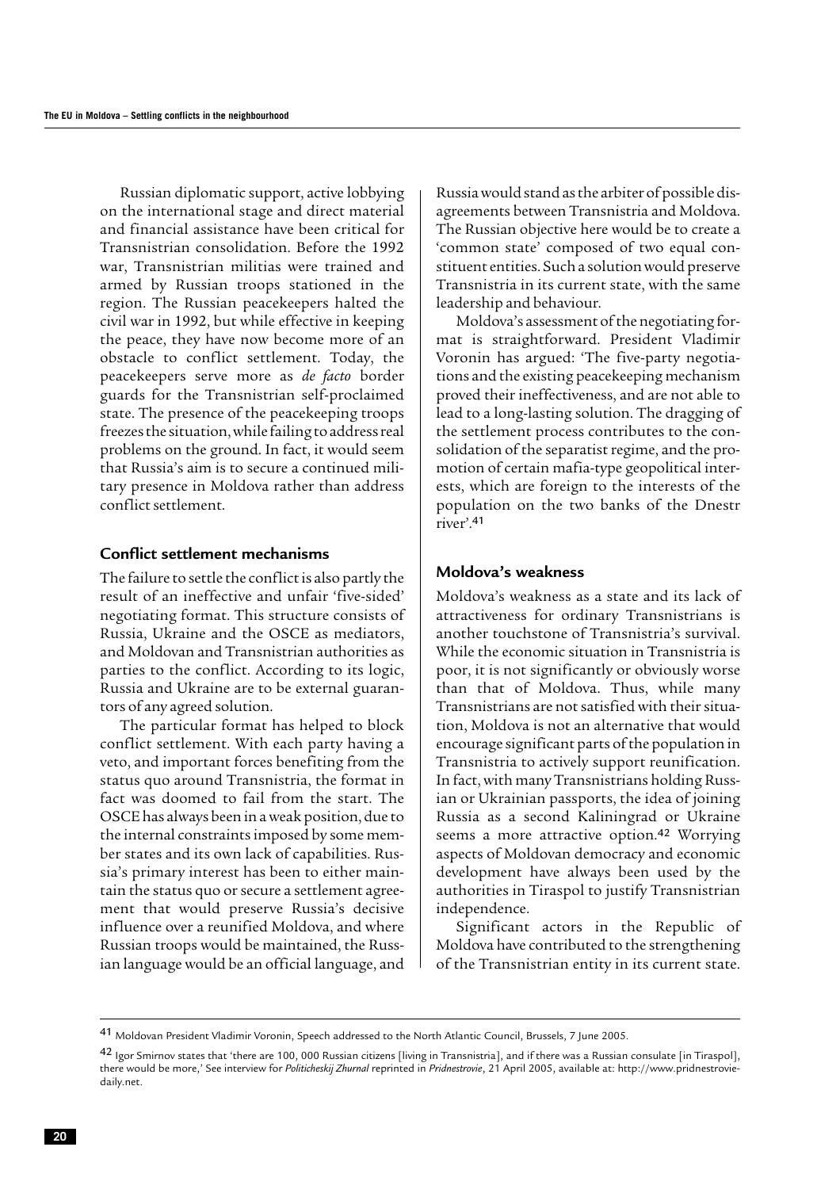Russian diplomatic support, active lobbying on the international stage and direct material and financial assistance have been critical for Transnistrian consolidation. Before the 1992 war, Transnistrian militias were trained and armed by Russian troops stationed in the region. The Russian peacekeepers halted the civil war in 1992, but while effective in keeping the peace, they have now become more of an obstacle to conflict settlement. Today, the peacekeepers serve more as *de facto* border guards for the Transnistrian self-proclaimed state. The presence of the peacekeeping troops freezes the situation, while failing to address real problems on the ground. In fact, it would seem that Russia's aim is to secure a continued military presence in Moldova rather than address conflict settlement.

### Conflict settlement mechanisms

The failure to settle the conflict is also partly the result of an ineffective and unfair 'five-sided' negotiating format. This structure consists of Russia, Ukraine and the OSCE as mediators, and Moldovan and Transnistrian authorities as parties to the conflict. According to its logic, Russia and Ukraine are to be external guarantors of any agreed solution.

The particular format has helped to block conflict settlement. With each party having a veto, and important forces benefiting from the status quo around Transnistria, the format in fact was doomed to fail from the start. The OSCE has always been in a weak position, due to the internal constraints imposed by some member states and its own lack of capabilities. Russia's primary interest has been to either maintain the status quo or secure a settlement agreement that would preserve Russia's decisive influence over a reunified Moldova, and where Russian troops would be maintained, the Russian language would be an official language, and Russia would stand as the arbiter of possible disagreements between Transnistria and Moldova. The Russian objective here would be to create a 'common state' composed of two equal constituent entities. Such a solution would preserve Transnistria in its current state, with the same leadership and behaviour.

Moldova's assessment of the negotiating format is straightforward. President Vladimir Voronin has argued: 'The five-party negotiations and the existing peacekeeping mechanism proved their ineffectiveness, and are not able to lead to a long-lasting solution. The dragging of the settlement process contributes to the consolidation of the separatist regime, and the promotion of certain mafia-type geopolitical interests, which are foreign to the interests of the population on the two banks of the Dnestr river'.[41]

### Moldova's weakness

Moldova's weakness as a state and its lack of attractiveness for ordinary Transnistrians is another touchstone of Transnistria's survival. While the economic situation in Transnistria is poor, it is not significantly or obviously worse than that of Moldova. Thus, while many Transnistrians are not satisfied with their situation, Moldova is not an alternative that would encourage significant parts of the population in Transnistria to actively support reunification. In fact, with many Transnistrians holding Russian or Ukrainian passports, the idea of joining Russia as a second Kaliningrad or Ukraine seems a more attractive option.[42] Worrying aspects of Moldovan democracy and economic development have always been used by the authorities in Tiraspol to justify Transnistrian independence.

Significant actors in the Republic of Moldova have contributed to the strengthening of the Transnistrian entity in its current state.

---

[41] Moldovan President Vladimir Voronin, Speech addressed to the North Atlantic Council, Brussels, 7 June 2005.

[42] Igor Smirnov states that 'there are 100, 000 Russian citizens [living in Transnistria], and if there was a Russian consulate [in Tiraspol], there would be more,' See interview for *Politicheskij Zhurnal* reprinted in *Pridnestrovie*, 21 April 2005, available at: http://www.pridnestrovie-daily.net.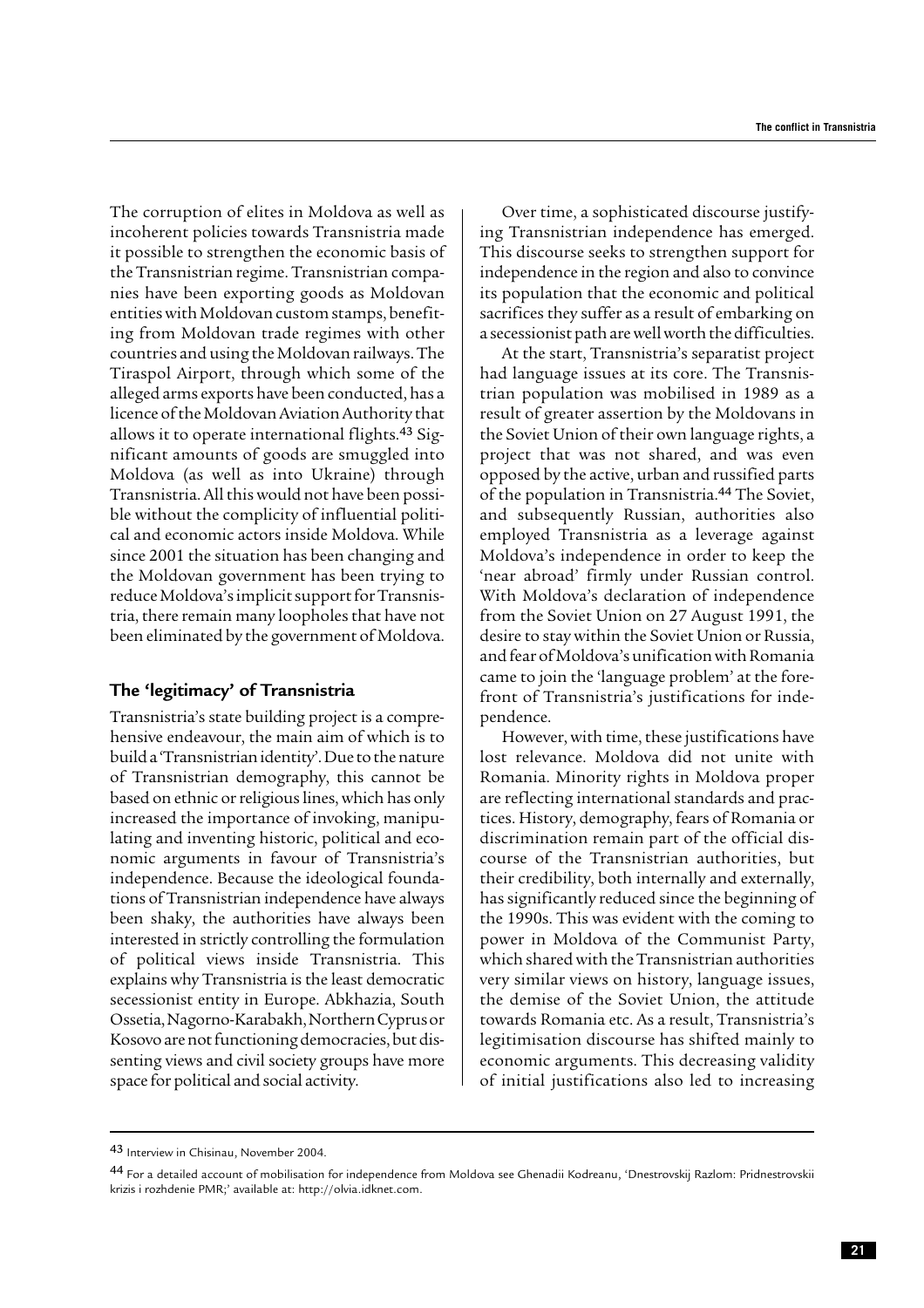The corruption of elites in Moldova as well as incoherent policies towards Transnistria made it possible to strengthen the economic basis of the Transnistrian regime. Transnistrian companies have been exporting goods as Moldovan entities with Moldovan custom stamps, benefiting from Moldovan trade regimes with other countries and using the Moldovan railways. The Tiraspol Airport, through which some of the alleged arms exports have been conducted, has a licence of the Moldovan Aviation Authority that allows it to operate international flights.[43] Significant amounts of goods are smuggled into Moldova (as well as into Ukraine) through Transnistria. All this would not have been possible without the complicity of influential political and economic actors inside Moldova. While since 2001 the situation has been changing and the Moldovan government has been trying to reduce Moldova's implicit support for Transnistria, there remain many loopholes that have not been eliminated by the government of Moldova.

### The 'legitimacy' of Transnistria

Transnistria's state building project is a comprehensive endeavour, the main aim of which is to build a 'Transnistrian identity'. Due to the nature of Transnistrian demography, this cannot be based on ethnic or religious lines, which has only increased the importance of invoking, manipulating and inventing historic, political and economic arguments in favour of Transnistria's independence. Because the ideological foundations of Transnistrian independence have always been shaky, the authorities have always been interested in strictly controlling the formulation of political views inside Transnistria. This explains why Transnistria is the least democratic secessionist entity in Europe. Abkhazia, South Ossetia, Nagorno-Karabakh, Northern Cyprus or Kosovo are not functioning democracies, but dissenting views and civil society groups have more space for political and social activity.

Over time, a sophisticated discourse justifying Transnistrian independence has emerged. This discourse seeks to strengthen support for independence in the region and also to convince its population that the economic and political sacrifices they suffer as a result of embarking on a secessionist path are well worth the difficulties.

At the start, Transnistria's separatist project had language issues at its core. The Transnistrian population was mobilised in 1989 as a result of greater assertion by the Moldovans in the Soviet Union of their own language rights, a project that was not shared, and was even opposed by the active, urban and russified parts of the population in Transnistria.[44] The Soviet, and subsequently Russian, authorities also employed Transnistria as a leverage against Moldova's independence in order to keep the 'near abroad' firmly under Russian control. With Moldova's declaration of independence from the Soviet Union on 27 August 1991, the desire to stay within the Soviet Union or Russia, and fear of Moldova's unification with Romania came to join the 'language problem' at the forefront of Transnistria's justifications for independence.

However, with time, these justifications have lost relevance. Moldova did not unite with Romania. Minority rights in Moldova proper are reflecting international standards and practices. History, demography, fears of Romania or discrimination remain part of the official discourse of the Transnistrian authorities, but their credibility, both internally and externally, has significantly reduced since the beginning of the 1990s. This was evident with the coming to power in Moldova of the Communist Party, which shared with the Transnistrian authorities very similar views on history, language issues, the demise of the Soviet Union, the attitude towards Romania etc. As a result, Transnistria's legitimisation discourse has shifted mainly to economic arguments. This decreasing validity of initial justifications also led to increasing

---

[43] Interview in Chisinau, November 2004.

[44] For a detailed account of mobilisation for independence from Moldova see Ghenadii Kodreanu, 'Dnestrovskij Razlom: Pridnestrovskii krizis i rozhdenie PMR;' available at: http://olvia.idknet.com.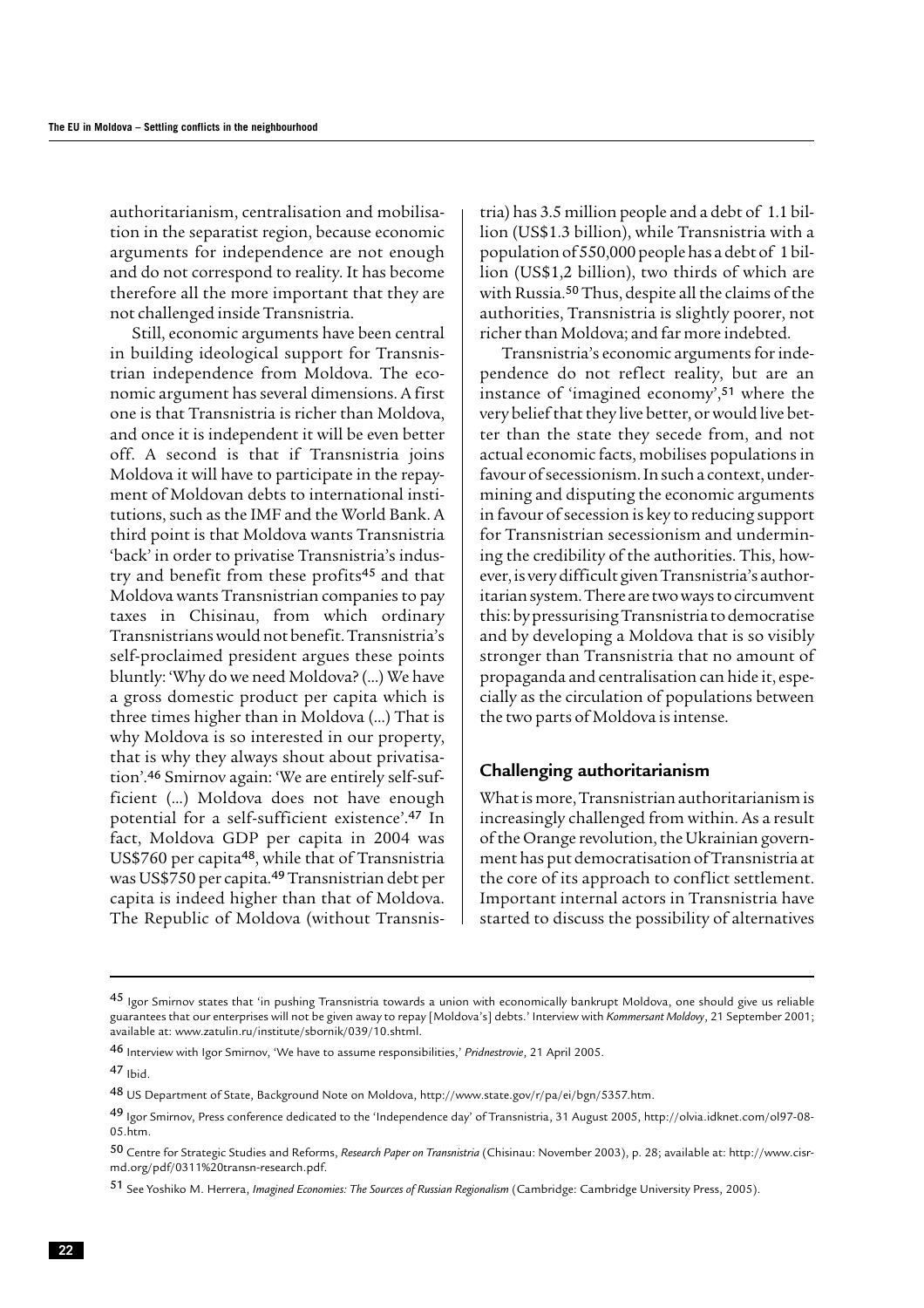authoritarianism, centralisation and mobilisation in the separatist region, because economic arguments for independence are not enough and do not correspond to reality. It has become therefore all the more important that they are not challenged inside Transnistria.

Still, economic arguments have been central in building ideological support for Transnistrian independence from Moldova. The economic argument has several dimensions. A first one is that Transnistria is richer than Moldova, and once it is independent it will be even better off. A second is that if Transnistria joins Moldova it will have to participate in the repayment of Moldovan debts to international institutions, such as the IMF and the World Bank. A third point is that Moldova wants Transnistria 'back' in order to privatise Transnistria's industry and benefit from these profits[45] and that Moldova wants Transnistrian companies to pay taxes in Chisinau, from which ordinary Transnistrians would not benefit. Transnistria's self-proclaimed president argues these points bluntly: 'Why do we need Moldova? (...) We have a gross domestic product per capita which is three times higher than in Moldova (...) That is why Moldova is so interested in our property, that is why they always shout about privatisation'.[46] Smirnov again: 'We are entirely self-sufficient (...) Moldova does not have enough potential for a self-sufficient existence'.[47] In fact, Moldova GDP per capita in 2004 was US$760 per capita[48], while that of Transnistria was US$750 per capita.[49] Transnistrian debt per capita is indeed higher than that of Moldova. The Republic of Moldova (without Transnistria) has 3.5 million people and a debt of 1.1 billion (US$1.3 billion), while Transnistria with a population of 550,000 people has a debt of 1 billion (US$1,2 billion), two thirds of which are with Russia.[50] Thus, despite all the claims of the authorities, Transnistria is slightly poorer, not richer than Moldova; and far more indebted.

Transnistria's economic arguments for independence do not reflect reality, but are an instance of 'imagined economy',[51] where the very belief that they live better, or would live better than the state they secede from, and not actual economic facts, mobilises populations in favour of secessionism. In such a context, undermining and disputing the economic arguments in favour of secession is key to reducing support for Transnistrian secessionism and undermining the credibility of the authorities. This, however, is very difficult given Transnistria's authoritarian system. There are two ways to circumvent this: by pressurising Transnistria to democratise and by developing a Moldova that is so visibly stronger than Transnistria that no amount of propaganda and centralisation can hide it, especially as the circulation of populations between the two parts of Moldova is intense.

## Challenging authoritarianism

What is more, Transnistrian authoritarianism is increasingly challenged from within. As a result of the Orange revolution, the Ukrainian government has put democratisation of Transnistria at the core of its approach to conflict settlement. Important internal actors in Transnistria have started to discuss the possibility of alternatives

---

45 Igor Smirnov states that 'in pushing Transnistria towards a union with economically bankrupt Moldova, one should give us reliable guarantees that our enterprises will not be given away to repay [Moldova's] debts.' Interview with *Kommersant Moldovy*, 21 September 2001; available at: www.zatulin.ru/institute/sbornik/039/10.shtml.

46 Interview with Igor Smirnov, 'We have to assume responsibilities,' *Pridnestrovie*, 21 April 2005.

47 Ibid.

48 US Department of State, Background Note on Moldova, http://www.state.gov/r/pa/ei/bgn/5357.htm.

49 Igor Smirnov, Press conference dedicated to the 'Independence day' of Transnistria, 31 August 2005, http://olvia.idknet.com/ol97-08-05.htm.

50 Centre for Strategic Studies and Reforms, *Research Paper on Transnistria* (Chisinau: November 2003), p. 28; available at: http://www.cisr-md.org/pdf/0311%20transn-research.pdf.

51 See Yoshiko M. Herrera, *Imagined Economies: The Sources of Russian Regionalism* (Cambridge: Cambridge University Press, 2005).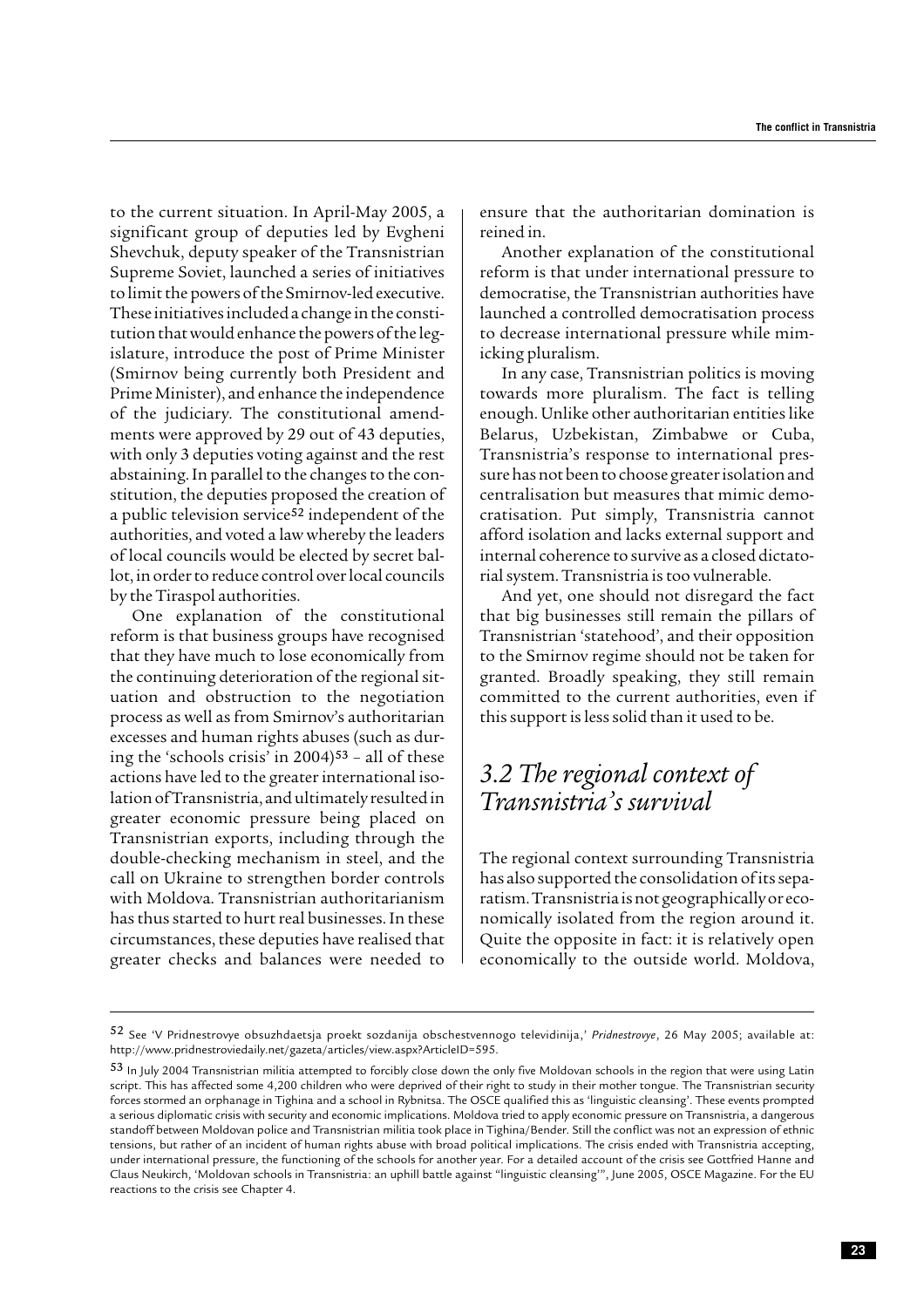to the current situation. In April-May 2005, a significant group of deputies led by Evgheni Shevchuk, deputy speaker of the Transnistrian Supreme Soviet, launched a series of initiatives to limit the powers of the Smirnov-led executive. These initiatives included a change in the constitution that would enhance the powers of the legislature, introduce the post of Prime Minister (Smirnov being currently both President and Prime Minister), and enhance the independence of the judiciary. The constitutional amendments were approved by 29 out of 43 deputies, with only 3 deputies voting against and the rest abstaining. In parallel to the changes to the constitution, the deputies proposed the creation of a public television service[52] independent of the authorities, and voted a law whereby the leaders of local councils would be elected by secret ballot, in order to reduce control over local councils by the Tiraspol authorities.

One explanation of the constitutional reform is that business groups have recognised that they have much to lose economically from the continuing deterioration of the regional situation and obstruction to the negotiation process as well as from Smirnov's authoritarian excesses and human rights abuses (such as during the 'schools crisis' in 2004)[53] – all of these actions have led to the greater international isolation of Transnistria, and ultimately resulted in greater economic pressure being placed on Transnistrian exports, including through the double-checking mechanism in steel, and the call on Ukraine to strengthen border controls with Moldova. Transnistrian authoritarianism has thus started to hurt real businesses. In these circumstances, these deputies have realised that greater checks and balances were needed to ensure that the authoritarian domination is reined in.

Another explanation of the constitutional reform is that under international pressure to democratise, the Transnistrian authorities have launched a controlled democratisation process to decrease international pressure while mimicking pluralism.

In any case, Transnistrian politics is moving towards more pluralism. The fact is telling enough. Unlike other authoritarian entities like Belarus, Uzbekistan, Zimbabwe or Cuba, Transnistria's response to international pressure has not been to choose greater isolation and centralisation but measures that mimic democratisation. Put simply, Transnistria cannot afford isolation and lacks external support and internal coherence to survive as a closed dictatorial system. Transnistria is too vulnerable.

And yet, one should not disregard the fact that big businesses still remain the pillars of Transnistrian 'statehood', and their opposition to the Smirnov regime should not be taken for granted. Broadly speaking, they still remain committed to the current authorities, even if this support is less solid than it used to be.

## *3.2 The regional context of Transnistria's survival*

The regional context surrounding Transnistria has also supported the consolidation of its separatism. Transnistria is not geographically or economically isolated from the region around it. Quite the opposite in fact: it is relatively open economically to the outside world. Moldova,

---

[52] See 'V Pridnestrovye obsuzhdaetsja proekt sozdanija obschestvennogo televidinija,' *Pridnestrovye*, 26 May 2005; available at: http://www.pridnestroviedaily.net/gazeta/articles/view.aspx?ArticleID=595.

[53] In July 2004 Transnistrian militia attempted to forcibly close down the only five Moldovan schools in the region that were using Latin script. This has affected some 4,200 children who were deprived of their right to study in their mother tongue. The Transnistrian security forces stormed an orphanage in Tighina and a school in Rybnitsa. The OSCE qualified this as 'linguistic cleansing'. These events prompted a serious diplomatic crisis with security and economic implications. Moldova tried to apply economic pressure on Transnistria, a dangerous standoff between Moldovan police and Transnistrian militia took place in Tighina/Bender. Still the conflict was not an expression of ethnic tensions, but rather of an incident of human rights abuse with broad political implications. The crisis ended with Transnistria accepting, under international pressure, the functioning of the schools for another year. For a detailed account of the crisis see Gottfried Hanne and Claus Neukirch, 'Moldovan schools in Transnistria: an uphill battle against "linguistic cleansing"', June 2005, OSCE Magazine. For the EU reactions to the crisis see Chapter 4.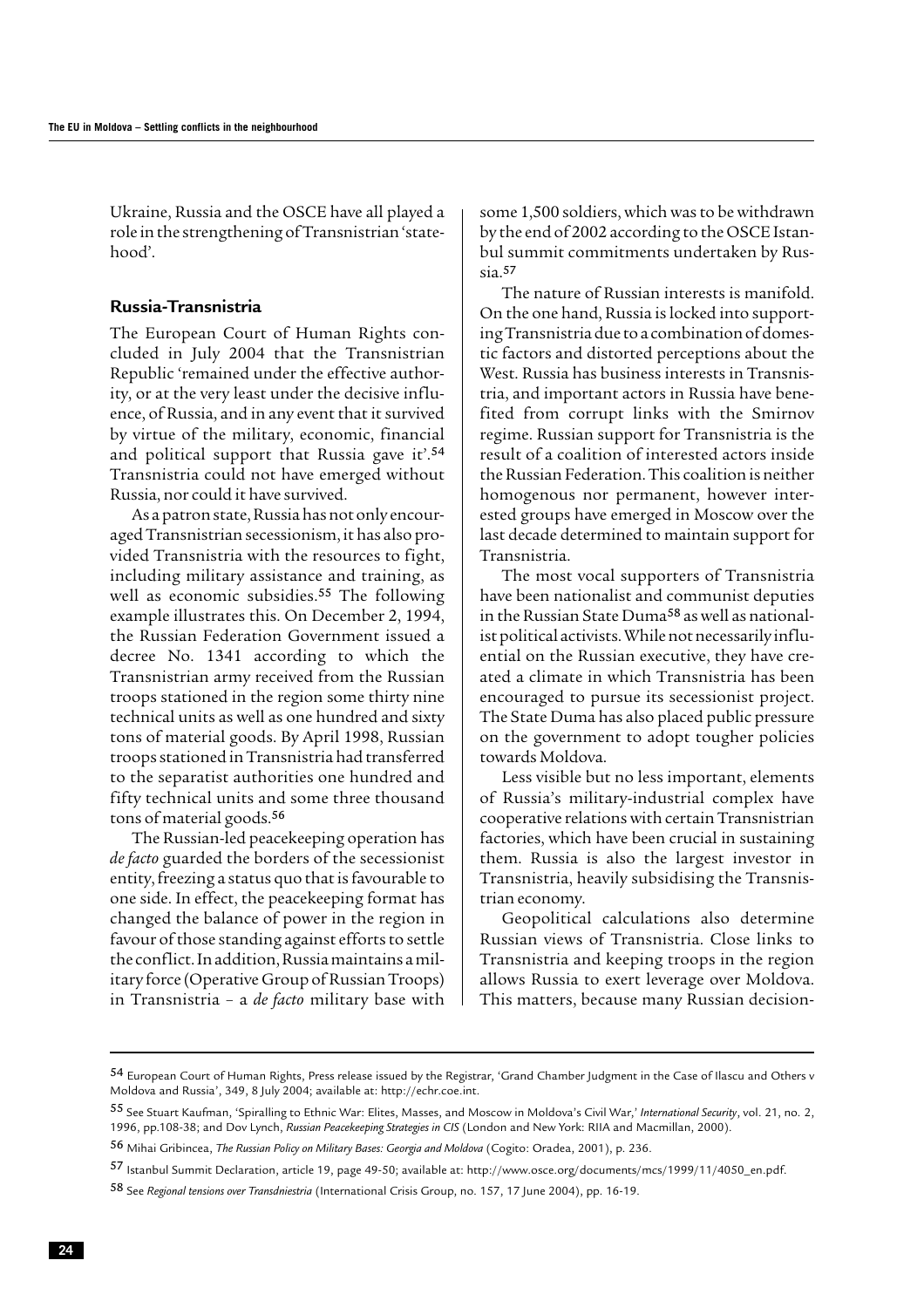Ukraine, Russia and the OSCE have all played a role in the strengthening of Transnistrian 'statehood'.

### Russia-Transnistria

The European Court of Human Rights concluded in July 2004 that the Transnistrian Republic 'remained under the effective authority, or at the very least under the decisive influence, of Russia, and in any event that it survived by virtue of the military, economic, financial and political support that Russia gave it'.[54] Transnistria could not have emerged without Russia, nor could it have survived.

As a patron state, Russia has not only encouraged Transnistrian secessionism, it has also provided Transnistria with the resources to fight, including military assistance and training, as well as economic subsidies.[55] The following example illustrates this. On December 2, 1994, the Russian Federation Government issued a decree No. 1341 according to which the Transnistrian army received from the Russian troops stationed in the region some thirty nine technical units as well as one hundred and sixty tons of material goods. By April 1998, Russian troops stationed in Transnistria had transferred to the separatist authorities one hundred and fifty technical units and some three thousand tons of material goods.[56]

The Russian-led peacekeeping operation has *de facto* guarded the borders of the secessionist entity, freezing a status quo that is favourable to one side. In effect, the peacekeeping format has changed the balance of power in the region in favour of those standing against efforts to settle the conflict. In addition, Russia maintains a military force (Operative Group of Russian Troops) in Transnistria – a *de facto* military base with some 1,500 soldiers, which was to be withdrawn by the end of 2002 according to the OSCE Istanbul summit commitments undertaken by Russia.[57]

The nature of Russian interests is manifold. On the one hand, Russia is locked into supporting Transnistria due to a combination of domestic factors and distorted perceptions about the West. Russia has business interests in Transnistria, and important actors in Russia have benefited from corrupt links with the Smirnov regime. Russian support for Transnistria is the result of a coalition of interested actors inside the Russian Federation. This coalition is neither homogenous nor permanent, however interested groups have emerged in Moscow over the last decade determined to maintain support for Transnistria.

The most vocal supporters of Transnistria have been nationalist and communist deputies in the Russian State Duma[58] as well as nationalist political activists. While not necessarily influential on the Russian executive, they have created a climate in which Transnistria has been encouraged to pursue its secessionist project. The State Duma has also placed public pressure on the government to adopt tougher policies towards Moldova.

Less visible but no less important, elements of Russia's military-industrial complex have cooperative relations with certain Transnistrian factories, which have been crucial in sustaining them. Russia is also the largest investor in Transnistria, heavily subsidising the Transnistrian economy.

Geopolitical calculations also determine Russian views of Transnistria. Close links to Transnistria and keeping troops in the region allows Russia to exert leverage over Moldova. This matters, because many Russian decision-

---

[54] European Court of Human Rights, Press release issued by the Registrar, 'Grand Chamber Judgment in the Case of Ilascu and Others v Moldova and Russia', 349, 8 July 2004; available at: http://echr.coe.int.

[55] See Stuart Kaufman, 'Spiralling to Ethnic War: Elites, Masses, and Moscow in Moldova's Civil War,' *International Security*, vol. 21, no. 2, 1996, pp.108-38; and Dov Lynch, *Russian Peacekeeping Strategies in CIS* (London and New York: RIIA and Macmillan, 2000).

[56] Mihai Gribincea, *The Russian Policy on Military Bases: Georgia and Moldova* (Cogito: Oradea, 2001), p. 236.

[57] Istanbul Summit Declaration, article 19, page 49-50; available at: http://www.osce.org/documents/mcs/1999/11/4050_en.pdf.

[58] See *Regional tensions over Transdniestria* (International Crisis Group, no. 157, 17 June 2004), pp. 16-19.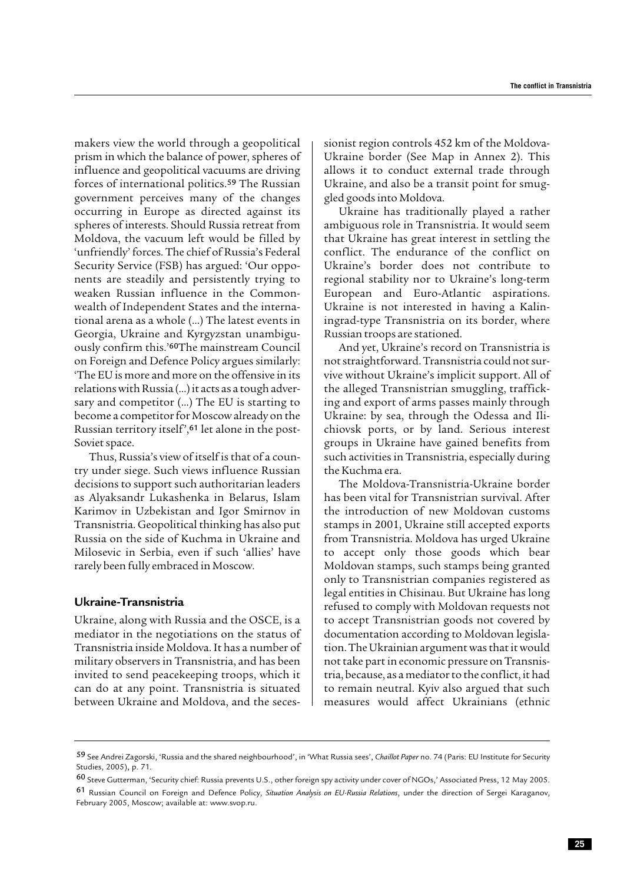makers view the world through a geopolitical prism in which the balance of power, spheres of influence and geopolitical vacuums are driving forces of international politics.[59] The Russian government perceives many of the changes occurring in Europe as directed against its spheres of interests. Should Russia retreat from Moldova, the vacuum left would be filled by 'unfriendly' forces. The chief of Russia's Federal Security Service (FSB) has argued: 'Our opponents are steadily and persistently trying to weaken Russian influence in the Commonwealth of Independent States and the international arena as a whole (...) The latest events in Georgia, Ukraine and Kyrgyzstan unambiguously confirm this.'[60]The mainstream Council on Foreign and Defence Policy argues similarly: 'The EU is more and more on the offensive in its relations with Russia (...) it acts as a tough adversary and competitor (...) The EU is starting to become a competitor for Moscow already on the Russian territory itself',[61] let alone in the post-Soviet space.

Thus, Russia's view of itself is that of a country under siege. Such views influence Russian decisions to support such authoritarian leaders as Alyaksandr Lukashenka in Belarus, Islam Karimov in Uzbekistan and Igor Smirnov in Transnistria. Geopolitical thinking has also put Russia on the side of Kuchma in Ukraine and Milosevic in Serbia, even if such 'allies' have rarely been fully embraced in Moscow.

### Ukraine-Transnistria

Ukraine, along with Russia and the OSCE, is a mediator in the negotiations on the status of Transnistria inside Moldova. It has a number of military observers in Transnistria, and has been invited to send peacekeeping troops, which it can do at any point. Transnistria is situated between Ukraine and Moldova, and the secessionist region controls 452 km of the Moldova-Ukraine border (See Map in Annex 2). This allows it to conduct external trade through Ukraine, and also be a transit point for smuggled goods into Moldova.

Ukraine has traditionally played a rather ambiguous role in Transnistria. It would seem that Ukraine has great interest in settling the conflict. The endurance of the conflict on Ukraine's border does not contribute to regional stability nor to Ukraine's long-term European and Euro-Atlantic aspirations. Ukraine is not interested in having a Kaliningrad-type Transnistria on its border, where Russian troops are stationed.

And yet, Ukraine's record on Transnistria is not straightforward. Transnistria could not survive without Ukraine's implicit support. All of the alleged Transnistrian smuggling, trafficking and export of arms passes mainly through Ukraine: by sea, through the Odessa and Ilichiovsk ports, or by land. Serious interest groups in Ukraine have gained benefits from such activities in Transnistria, especially during the Kuchma era.

The Moldova-Transnistria-Ukraine border has been vital for Transnistrian survival. After the introduction of new Moldovan customs stamps in 2001, Ukraine still accepted exports from Transnistria. Moldova has urged Ukraine to accept only those goods which bear Moldovan stamps, such stamps being granted only to Transnistrian companies registered as legal entities in Chisinau. But Ukraine has long refused to comply with Moldovan requests not to accept Transnistrian goods not covered by documentation according to Moldovan legislation. The Ukrainian argument was that it would not take part in economic pressure on Transnistria, because, as a mediator to the conflict, it had to remain neutral. Kyiv also argued that such measures would affect Ukrainians (ethnic

---

[59] See Andrei Zagorski, 'Russia and the shared neighbourhood', in 'What Russia sees', *Chaillot Paper* no. 74 (Paris: EU Institute for Security Studies, 2005), p. 71.

[60] Steve Gutterman, 'Security chief: Russia prevents U.S., other foreign spy activity under cover of NGOs,' Associated Press, 12 May 2005.

[61] Russian Council on Foreign and Defence Policy, *Situation Analysis on EU-Russia Relations*, under the direction of Sergei Karaganov, February 2005, Moscow; available at: www.svop.ru.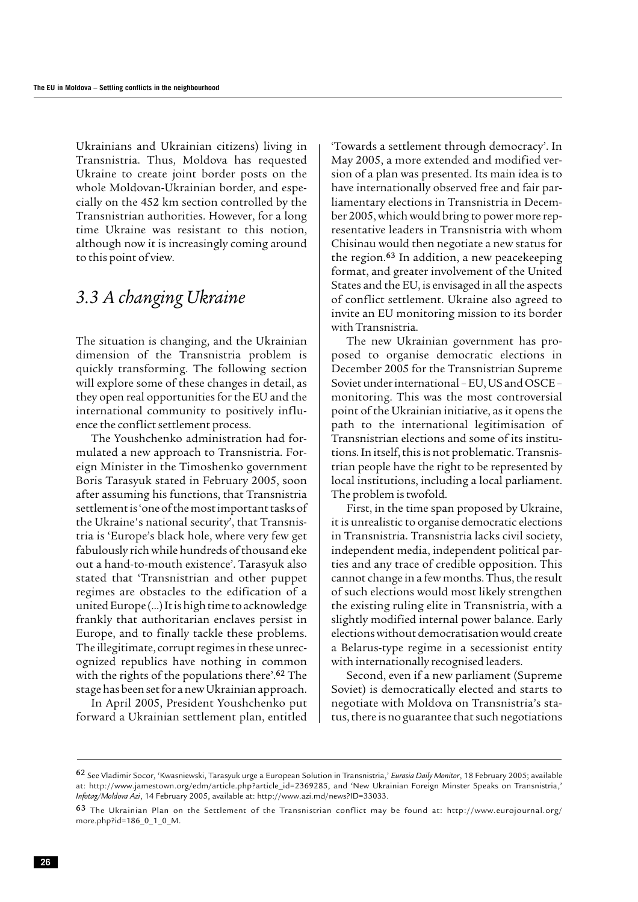Ukrainians and Ukrainian citizens) living in Transnistria. Thus, Moldova has requested Ukraine to create joint border posts on the whole Moldovan-Ukrainian border, and especially on the 452 km section controlled by the Transnistrian authorities. However, for a long time Ukraine was resistant to this notion, although now it is increasingly coming around to this point of view.

## *3.3 A changing Ukraine*

The situation is changing, and the Ukrainian dimension of the Transnistria problem is quickly transforming. The following section will explore some of these changes in detail, as they open real opportunities for the EU and the international community to positively influence the conflict settlement process.

The Youshchenko administration had formulated a new approach to Transnistria. Foreign Minister in the Timoshenko government Boris Tarasyuk stated in February 2005, soon after assuming his functions, that Transnistria settlement is 'one of the most important tasks of the Ukraine's national security', that Transnistria is 'Europe's black hole, where very few get fabulously rich while hundreds of thousand eke out a hand-to-mouth existence'. Tarasyuk also stated that 'Transnistrian and other puppet regimes are obstacles to the edification of a united Europe (...) It is high time to acknowledge frankly that authoritarian enclaves persist in Europe, and to finally tackle these problems. The illegitimate, corrupt regimes in these unrecognized republics have nothing in common with the rights of the populations there'.[62] The stage has been set for a new Ukrainian approach.

In April 2005, President Youshchenko put forward a Ukrainian settlement plan, entitled 'Towards a settlement through democracy'. In May 2005, a more extended and modified version of a plan was presented. Its main idea is to have internationally observed free and fair parliamentary elections in Transnistria in December 2005, which would bring to power more representative leaders in Transnistria with whom Chisinau would then negotiate a new status for the region.[63] In addition, a new peacekeeping format, and greater involvement of the United States and the EU, is envisaged in all the aspects of conflict settlement. Ukraine also agreed to invite an EU monitoring mission to its border with Transnistria.

The new Ukrainian government has proposed to organise democratic elections in December 2005 for the Transnistrian Supreme Soviet under international – EU, US and OSCE – monitoring. This was the most controversial point of the Ukrainian initiative, as it opens the path to the international legitimisation of Transnistrian elections and some of its institutions. In itself, this is not problematic. Transnistrian people have the right to be represented by local institutions, including a local parliament. The problem is twofold.

First, in the time span proposed by Ukraine, it is unrealistic to organise democratic elections in Transnistria. Transnistria lacks civil society, independent media, independent political parties and any trace of credible opposition. This cannot change in a few months. Thus, the result of such elections would most likely strengthen the existing ruling elite in Transnistria, with a slightly modified internal power balance. Early elections without democratisation would create a Belarus-type regime in a secessionist entity with internationally recognised leaders.

Second, even if a new parliament (Supreme Soviet) is democratically elected and starts to negotiate with Moldova on Transnistria's status, there is no guarantee that such negotiations

---

62 See Vladimir Socor, 'Kwasniewski, Tarasyuk urge a European Solution in Transnistria,' *Eurasia Daily Monitor*, 18 February 2005; available at: http://www.jamestown.org/edm/article.php?article_id=2369285, and 'New Ukrainian Foreign Minster Speaks on Transnistria,' *Infotag/Moldova Azi*, 14 February 2005, available at: http://www.azi.md/news?ID=33033.

63 The Ukrainian Plan on the Settlement of the Transnistrian conflict may be found at: http://www.eurojournal.org/more.php?id=186_0_1_0_M.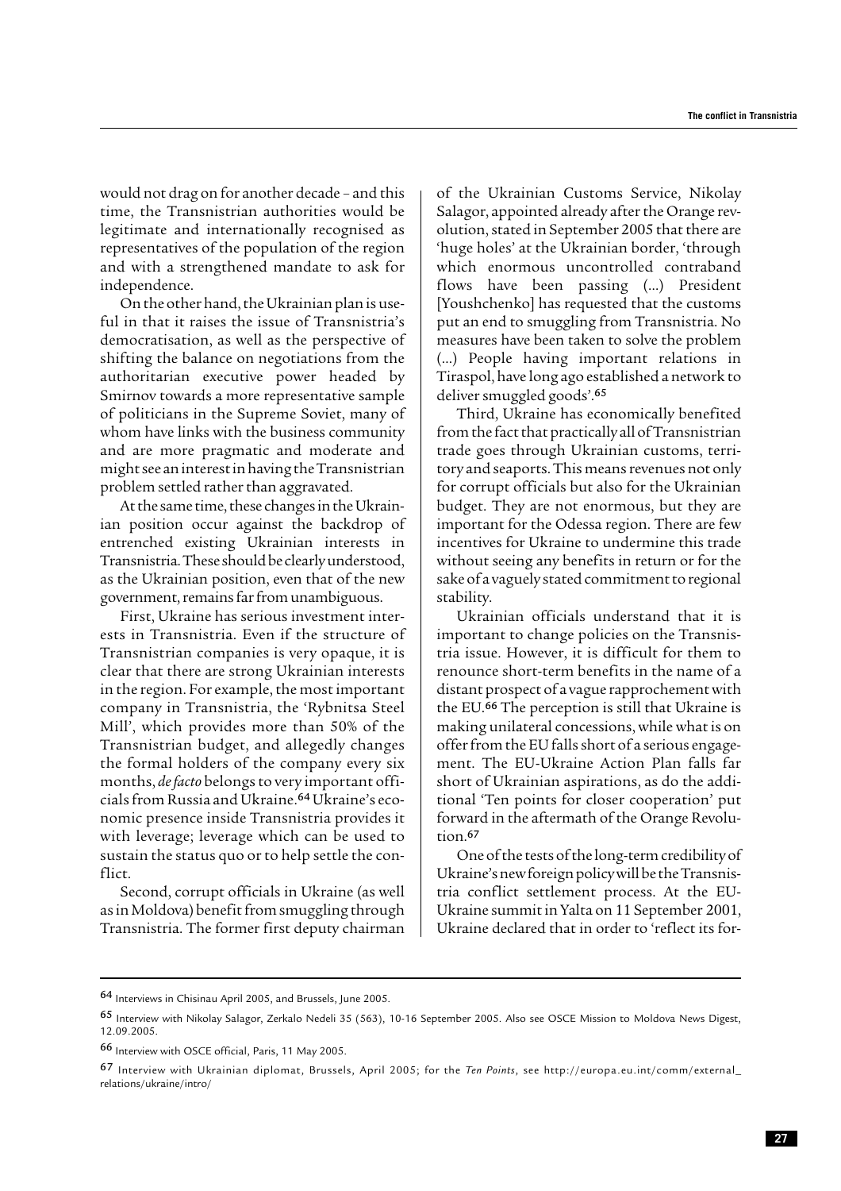would not drag on for another decade – and this time, the Transnistrian authorities would be legitimate and internationally recognised as representatives of the population of the region and with a strengthened mandate to ask for independence.

On the other hand, the Ukrainian plan is useful in that it raises the issue of Transnistria's democratisation, as well as the perspective of shifting the balance on negotiations from the authoritarian executive power headed by Smirnov towards a more representative sample of politicians in the Supreme Soviet, many of whom have links with the business community and are more pragmatic and moderate and might see an interest in having the Transnistrian problem settled rather than aggravated.

At the same time, these changes in the Ukrainian position occur against the backdrop of entrenched existing Ukrainian interests in Transnistria. These should be clearly understood, as the Ukrainian position, even that of the new government, remains far from unambiguous.

First, Ukraine has serious investment interests in Transnistria. Even if the structure of Transnistrian companies is very opaque, it is clear that there are strong Ukrainian interests in the region. For example, the most important company in Transnistria, the 'Rybnitsa Steel Mill', which provides more than 50% of the Transnistrian budget, and allegedly changes the formal holders of the company every six months, *de facto* belongs to very important officials from Russia and Ukraine.[64] Ukraine's economic presence inside Transnistria provides it with leverage; leverage which can be used to sustain the status quo or to help settle the conflict.

Second, corrupt officials in Ukraine (as well as in Moldova) benefit from smuggling through Transnistria. The former first deputy chairman of the Ukrainian Customs Service, Nikolay Salagor, appointed already after the Orange revolution, stated in September 2005 that there are 'huge holes' at the Ukrainian border, 'through which enormous uncontrolled contraband flows have been passing (…) President [Youshchenko] has requested that the customs put an end to smuggling from Transnistria. No measures have been taken to solve the problem (…) People having important relations in Tiraspol, have long ago established a network to deliver smuggled goods'.[65]

Third, Ukraine has economically benefited from the fact that practically all of Transnistrian trade goes through Ukrainian customs, territory and seaports. This means revenues not only for corrupt officials but also for the Ukrainian budget. They are not enormous, but they are important for the Odessa region. There are few incentives for Ukraine to undermine this trade without seeing any benefits in return or for the sake of a vaguely stated commitment to regional stability.

Ukrainian officials understand that it is important to change policies on the Transnistria issue. However, it is difficult for them to renounce short-term benefits in the name of a distant prospect of a vague rapprochement with the EU.[66] The perception is still that Ukraine is making unilateral concessions, while what is on offer from the EU falls short of a serious engagement. The EU-Ukraine Action Plan falls far short of Ukrainian aspirations, as do the additional 'Ten points for closer cooperation' put forward in the aftermath of the Orange Revolution.[67]

One of the tests of the long-term credibility of Ukraine's new foreign policy will be the Transnistria conflict settlement process. At the EU-Ukraine summit in Yalta on 11 September 2001, Ukraine declared that in order to 'reflect its for-

---

[64] Interviews in Chisinau April 2005, and Brussels, June 2005.

[65] Interview with Nikolay Salagor, Zerkalo Nedeli 35 (563), 10-16 September 2005. Also see OSCE Mission to Moldova News Digest, 12.09.2005.

[66] Interview with OSCE official, Paris, 11 May 2005.

[67] Interview with Ukrainian diplomat, Brussels, April 2005; for the *Ten Points*, see http://europa.eu.int/comm/external_relations/ukraine/intro/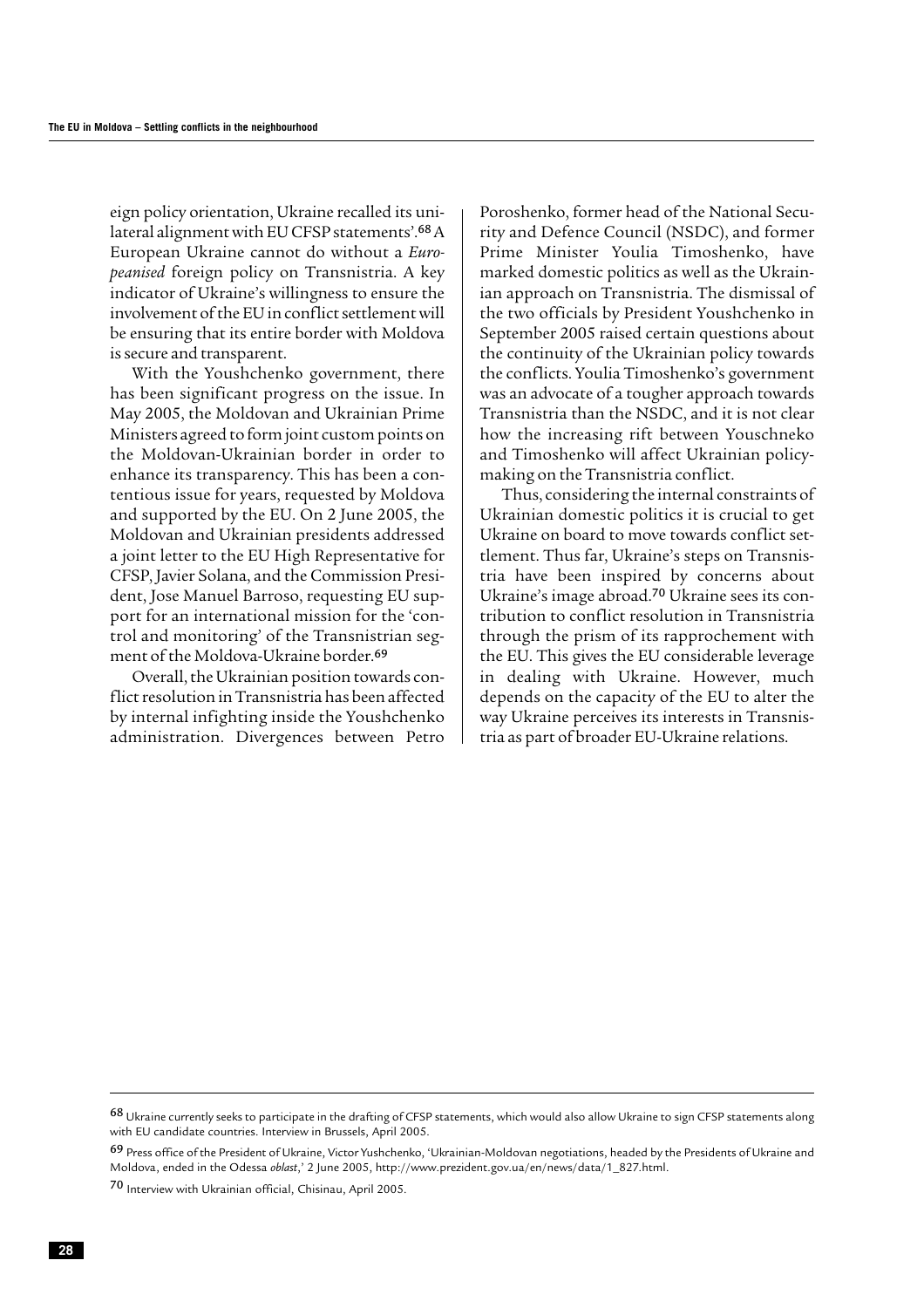eign policy orientation, Ukraine recalled its unilateral alignment with EU CFSP statements'.[68] A European Ukraine cannot do without a *Europeanised* foreign policy on Transnistria. A key indicator of Ukraine's willingness to ensure the involvement of the EU in conflict settlement will be ensuring that its entire border with Moldova is secure and transparent.

With the Youshchenko government, there has been significant progress on the issue. In May 2005, the Moldovan and Ukrainian Prime Ministers agreed to form joint custom points on the Moldovan-Ukrainian border in order to enhance its transparency. This has been a contentious issue for years, requested by Moldova and supported by the EU. On 2 June 2005, the Moldovan and Ukrainian presidents addressed a joint letter to the EU High Representative for CFSP, Javier Solana, and the Commission President, Jose Manuel Barroso, requesting EU support for an international mission for the 'control and monitoring' of the Transnistrian segment of the Moldova-Ukraine border.[69]

Overall, the Ukrainian position towards conflict resolution in Transnistria has been affected by internal infighting inside the Youshchenko administration. Divergences between Petro Poroshenko, former head of the National Security and Defence Council (NSDC), and former Prime Minister Youlia Timoshenko, have marked domestic politics as well as the Ukrainian approach on Transnistria. The dismissal of the two officials by President Youshchenko in September 2005 raised certain questions about the continuity of the Ukrainian policy towards the conflicts. Youlia Timoshenko's government was an advocate of a tougher approach towards Transnistria than the NSDC, and it is not clear how the increasing rift between Youschneko and Timoshenko will affect Ukrainian policy-making on the Transnistria conflict.

Thus, considering the internal constraints of Ukrainian domestic politics it is crucial to get Ukraine on board to move towards conflict settlement. Thus far, Ukraine's steps on Transnistria have been inspired by concerns about Ukraine's image abroad.[70] Ukraine sees its contribution to conflict resolution in Transnistria through the prism of its rapprochement with the EU. This gives the EU considerable leverage in dealing with Ukraine. However, much depends on the capacity of the EU to alter the way Ukraine perceives its interests in Transnistria as part of broader EU-Ukraine relations.

---

[68] Ukraine currently seeks to participate in the drafting of CFSP statements, which would also allow Ukraine to sign CFSP statements along with EU candidate countries. Interview in Brussels, April 2005.

[69] Press office of the President of Ukraine, Victor Yushchenko, 'Ukrainian-Moldovan negotiations, headed by the Presidents of Ukraine and Moldova, ended in the Odessa *oblast*,' 2 June 2005, http://www.prezident.gov.ua/en/news/data/1_827.html.

[70] Interview with Ukrainian official, Chisinau, April 2005.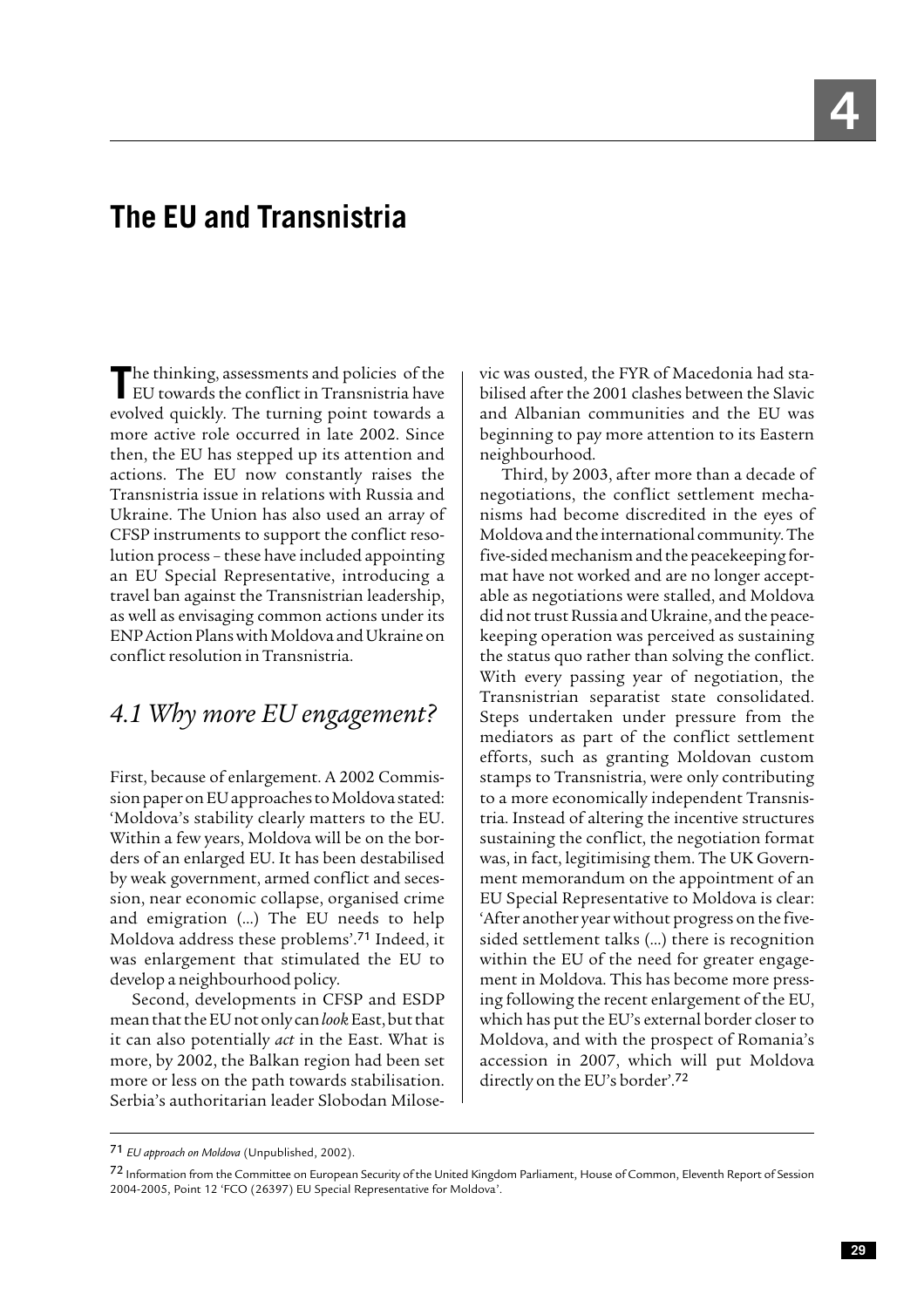# The EU and Transnistria

The thinking, assessments and policies of the EU towards the conflict in Transnistria have evolved quickly. The turning point towards a more active role occurred in late 2002. Since then, the EU has stepped up its attention and actions. The EU now constantly raises the Transnistria issue in relations with Russia and Ukraine. The Union has also used an array of CFSP instruments to support the conflict resolution process – these have included appointing an EU Special Representative, introducing a travel ban against the Transnistrian leadership, as well as envisaging common actions under its ENP Action Plans with Moldova and Ukraine on conflict resolution in Transnistria.

## *4.1 Why more EU engagement?*

First, because of enlargement. A 2002 Commission paper on EU approaches to Moldova stated: 'Moldova's stability clearly matters to the EU. Within a few years, Moldova will be on the borders of an enlarged EU. It has been destabilised by weak government, armed conflict and secession, near economic collapse, organised crime and emigration (...) The EU needs to help Moldova address these problems'.[71] Indeed, it was enlargement that stimulated the EU to develop a neighbourhood policy.

Second, developments in CFSP and ESDP mean that the EU not only can *look* East, but that it can also potentially *act* in the East. What is more, by 2002, the Balkan region had been set more or less on the path towards stabilisation. Serbia's authoritarian leader Slobodan Milosevic was ousted, the FYR of Macedonia had stabilised after the 2001 clashes between the Slavic and Albanian communities and the EU was beginning to pay more attention to its Eastern neighbourhood.

Third, by 2003, after more than a decade of negotiations, the conflict settlement mechanisms had become discredited in the eyes of Moldova and the international community. The five-sided mechanism and the peacekeeping format have not worked and are no longer acceptable as negotiations were stalled, and Moldova did not trust Russia and Ukraine, and the peacekeeping operation was perceived as sustaining the status quo rather than solving the conflict. With every passing year of negotiation, the Transnistrian separatist state consolidated. Steps undertaken under pressure from the mediators as part of the conflict settlement efforts, such as granting Moldovan custom stamps to Transnistria, were only contributing to a more economically independent Transnistria. Instead of altering the incentive structures sustaining the conflict, the negotiation format was, in fact, legitimising them. The UK Government memorandum on the appointment of an EU Special Representative to Moldova is clear: 'After another year without progress on the five-sided settlement talks (...) there is recognition within the EU of the need for greater engagement in Moldova. This has become more pressing following the recent enlargement of the EU, which has put the EU's external border closer to Moldova, and with the prospect of Romania's accession in 2007, which will put Moldova directly on the EU's border'.[72]

---

[71] *EU approach on Moldova* (Unpublished, 2002).

[72] Information from the Committee on European Security of the United Kingdom Parliament, House of Common, Eleventh Report of Session 2004-2005, Point 12 'FCO (26397) EU Special Representative for Moldova'.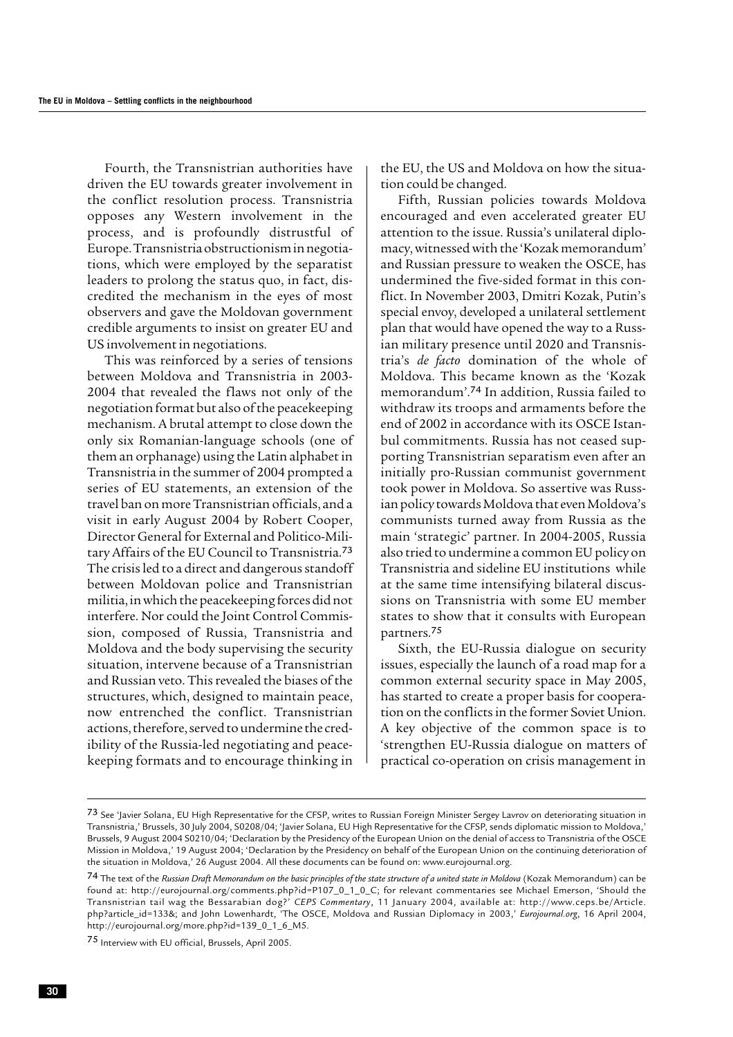Fourth, the Transnistrian authorities have driven the EU towards greater involvement in the conflict resolution process. Transnistria opposes any Western involvement in the process, and is profoundly distrustful of Europe. Transnistria obstructionism in negotiations, which were employed by the separatist leaders to prolong the status quo, in fact, discredited the mechanism in the eyes of most observers and gave the Moldovan government credible arguments to insist on greater EU and US involvement in negotiations.

This was reinforced by a series of tensions between Moldova and Transnistria in 2003-2004 that revealed the flaws not only of the negotiation format but also of the peacekeeping mechanism. A brutal attempt to close down the only six Romanian-language schools (one of them an orphanage) using the Latin alphabet in Transnistria in the summer of 2004 prompted a series of EU statements, an extension of the travel ban on more Transnistrian officials, and a visit in early August 2004 by Robert Cooper, Director General for External and Politico-Military Affairs of the EU Council to Transnistria.[73] The crisis led to a direct and dangerous standoff between Moldovan police and Transnistrian militia, in which the peacekeeping forces did not interfere. Nor could the Joint Control Commission, composed of Russia, Transnistria and Moldova and the body supervising the security situation, intervene because of a Transnistrian and Russian veto. This revealed the biases of the structures, which, designed to maintain peace, now entrenched the conflict. Transnistrian actions, therefore, served to undermine the credibility of the Russia-led negotiating and peacekeeping formats and to encourage thinking in the EU, the US and Moldova on how the situation could be changed.

Fifth, Russian policies towards Moldova encouraged and even accelerated greater EU attention to the issue. Russia's unilateral diplomacy, witnessed with the 'Kozak memorandum' and Russian pressure to weaken the OSCE, has undermined the five-sided format in this conflict. In November 2003, Dmitri Kozak, Putin's special envoy, developed a unilateral settlement plan that would have opened the way to a Russian military presence until 2020 and Transnistria's *de facto* domination of the whole of Moldova. This became known as the 'Kozak memorandum'.[74] In addition, Russia failed to withdraw its troops and armaments before the end of 2002 in accordance with its OSCE Istanbul commitments. Russia has not ceased supporting Transnistrian separatism even after an initially pro-Russian communist government took power in Moldova. So assertive was Russian policy towards Moldova that even Moldova's communists turned away from Russia as the main 'strategic' partner. In 2004-2005, Russia also tried to undermine a common EU policy on Transnistria and sideline EU institutions while at the same time intensifying bilateral discussions on Transnistria with some EU member states to show that it consults with European partners.[75]

Sixth, the EU-Russia dialogue on security issues, especially the launch of a road map for a common external security space in May 2005, has started to create a proper basis for cooperation on the conflicts in the former Soviet Union. A key objective of the common space is to 'strengthen EU-Russia dialogue on matters of practical co-operation on crisis management in

---

[73] See 'Javier Solana, EU High Representative for the CFSP, writes to Russian Foreign Minister Sergey Lavrov on deteriorating situation in Transnistria,' Brussels, 30 July 2004, S0208/04; 'Javier Solana, EU High Representative for the CFSP, sends diplomatic mission to Moldova,' Brussels, 9 August 2004 S0210/04; 'Declaration by the Presidency of the European Union on the denial of access to Transnistria of the OSCE Mission in Moldova,' 19 August 2004; 'Declaration by the Presidency on behalf of the European Union on the continuing deterioration of the situation in Moldova,' 26 August 2004. All these documents can be found on: www.eurojournal.org.

[74] The text of the *Russian Draft Memorandum on the basic principles of the state structure of a united state in Moldova* (Kozak Memorandum) can be found at: http://eurojournal.org/comments.php?id=P107_0_1_0_C; for relevant commentaries see Michael Emerson, 'Should the Transnistrian tail wag the Bessarabian dog?' *CEPS Commentary*, 11 January 2004, available at: http://www.ceps.be/Article.php?article_id=133&; and John Lowenhardt, 'The OSCE, Moldova and Russian Diplomacy in 2003,' *Eurojournal.org*, 16 April 2004, http://eurojournal.org/more.php?id=139_0_1_6_M5.

[75] Interview with EU official, Brussels, April 2005.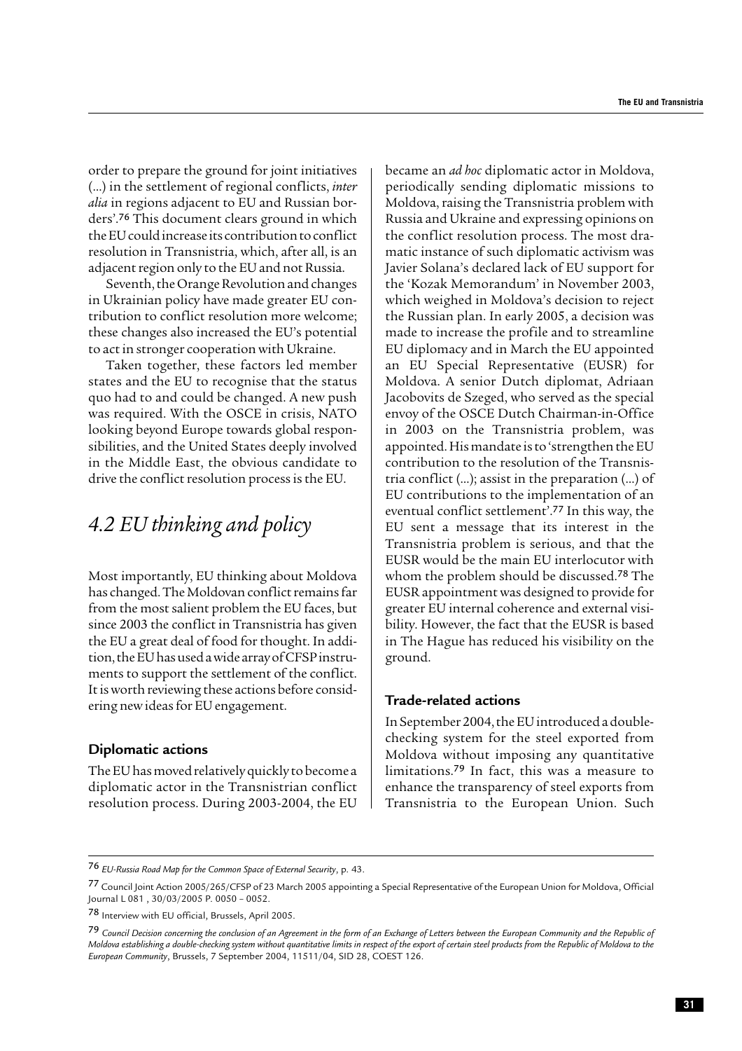order to prepare the ground for joint initiatives (...) in the settlement of regional conflicts, *inter alia* in regions adjacent to EU and Russian borders'.[76] This document clears ground in which the EU could increase its contribution to conflict resolution in Transnistria, which, after all, is an adjacent region only to the EU and not Russia.

Seventh, the Orange Revolution and changes in Ukrainian policy have made greater EU contribution to conflict resolution more welcome; these changes also increased the EU's potential to act in stronger cooperation with Ukraine.

Taken together, these factors led member states and the EU to recognise that the status quo had to and could be changed. A new push was required. With the OSCE in crisis, NATO looking beyond Europe towards global responsibilities, and the United States deeply involved in the Middle East, the obvious candidate to drive the conflict resolution process is the EU.

## *4.2 EU thinking and policy*

Most importantly, EU thinking about Moldova has changed. The Moldovan conflict remains far from the most salient problem the EU faces, but since 2003 the conflict in Transnistria has given the EU a great deal of food for thought. In addition, the EU has used a wide array of CFSP instruments to support the settlement of the conflict. It is worth reviewing these actions before considering new ideas for EU engagement.

### Diplomatic actions

The EU has moved relatively quickly to become a diplomatic actor in the Transnistrian conflict resolution process. During 2003-2004, the EU became an *ad hoc* diplomatic actor in Moldova, periodically sending diplomatic missions to Moldova, raising the Transnistria problem with Russia and Ukraine and expressing opinions on the conflict resolution process. The most dramatic instance of such diplomatic activism was Javier Solana's declared lack of EU support for the 'Kozak Memorandum' in November 2003, which weighed in Moldova's decision to reject the Russian plan. In early 2005, a decision was made to increase the profile and to streamline EU diplomacy and in March the EU appointed an EU Special Representative (EUSR) for Moldova. A senior Dutch diplomat, Adriaan Jacobovits de Szeged, who served as the special envoy of the OSCE Dutch Chairman-in-Office in 2003 on the Transnistria problem, was appointed. His mandate is to 'strengthen the EU contribution to the resolution of the Transnistria conflict (...); assist in the preparation (...) of EU contributions to the implementation of an eventual conflict settlement'.[77] In this way, the EU sent a message that its interest in the Transnistria problem is serious, and that the EUSR would be the main EU interlocutor with whom the problem should be discussed.[78] The EUSR appointment was designed to provide for greater EU internal coherence and external visibility. However, the fact that the EUSR is based in The Hague has reduced his visibility on the ground.

### Trade-related actions

In September 2004, the EU introduced a double-checking system for the steel exported from Moldova without imposing any quantitative limitations.[79] In fact, this was a measure to enhance the transparency of steel exports from Transnistria to the European Union. Such

---

[76] *EU-Russia Road Map for the Common Space of External Security*, p. 43.

[77] Council Joint Action 2005/265/CFSP of 23 March 2005 appointing a Special Representative of the European Union for Moldova, Official Journal L 081 , 30/03/2005 P. 0050 – 0052.

[78] Interview with EU official, Brussels, April 2005.

[79] *Council Decision concerning the conclusion of an Agreement in the form of an Exchange of Letters between the European Community and the Republic of Moldova establishing a double-checking system without quantitative limits in respect of the export of certain steel products from the Republic of Moldova to the European Community*, Brussels, 7 September 2004, 11511/04, SID 28, COEST 126.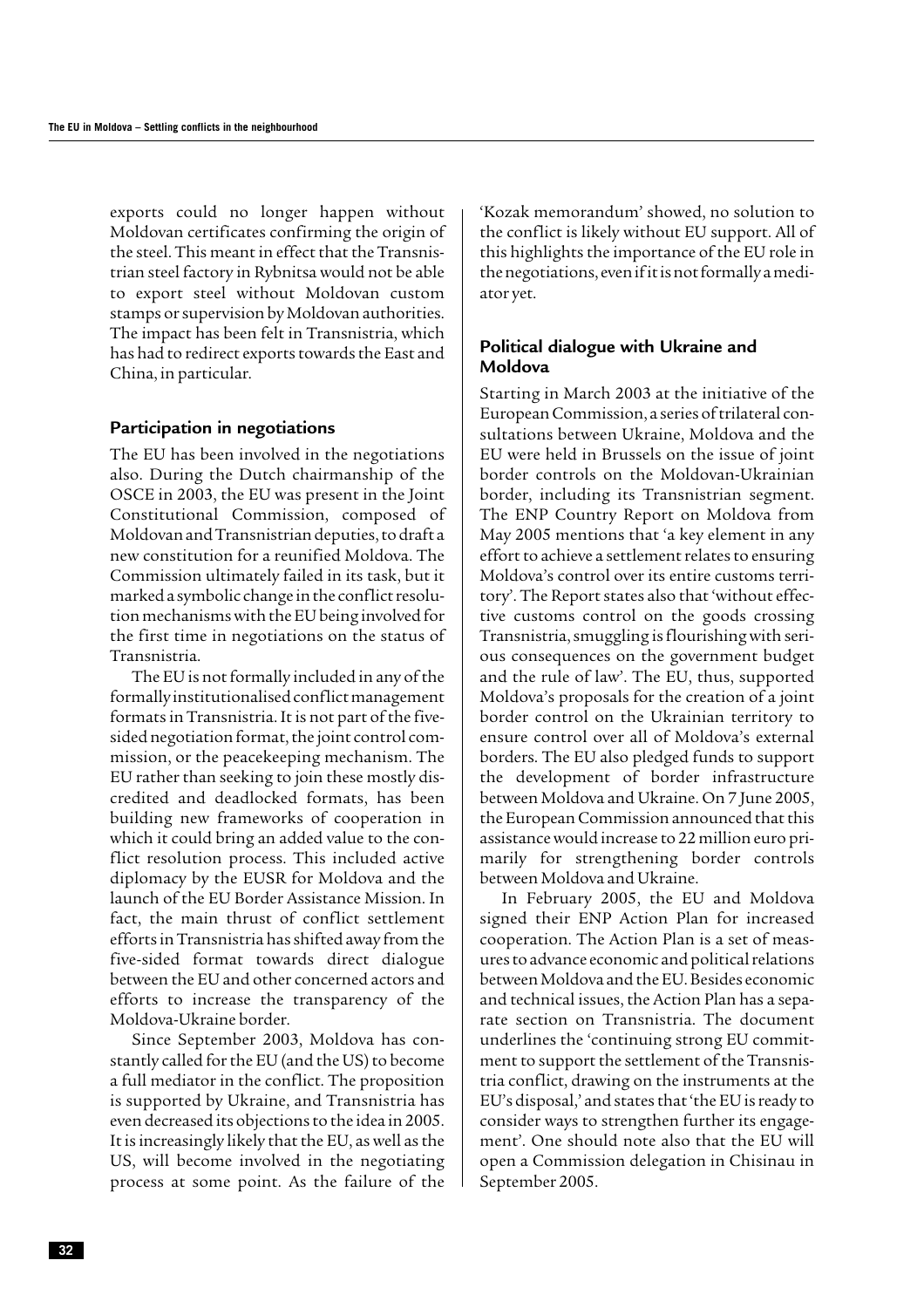exports could no longer happen without Moldovan certificates confirming the origin of the steel. This meant in effect that the Transnistrian steel factory in Rybnitsa would not be able to export steel without Moldovan custom stamps or supervision by Moldovan authorities. The impact has been felt in Transnistria, which has had to redirect exports towards the East and China, in particular.

### Participation in negotiations

The EU has been involved in the negotiations also. During the Dutch chairmanship of the OSCE in 2003, the EU was present in the Joint Constitutional Commission, composed of Moldovan and Transnistrian deputies, to draft a new constitution for a reunified Moldova. The Commission ultimately failed in its task, but it marked a symbolic change in the conflict resolution mechanisms with the EU being involved for the first time in negotiations on the status of Transnistria.

The EU is not formally included in any of the formally institutionalised conflict management formats in Transnistria. It is not part of the five-sided negotiation format, the joint control commission, or the peacekeeping mechanism. The EU rather than seeking to join these mostly discredited and deadlocked formats, has been building new frameworks of cooperation in which it could bring an added value to the conflict resolution process. This included active diplomacy by the EUSR for Moldova and the launch of the EU Border Assistance Mission. In fact, the main thrust of conflict settlement efforts in Transnistria has shifted away from the five-sided format towards direct dialogue between the EU and other concerned actors and efforts to increase the transparency of the Moldova-Ukraine border.

Since September 2003, Moldova has constantly called for the EU (and the US) to become a full mediator in the conflict. The proposition is supported by Ukraine, and Transnistria has even decreased its objections to the idea in 2005. It is increasingly likely that the EU, as well as the US, will become involved in the negotiating process at some point. As the failure of the 'Kozak memorandum' showed, no solution to the conflict is likely without EU support. All of this highlights the importance of the EU role in the negotiations, even if it is not formally a mediator yet.

### Political dialogue with Ukraine and Moldova

Starting in March 2003 at the initiative of the European Commission, a series of trilateral consultations between Ukraine, Moldova and the EU were held in Brussels on the issue of joint border controls on the Moldovan-Ukrainian border, including its Transnistrian segment. The ENP Country Report on Moldova from May 2005 mentions that 'a key element in any effort to achieve a settlement relates to ensuring Moldova's control over its entire customs territory'. The Report states also that 'without effective customs control on the goods crossing Transnistria, smuggling is flourishing with serious consequences on the government budget and the rule of law'. The EU, thus, supported Moldova's proposals for the creation of a joint border control on the Ukrainian territory to ensure control over all of Moldova's external borders. The EU also pledged funds to support the development of border infrastructure between Moldova and Ukraine. On 7 June 2005, the European Commission announced that this assistance would increase to 22 million euro primarily for strengthening border controls between Moldova and Ukraine.

In February 2005, the EU and Moldova signed their ENP Action Plan for increased cooperation. The Action Plan is a set of measures to advance economic and political relations between Moldova and the EU. Besides economic and technical issues, the Action Plan has a separate section on Transnistria. The document underlines the 'continuing strong EU commitment to support the settlement of the Transnistria conflict, drawing on the instruments at the EU's disposal,' and states that 'the EU is ready to consider ways to strengthen further its engagement'. One should note also that the EU will open a Commission delegation in Chisinau in September 2005.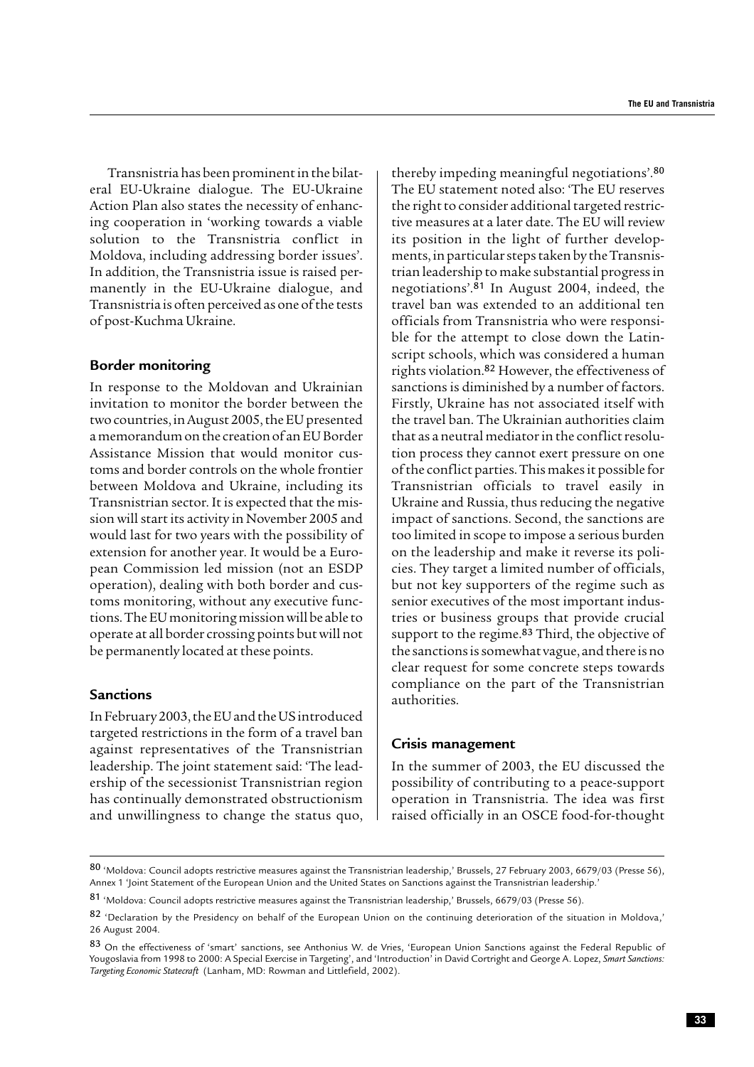Transnistria has been prominent in the bilateral EU-Ukraine dialogue. The EU-Ukraine Action Plan also states the necessity of enhancing cooperation in 'working towards a viable solution to the Transnistria conflict in Moldova, including addressing border issues'. In addition, the Transnistria issue is raised permanently in the EU-Ukraine dialogue, and Transnistria is often perceived as one of the tests of post-Kuchma Ukraine.

### Border monitoring

In response to the Moldovan and Ukrainian invitation to monitor the border between the two countries, in August 2005, the EU presented a memorandum on the creation of an EU Border Assistance Mission that would monitor customs and border controls on the whole frontier between Moldova and Ukraine, including its Transnistrian sector. It is expected that the mission will start its activity in November 2005 and would last for two years with the possibility of extension for another year. It would be a European Commission led mission (not an ESDP operation), dealing with both border and customs monitoring, without any executive functions. The EU monitoring mission will be able to operate at all border crossing points but will not be permanently located at these points.

### Sanctions

In February 2003, the EU and the US introduced targeted restrictions in the form of a travel ban against representatives of the Transnistrian leadership. The joint statement said: 'The leadership of the secessionist Transnistrian region has continually demonstrated obstructionism and unwillingness to change the status quo, thereby impeding meaningful negotiations'.[80] The EU statement noted also: 'The EU reserves the right to consider additional targeted restrictive measures at a later date. The EU will review its position in the light of further developments, in particular steps taken by the Transnistrian leadership to make substantial progress in negotiations'.[81] In August 2004, indeed, the travel ban was extended to an additional ten officials from Transnistria who were responsible for the attempt to close down the Latin-script schools, which was considered a human rights violation.[82] However, the effectiveness of sanctions is diminished by a number of factors. Firstly, Ukraine has not associated itself with the travel ban. The Ukrainian authorities claim that as a neutral mediator in the conflict resolution process they cannot exert pressure on one of the conflict parties. This makes it possible for Transnistrian officials to travel easily in Ukraine and Russia, thus reducing the negative impact of sanctions. Second, the sanctions are too limited in scope to impose a serious burden on the leadership and make it reverse its policies. They target a limited number of officials, but not key supporters of the regime such as senior executives of the most important industries or business groups that provide crucial support to the regime.[83] Third, the objective of the sanctions is somewhat vague, and there is no clear request for some concrete steps towards compliance on the part of the Transnistrian authorities.

### Crisis management

In the summer of 2003, the EU discussed the possibility of contributing to a peace-support operation in Transnistria. The idea was first raised officially in an OSCE food-for-thought

---

80 'Moldova: Council adopts restrictive measures against the Transnistrian leadership,' Brussels, 27 February 2003, 6679/03 (Presse 56), Annex 1 'Joint Statement of the European Union and the United States on Sanctions against the Transnistrian leadership.'

81 'Moldova: Council adopts restrictive measures against the Transnistrian leadership,' Brussels, 6679/03 (Presse 56).

82 'Declaration by the Presidency on behalf of the European Union on the continuing deterioration of the situation in Moldova,' 26 August 2004.

83 On the effectiveness of 'smart' sanctions, see Anthonius W. de Vries, 'European Union Sanctions against the Federal Republic of Yougoslavia from 1998 to 2000: A Special Exercise in Targeting', and 'Introduction' in David Cortright and George A. Lopez, *Smart Sanctions: Targeting Economic Statecraft* (Lanham, MD: Rowman and Littlefield, 2002).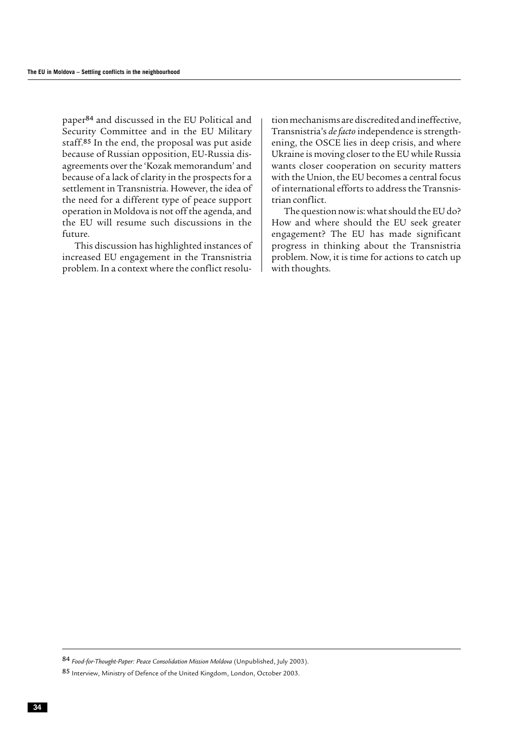paper[84] and discussed in the EU Political and Security Committee and in the EU Military staff.[85] In the end, the proposal was put aside because of Russian opposition, EU-Russia disagreements over the 'Kozak memorandum' and because of a lack of clarity in the prospects for a settlement in Transnistria. However, the idea of the need for a different type of peace support operation in Moldova is not off the agenda, and the EU will resume such discussions in the future.

This discussion has highlighted instances of increased EU engagement in the Transnistria problem. In a context where the conflict resolution mechanisms are discredited and ineffective, Transnistria's *de facto* independence is strengthening, the OSCE lies in deep crisis, and where Ukraine is moving closer to the EU while Russia wants closer cooperation on security matters with the Union, the EU becomes a central focus of international efforts to address the Transnistrian conflict.

The question now is: what should the EU do? How and where should the EU seek greater engagement? The EU has made significant progress in thinking about the Transnistria problem. Now, it is time for actions to catch up with thoughts.

---

84 *Food-for-Thought-Paper: Peace Consolidation Mission Moldova* (Unpublished, July 2003).

85 Interview, Ministry of Defence of the United Kingdom, London, October 2003.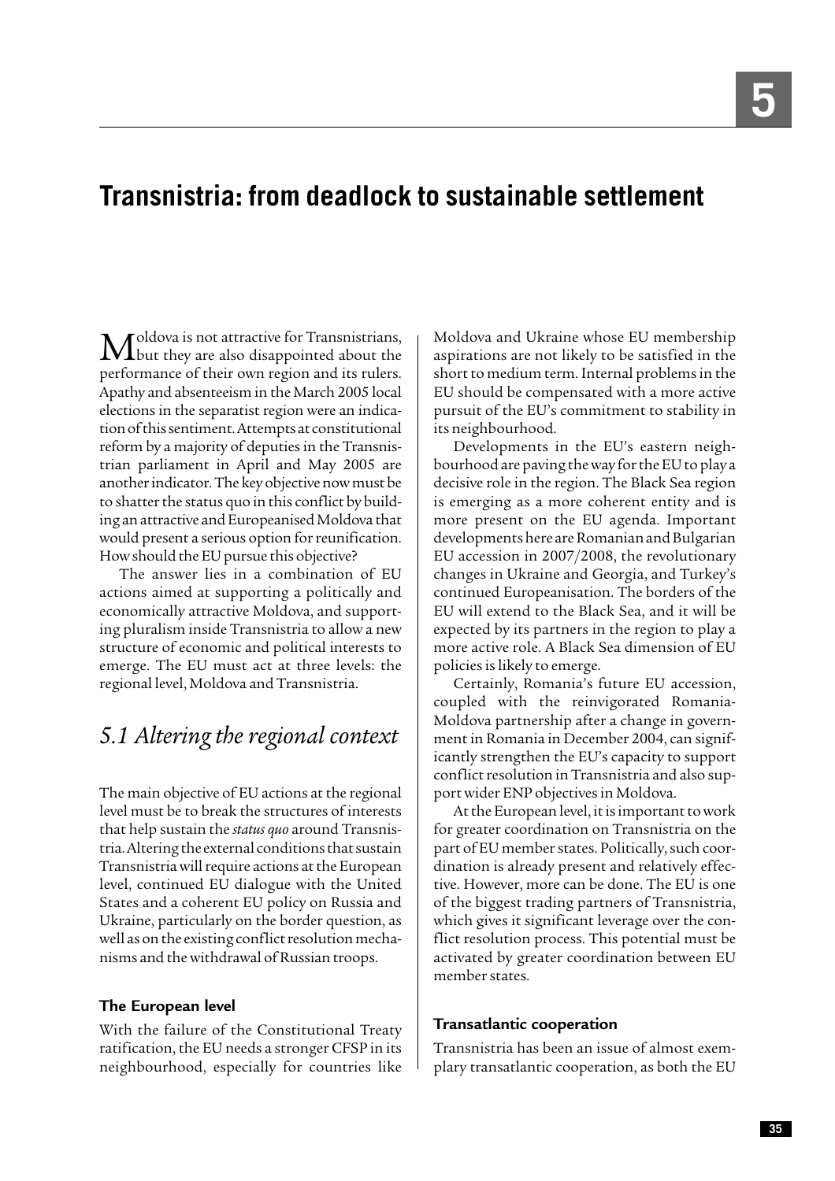# Transnistria: from deadlock to sustainable settlement

Moldova is not attractive for Transnistrians, but they are also disappointed about the performance of their own region and its rulers. Apathy and absenteeism in the March 2005 local elections in the separatist region were an indication of this sentiment. Attempts at constitutional reform by a majority of deputies in the Transnistrian parliament in April and May 2005 are another indicator. The key objective now must be to shatter the status quo in this conflict by building an attractive and Europeanised Moldova that would present a serious option for reunification. How should the EU pursue this objective?

The answer lies in a combination of EU actions aimed at supporting a politically and economically attractive Moldova, and supporting pluralism inside Transnistria to allow a new structure of economic and political interests to emerge. The EU must act at three levels: the regional level, Moldova and Transnistria.

## *5.1 Altering the regional context*

The main objective of EU actions at the regional level must be to break the structures of interests that help sustain the *status quo* around Transnistria. Altering the external conditions that sustain Transnistria will require actions at the European level, continued EU dialogue with the United States and a coherent EU policy on Russia and Ukraine, particularly on the border question, as well as on the existing conflict resolution mechanisms and the withdrawal of Russian troops.

### The European level

With the failure of the Constitutional Treaty ratification, the EU needs a stronger CFSP in its neighbourhood, especially for countries like Moldova and Ukraine whose EU membership aspirations are not likely to be satisfied in the short to medium term. Internal problems in the EU should be compensated with a more active pursuit of the EU's commitment to stability in its neighbourhood.

Developments in the EU's eastern neighbourhood are paving the way for the EU to play a decisive role in the region. The Black Sea region is emerging as a more coherent entity and is more present on the EU agenda. Important developments here are Romanian and Bulgarian EU accession in 2007/2008, the revolutionary changes in Ukraine and Georgia, and Turkey's continued Europeanisation. The borders of the EU will extend to the Black Sea, and it will be expected by its partners in the region to play a more active role. A Black Sea dimension of EU policies is likely to emerge.

Certainly, Romania's future EU accession, coupled with the reinvigorated Romania-Moldova partnership after a change in government in Romania in December 2004, can significantly strengthen the EU's capacity to support conflict resolution in Transnistria and also support wider ENP objectives in Moldova.

At the European level, it is important to work for greater coordination on Transnistria on the part of EU member states. Politically, such coordination is already present and relatively effective. However, more can be done. The EU is one of the biggest trading partners of Transnistria, which gives it significant leverage over the conflict resolution process. This potential must be activated by greater coordination between EU member states.

### Transatlantic cooperation

Transnistria has been an issue of almost exemplary transatlantic cooperation, as both the EU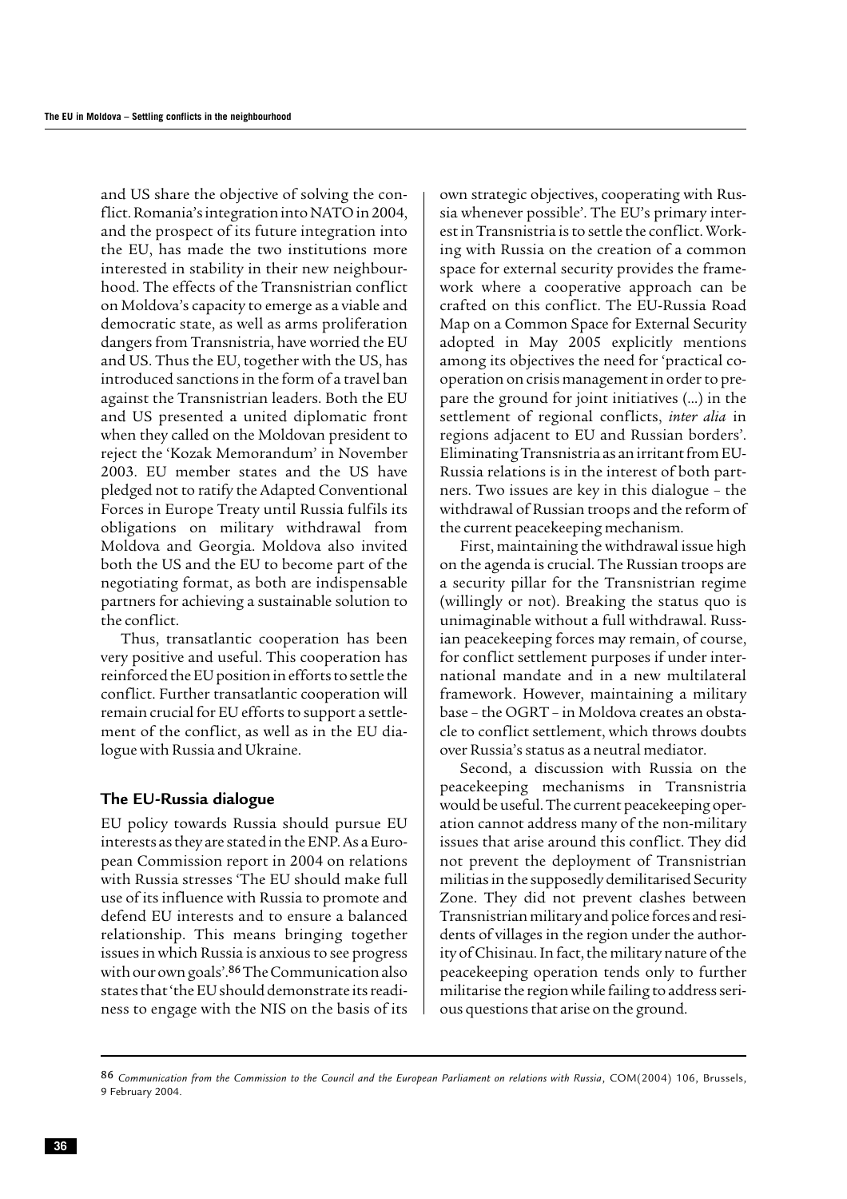and US share the objective of solving the conflict. Romania's integration into NATO in 2004, and the prospect of its future integration into the EU, has made the two institutions more interested in stability in their new neighbourhood. The effects of the Transnistrian conflict on Moldova's capacity to emerge as a viable and democratic state, as well as arms proliferation dangers from Transnistria, have worried the EU and US. Thus the EU, together with the US, has introduced sanctions in the form of a travel ban against the Transnistrian leaders. Both the EU and US presented a united diplomatic front when they called on the Moldovan president to reject the 'Kozak Memorandum' in November 2003. EU member states and the US have pledged not to ratify the Adapted Conventional Forces in Europe Treaty until Russia fulfils its obligations on military withdrawal from Moldova and Georgia. Moldova also invited both the US and the EU to become part of the negotiating format, as both are indispensable partners for achieving a sustainable solution to the conflict.

Thus, transatlantic cooperation has been very positive and useful. This cooperation has reinforced the EU position in efforts to settle the conflict. Further transatlantic cooperation will remain crucial for EU efforts to support a settlement of the conflict, as well as in the EU dialogue with Russia and Ukraine.

### The EU-Russia dialogue

EU policy towards Russia should pursue EU interests as they are stated in the ENP. As a European Commission report in 2004 on relations with Russia stresses 'The EU should make full use of its influence with Russia to promote and defend EU interests and to ensure a balanced relationship. This means bringing together issues in which Russia is anxious to see progress with our own goals'.[86] The Communication also states that 'the EU should demonstrate its readiness to engage with the NIS on the basis of its own strategic objectives, cooperating with Russia whenever possible'. The EU's primary interest in Transnistria is to settle the conflict. Working with Russia on the creation of a common space for external security provides the framework where a cooperative approach can be crafted on this conflict. The EU-Russia Road Map on a Common Space for External Security adopted in May 2005 explicitly mentions among its objectives the need for 'practical cooperation on crisis management in order to prepare the ground for joint initiatives (...) in the settlement of regional conflicts, *inter alia* in regions adjacent to EU and Russian borders'. Eliminating Transnistria as an irritant from EU-Russia relations is in the interest of both partners. Two issues are key in this dialogue – the withdrawal of Russian troops and the reform of the current peacekeeping mechanism.

First, maintaining the withdrawal issue high on the agenda is crucial. The Russian troops are a security pillar for the Transnistrian regime (willingly or not). Breaking the status quo is unimaginable without a full withdrawal. Russian peacekeeping forces may remain, of course, for conflict settlement purposes if under international mandate and in a new multilateral framework. However, maintaining a military base – the OGRT – in Moldova creates an obstacle to conflict settlement, which throws doubts over Russia's status as a neutral mediator.

Second, a discussion with Russia on the peacekeeping mechanisms in Transnistria would be useful. The current peacekeeping operation cannot address many of the non-military issues that arise around this conflict. They did not prevent the deployment of Transnistrian militias in the supposedly demilitarised Security Zone. They did not prevent clashes between Transnistrian military and police forces and residents of villages in the region under the authority of Chisinau. In fact, the military nature of the peacekeeping operation tends only to further militarise the region while failing to address serious questions that arise on the ground.

---

86 *Communication from the Commission to the Council and the European Parliament on relations with Russia*, COM(2004) 106, Brussels, 9 February 2004.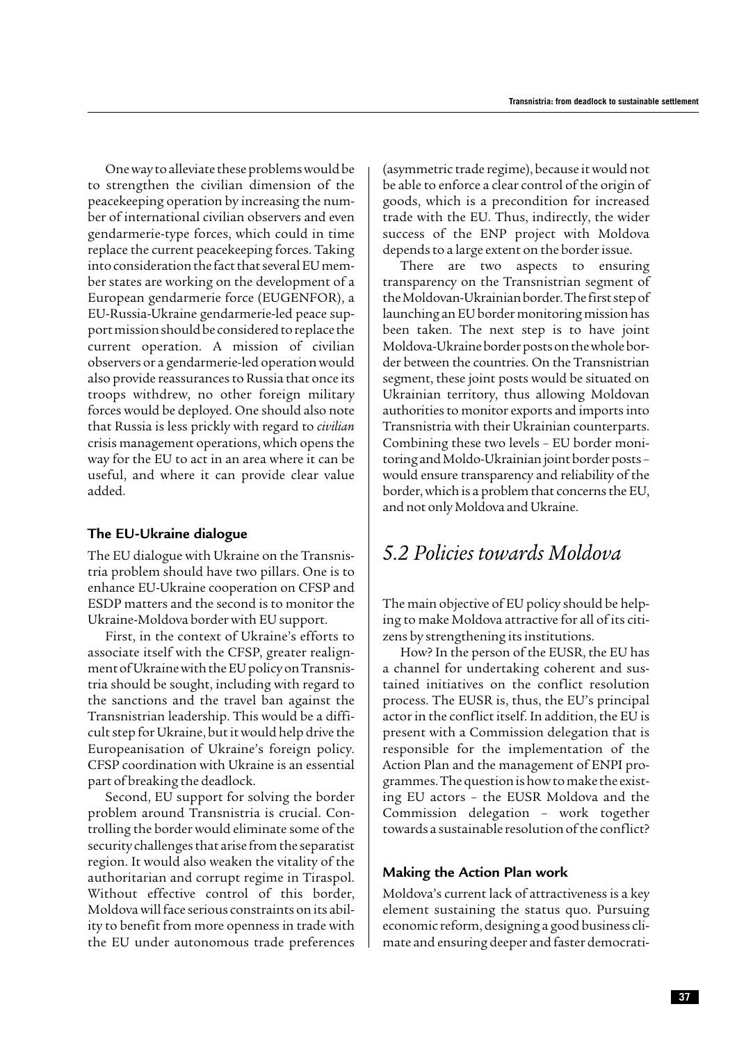One way to alleviate these problems would be to strengthen the civilian dimension of the peacekeeping operation by increasing the number of international civilian observers and even gendarmerie-type forces, which could in time replace the current peacekeeping forces. Taking into consideration the fact that several EU member states are working on the development of a European gendarmerie force (EUGENFOR), a EU-Russia-Ukraine gendarmerie-led peace support mission should be considered to replace the current operation. A mission of civilian observers or a gendarmerie-led operation would also provide reassurances to Russia that once its troops withdrew, no other foreign military forces would be deployed. One should also note that Russia is less prickly with regard to *civilian* crisis management operations, which opens the way for the EU to act in an area where it can be useful, and where it can provide clear value added.

### The EU-Ukraine dialogue

The EU dialogue with Ukraine on the Transnistria problem should have two pillars. One is to enhance EU-Ukraine cooperation on CFSP and ESDP matters and the second is to monitor the Ukraine-Moldova border with EU support.

First, in the context of Ukraine's efforts to associate itself with the CFSP, greater realignment of Ukraine with the EU policy on Transnistria should be sought, including with regard to the sanctions and the travel ban against the Transnistrian leadership. This would be a difficult step for Ukraine, but it would help drive the Europeanisation of Ukraine's foreign policy. CFSP coordination with Ukraine is an essential part of breaking the deadlock.

Second, EU support for solving the border problem around Transnistria is crucial. Controlling the border would eliminate some of the security challenges that arise from the separatist region. It would also weaken the vitality of the authoritarian and corrupt regime in Tiraspol. Without effective control of this border, Moldova will face serious constraints on its ability to benefit from more openness in trade with the EU under autonomous trade preferences (asymmetric trade regime), because it would not be able to enforce a clear control of the origin of goods, which is a precondition for increased trade with the EU. Thus, indirectly, the wider success of the ENP project with Moldova depends to a large extent on the border issue.

There are two aspects to ensuring transparency on the Transnistrian segment of the Moldovan-Ukrainian border. The first step of launching an EU border monitoring mission has been taken. The next step is to have joint Moldova-Ukraine border posts on the whole border between the countries. On the Transnistrian segment, these joint posts would be situated on Ukrainian territory, thus allowing Moldovan authorities to monitor exports and imports into Transnistria with their Ukrainian counterparts. Combining these two levels – EU border monitoring and Moldo-Ukrainian joint border posts – would ensure transparency and reliability of the border, which is a problem that concerns the EU, and not only Moldova and Ukraine.

## *5.2 Policies towards Moldova*

The main objective of EU policy should be helping to make Moldova attractive for all of its citizens by strengthening its institutions.

How? In the person of the EUSR, the EU has a channel for undertaking coherent and sustained initiatives on the conflict resolution process. The EUSR is, thus, the EU's principal actor in the conflict itself. In addition, the EU is present with a Commission delegation that is responsible for the implementation of the Action Plan and the management of ENPI programmes. The question is how to make the existing EU actors – the EUSR Moldova and the Commission delegation – work together towards a sustainable resolution of the conflict?

### Making the Action Plan work

Moldova's current lack of attractiveness is a key element sustaining the status quo. Pursuing economic reform, designing a good business climate and ensuring deeper and faster democrati-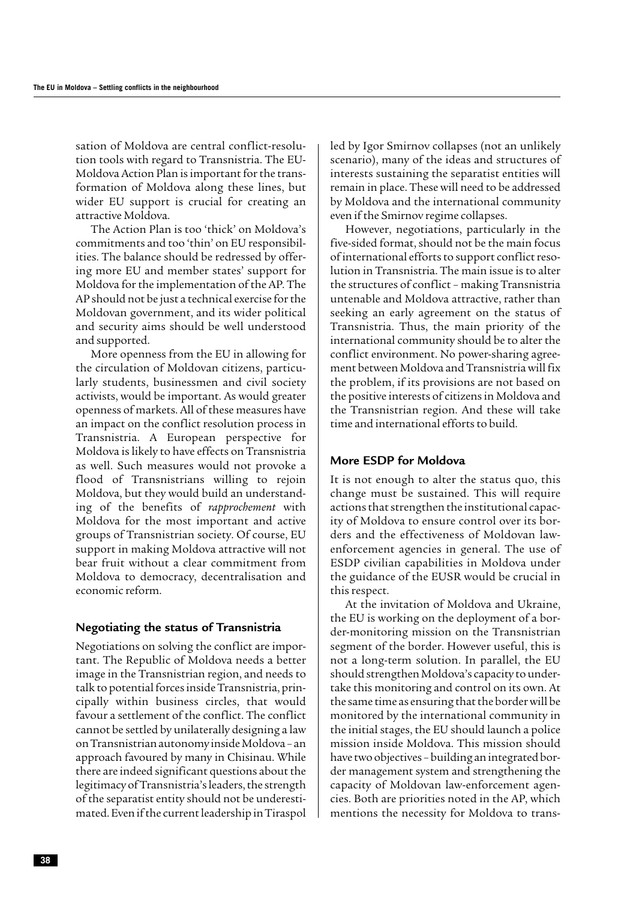sation of Moldova are central conflict-resolution tools with regard to Transnistria. The EU-Moldova Action Plan is important for the transformation of Moldova along these lines, but wider EU support is crucial for creating an attractive Moldova.

The Action Plan is too 'thick' on Moldova's commitments and too 'thin' on EU responsibilities. The balance should be redressed by offering more EU and member states' support for Moldova for the implementation of the AP. The AP should not be just a technical exercise for the Moldovan government, and its wider political and security aims should be well understood and supported.

More openness from the EU in allowing for the circulation of Moldovan citizens, particularly students, businessmen and civil society activists, would be important. As would greater openness of markets. All of these measures have an impact on the conflict resolution process in Transnistria. A European perspective for Moldova is likely to have effects on Transnistria as well. Such measures would not provoke a flood of Transnistrians willing to rejoin Moldova, but they would build an understanding of the benefits of *rapprochement* with Moldova for the most important and active groups of Transnistrian society. Of course, EU support in making Moldova attractive will not bear fruit without a clear commitment from Moldova to democracy, decentralisation and economic reform.

### Negotiating the status of Transnistria

Negotiations on solving the conflict are important. The Republic of Moldova needs a better image in the Transnistrian region, and needs to talk to potential forces inside Transnistria, principally within business circles, that would favour a settlement of the conflict. The conflict cannot be settled by unilaterally designing a law on Transnistrian autonomy inside Moldova – an approach favoured by many in Chisinau. While there are indeed significant questions about the legitimacy of Transnistria's leaders, the strength of the separatist entity should not be underestimated. Even if the current leadership in Tiraspol led by Igor Smirnov collapses (not an unlikely scenario), many of the ideas and structures of interests sustaining the separatist entities will remain in place. These will need to be addressed by Moldova and the international community even if the Smirnov regime collapses.

However, negotiations, particularly in the five-sided format, should not be the main focus of international efforts to support conflict resolution in Transnistria. The main issue is to alter the structures of conflict – making Transnistria untenable and Moldova attractive, rather than seeking an early agreement on the status of Transnistria. Thus, the main priority of the international community should be to alter the conflict environment. No power-sharing agreement between Moldova and Transnistria will fix the problem, if its provisions are not based on the positive interests of citizens in Moldova and the Transnistrian region. And these will take time and international efforts to build.

### More ESDP for Moldova

It is not enough to alter the status quo, this change must be sustained. This will require actions that strengthen the institutional capacity of Moldova to ensure control over its borders and the effectiveness of Moldovan law-enforcement agencies in general. The use of ESDP civilian capabilities in Moldova under the guidance of the EUSR would be crucial in this respect.

At the invitation of Moldova and Ukraine, the EU is working on the deployment of a border-monitoring mission on the Transnistrian segment of the border. However useful, this is not a long-term solution. In parallel, the EU should strengthen Moldova's capacity to undertake this monitoring and control on its own. At the same time as ensuring that the border will be monitored by the international community in the initial stages, the EU should launch a police mission inside Moldova. This mission should have two objectives – building an integrated border management system and strengthening the capacity of Moldovan law-enforcement agencies. Both are priorities noted in the AP, which mentions the necessity for Moldova to trans-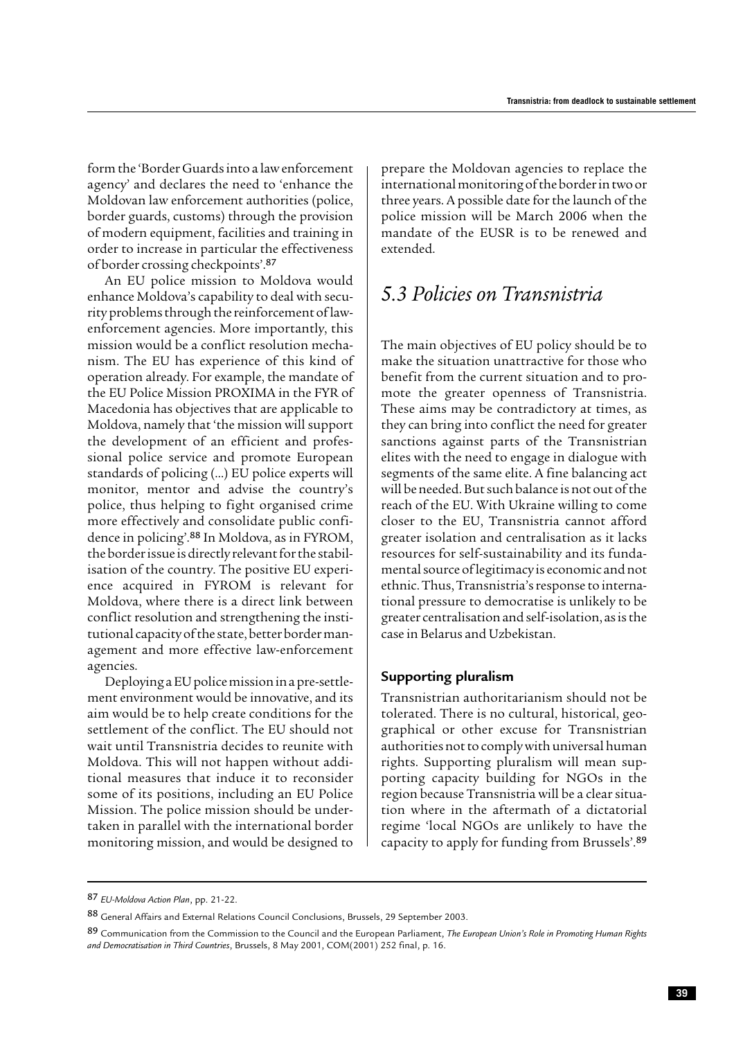form the 'Border Guards into a law enforcement agency' and declares the need to 'enhance the Moldovan law enforcement authorities (police, border guards, customs) through the provision of modern equipment, facilities and training in order to increase in particular the effectiveness of border crossing checkpoints'.[87]

An EU police mission to Moldova would enhance Moldova's capability to deal with security problems through the reinforcement of law-enforcement agencies. More importantly, this mission would be a conflict resolution mechanism. The EU has experience of this kind of operation already. For example, the mandate of the EU Police Mission PROXIMA in the FYR of Macedonia has objectives that are applicable to Moldova, namely that 'the mission will support the development of an efficient and professional police service and promote European standards of policing (...) EU police experts will monitor, mentor and advise the country's police, thus helping to fight organised crime more effectively and consolidate public confidence in policing'.[88] In Moldova, as in FYROM, the border issue is directly relevant for the stabilisation of the country. The positive EU experience acquired in FYROM is relevant for Moldova, where there is a direct link between conflict resolution and strengthening the institutional capacity of the state, better border management and more effective law-enforcement agencies.

Deploying a EU police mission in a pre-settlement environment would be innovative, and its aim would be to help create conditions for the settlement of the conflict. The EU should not wait until Transnistria decides to reunite with Moldova. This will not happen without additional measures that induce it to reconsider some of its positions, including an EU Police Mission. The police mission should be undertaken in parallel with the international border monitoring mission, and would be designed to prepare the Moldovan agencies to replace the international monitoring of the border in two or three years. A possible date for the launch of the police mission will be March 2006 when the mandate of the EUSR is to be renewed and extended.

## *5.3 Policies on Transnistria*

The main objectives of EU policy should be to make the situation unattractive for those who benefit from the current situation and to promote the greater openness of Transnistria. These aims may be contradictory at times, as they can bring into conflict the need for greater sanctions against parts of the Transnistrian elites with the need to engage in dialogue with segments of the same elite. A fine balancing act will be needed. But such balance is not out of the reach of the EU. With Ukraine willing to come closer to the EU, Transnistria cannot afford greater isolation and centralisation as it lacks resources for self-sustainability and its fundamental source of legitimacy is economic and not ethnic. Thus, Transnistria's response to international pressure to democratise is unlikely to be greater centralisation and self-isolation, as is the case in Belarus and Uzbekistan.

### Supporting pluralism

Transnistrian authoritarianism should not be tolerated. There is no cultural, historical, geographical or other excuse for Transnistrian authorities not to comply with universal human rights. Supporting pluralism will mean supporting capacity building for NGOs in the region because Transnistria will be a clear situation where in the aftermath of a dictatorial regime 'local NGOs are unlikely to have the capacity to apply for funding from Brussels'.[89]

---

[87] *EU-Moldova Action Plan*, pp. 21-22.

[88] General Affairs and External Relations Council Conclusions, Brussels, 29 September 2003.

[89] Communication from the Commission to the Council and the European Parliament, *The European Union's Role in Promoting Human Rights and Democratisation in Third Countries*, Brussels, 8 May 2001, COM(2001) 252 final, p. 16.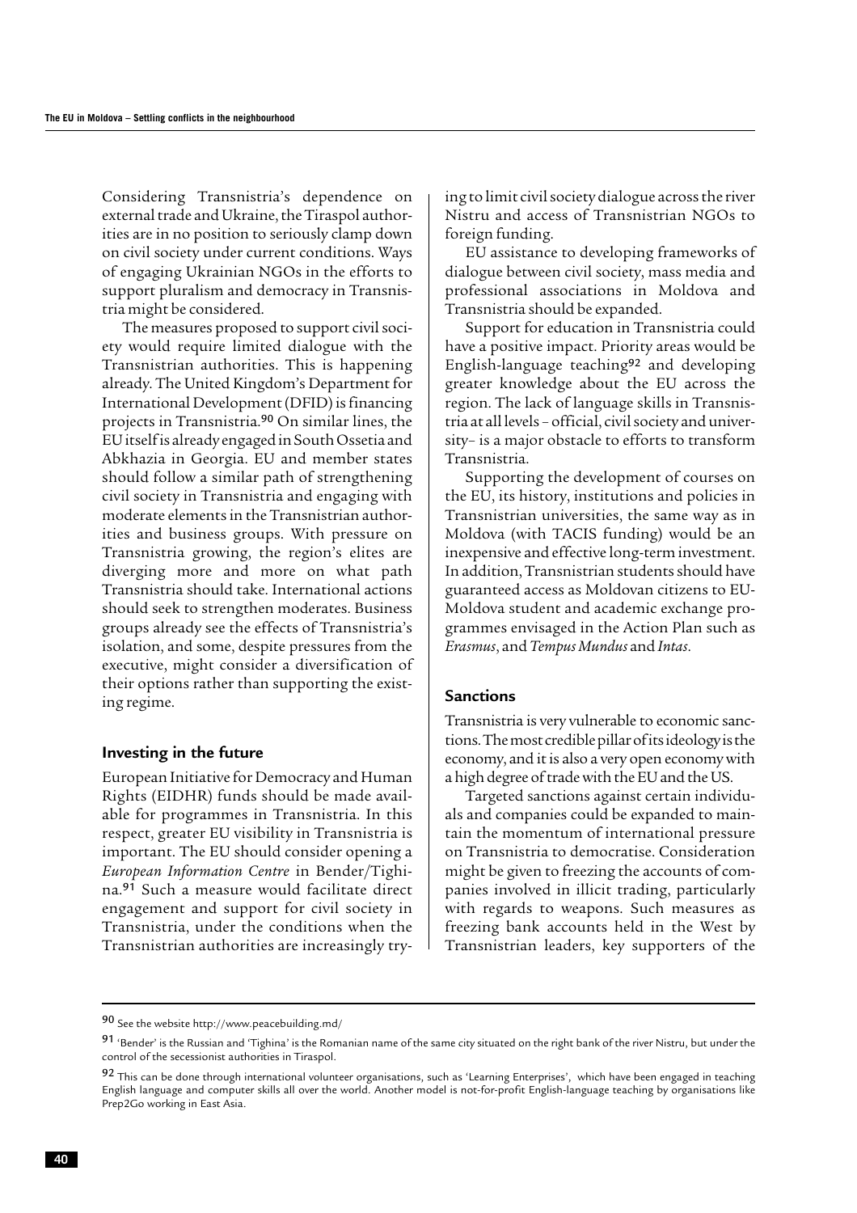Considering Transnistria's dependence on external trade and Ukraine, the Tiraspol authorities are in no position to seriously clamp down on civil society under current conditions. Ways of engaging Ukrainian NGOs in the efforts to support pluralism and democracy in Transnistria might be considered.

The measures proposed to support civil society would require limited dialogue with the Transnistrian authorities. This is happening already. The United Kingdom's Department for International Development (DFID) is financing projects in Transnistria.[90] On similar lines, the EU itself is already engaged in South Ossetia and Abkhazia in Georgia. EU and member states should follow a similar path of strengthening civil society in Transnistria and engaging with moderate elements in the Transnistrian authorities and business groups. With pressure on Transnistria growing, the region's elites are diverging more and more on what path Transnistria should take. International actions should seek to strengthen moderates. Business groups already see the effects of Transnistria's isolation, and some, despite pressures from the executive, might consider a diversification of their options rather than supporting the existing regime.

### Investing in the future

European Initiative for Democracy and Human Rights (EIDHR) funds should be made available for programmes in Transnistria. In this respect, greater EU visibility in Transnistria is important. The EU should consider opening a *European Information Centre* in Bender/Tighina.[91] Such a measure would facilitate direct engagement and support for civil society in Transnistria, under the conditions when the Transnistrian authorities are increasingly trying to limit civil society dialogue across the river Nistru and access of Transnistrian NGOs to foreign funding.

EU assistance to developing frameworks of dialogue between civil society, mass media and professional associations in Moldova and Transnistria should be expanded.

Support for education in Transnistria could have a positive impact. Priority areas would be English-language teaching[92] and developing greater knowledge about the EU across the region. The lack of language skills in Transnistria at all levels – official, civil society and university– is a major obstacle to efforts to transform Transnistria.

Supporting the development of courses on the EU, its history, institutions and policies in Transnistrian universities, the same way as in Moldova (with TACIS funding) would be an inexpensive and effective long-term investment. In addition, Transnistrian students should have guaranteed access as Moldovan citizens to EU-Moldova student and academic exchange programmes envisaged in the Action Plan such as *Erasmus*, and *Tempus Mundus* and *Intas*.

### Sanctions

Transnistria is very vulnerable to economic sanctions. The most credible pillar of its ideology is the economy, and it is also a very open economy with a high degree of trade with the EU and the US.

Targeted sanctions against certain individuals and companies could be expanded to maintain the momentum of international pressure on Transnistria to democratise. Consideration might be given to freezing the accounts of companies involved in illicit trading, particularly with regards to weapons. Such measures as freezing bank accounts held in the West by Transnistrian leaders, key supporters of the

---

[90] See the website http://www.peacebuilding.md/

[91] 'Bender' is the Russian and 'Tighina' is the Romanian name of the same city situated on the right bank of the river Nistru, but under the control of the secessionist authorities in Tiraspol.

[92] This can be done through international volunteer organisations, such as 'Learning Enterprises', which have been engaged in teaching English language and computer skills all over the world. Another model is not-for-profit English-language teaching by organisations like Prep2Go working in East Asia.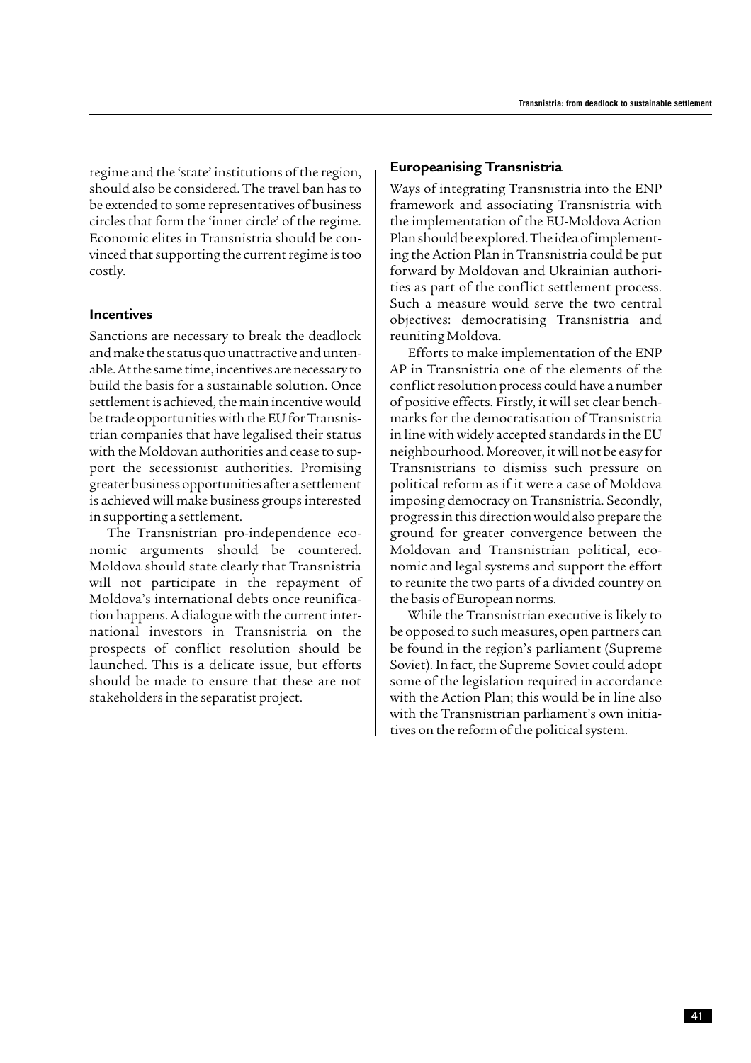regime and the 'state' institutions of the region, should also be considered. The travel ban has to be extended to some representatives of business circles that form the 'inner circle' of the regime. Economic elites in Transnistria should be convinced that supporting the current regime is too costly.

### Incentives

Sanctions are necessary to break the deadlock and make the status quo unattractive and untenable. At the same time, incentives are necessary to build the basis for a sustainable solution. Once settlement is achieved, the main incentive would be trade opportunities with the EU for Transnistrian companies that have legalised their status with the Moldovan authorities and cease to support the secessionist authorities. Promising greater business opportunities after a settlement is achieved will make business groups interested in supporting a settlement.

The Transnistrian pro-independence economic arguments should be countered. Moldova should state clearly that Transnistria will not participate in the repayment of Moldova's international debts once reunification happens. A dialogue with the current international investors in Transnistria on the prospects of conflict resolution should be launched. This is a delicate issue, but efforts should be made to ensure that these are not stakeholders in the separatist project.

### Europeanising Transnistria

Ways of integrating Transnistria into the ENP framework and associating Transnistria with the implementation of the EU-Moldova Action Plan should be explored. The idea of implementing the Action Plan in Transnistria could be put forward by Moldovan and Ukrainian authorities as part of the conflict settlement process. Such a measure would serve the two central objectives: democratising Transnistria and reuniting Moldova.

Efforts to make implementation of the ENP AP in Transnistria one of the elements of the conflict resolution process could have a number of positive effects. Firstly, it will set clear benchmarks for the democratisation of Transnistria in line with widely accepted standards in the EU neighbourhood. Moreover, it will not be easy for Transnistrians to dismiss such pressure on political reform as if it were a case of Moldova imposing democracy on Transnistria. Secondly, progress in this direction would also prepare the ground for greater convergence between the Moldovan and Transnistrian political, economic and legal systems and support the effort to reunite the two parts of a divided country on the basis of European norms.

While the Transnistrian executive is likely to be opposed to such measures, open partners can be found in the region's parliament (Supreme Soviet). In fact, the Supreme Soviet could adopt some of the legislation required in accordance with the Action Plan; this would be in line also with the Transnistrian parliament's own initiatives on the reform of the political system.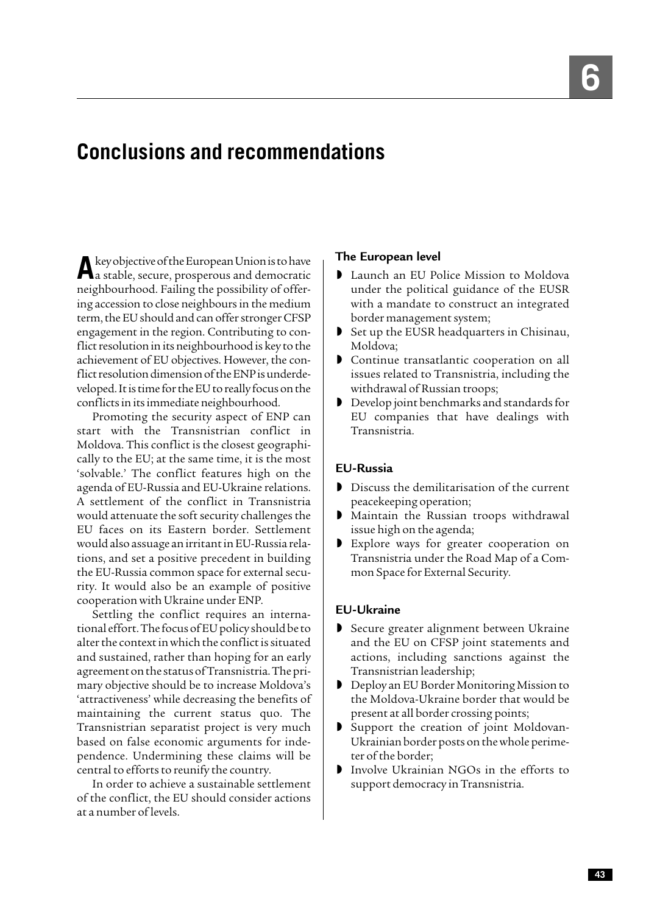# 6

# Conclusions and recommendations

A key objective of the European Union is to have a stable, secure, prosperous and democratic neighbourhood. Failing the possibility of offering accession to close neighbours in the medium term, the EU should and can offer stronger CFSP engagement in the region. Contributing to conflict resolution in its neighbourhood is key to the achievement of EU objectives. However, the conflict resolution dimension of the ENP is underdeveloped. It is time for the EU to really focus on the conflicts in its immediate neighbourhood.

Promoting the security aspect of ENP can start with the Transnistrian conflict in Moldova. This conflict is the closest geographically to the EU; at the same time, it is the most 'solvable.' The conflict features high on the agenda of EU-Russia and EU-Ukraine relations. A settlement of the conflict in Transnistria would attenuate the soft security challenges the EU faces on its Eastern border. Settlement would also assuage an irritant in EU-Russia relations, and set a positive precedent in building the EU-Russia common space for external security. It would also be an example of positive cooperation with Ukraine under ENP.

Settling the conflict requires an international effort. The focus of EU policy should be to alter the context in which the conflict is situated and sustained, rather than hoping for an early agreement on the status of Transnistria. The primary objective should be to increase Moldova's 'attractiveness' while decreasing the benefits of maintaining the current status quo. The Transnistrian separatist project is very much based on false economic arguments for independence. Undermining these claims will be central to efforts to reunify the country.

In order to achieve a sustainable settlement of the conflict, the EU should consider actions at a number of levels.

### The European level

- Launch an EU Police Mission to Moldova under the political guidance of the EUSR with a mandate to construct an integrated border management system;
- Set up the EUSR headquarters in Chisinau, Moldova;
- Continue transatlantic cooperation on all issues related to Transnistria, including the withdrawal of Russian troops;
- Develop joint benchmarks and standards for EU companies that have dealings with Transnistria.

### EU-Russia

- Discuss the demilitarisation of the current peacekeeping operation;
- Maintain the Russian troops withdrawal issue high on the agenda;
- Explore ways for greater cooperation on Transnistria under the Road Map of a Common Space for External Security.

### EU-Ukraine

- Secure greater alignment between Ukraine and the EU on CFSP joint statements and actions, including sanctions against the Transnistrian leadership;
- Deploy an EU Border Monitoring Mission to the Moldova-Ukraine border that would be present at all border crossing points;
- Support the creation of joint Moldovan-Ukrainian border posts on the whole perimeter of the border;
- Involve Ukrainian NGOs in the efforts to support democracy in Transnistria.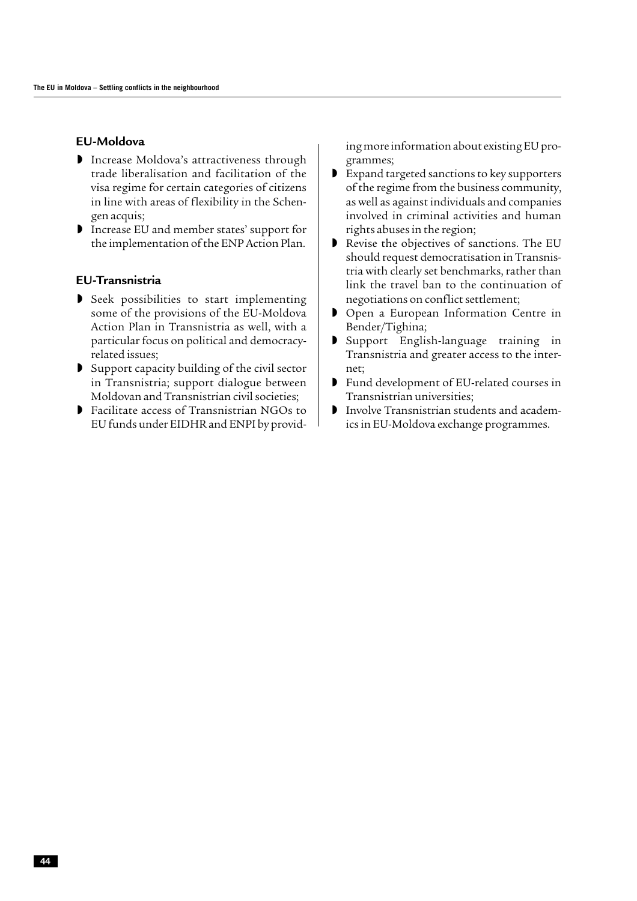### EU-Moldova

- Increase Moldova's attractiveness through trade liberalisation and facilitation of the visa regime for certain categories of citizens in line with areas of flexibility in the Schengen acquis;
- Increase EU and member states' support for the implementation of the ENP Action Plan.

### EU-Transnistria

- Seek possibilities to start implementing some of the provisions of the EU-Moldova Action Plan in Transnistria as well, with a particular focus on political and democracy-related issues;
- Support capacity building of the civil sector in Transnistria; support dialogue between Moldovan and Transnistrian civil societies;
- Facilitate access of Transnistrian NGOs to EU funds under EIDHR and ENPI by providing more information about existing EU programmes;
- Expand targeted sanctions to key supporters of the regime from the business community, as well as against individuals and companies involved in criminal activities and human rights abuses in the region;
- Revise the objectives of sanctions. The EU should request democratisation in Transnistria with clearly set benchmarks, rather than link the travel ban to the continuation of negotiations on conflict settlement;
- Open a European Information Centre in Bender/Tighina;
- Support English-language training in Transnistria and greater access to the internet;
- Fund development of EU-related courses in Transnistrian universities;
- Involve Transnistrian students and academics in EU-Moldova exchange programmes.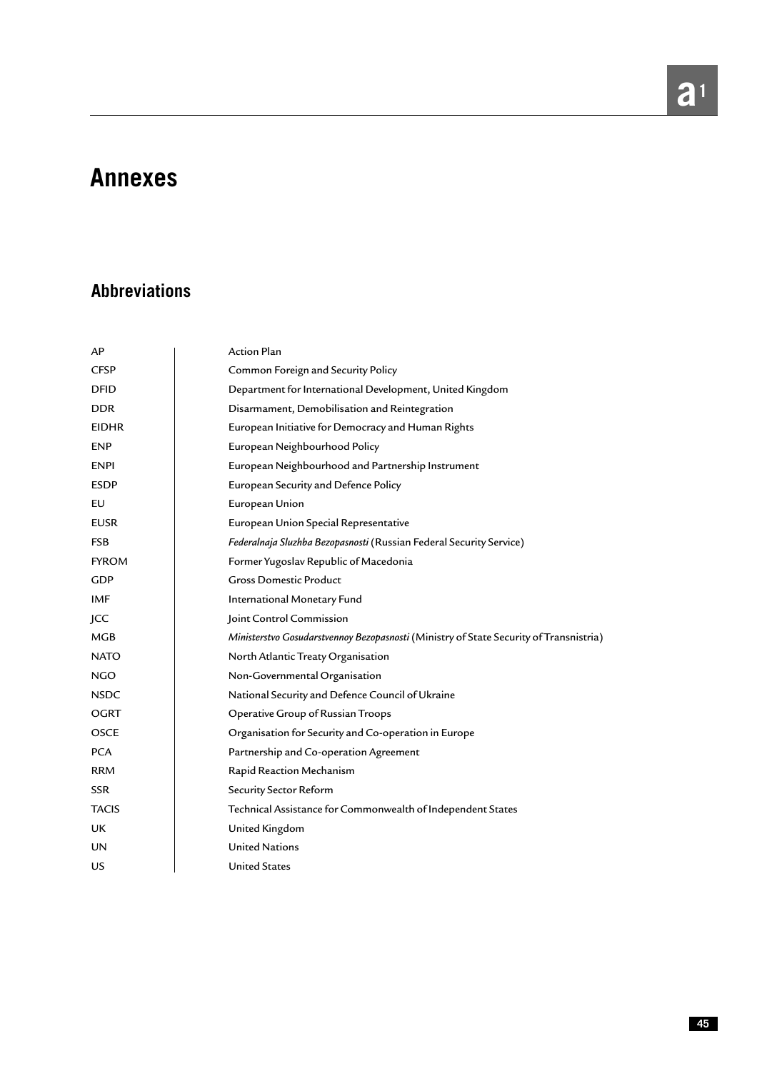# Annexes

## Abbreviations

| | |
|---|---|
| AP | Action Plan |
| CFSP | Common Foreign and Security Policy |
| DFID | Department for International Development, United Kingdom |
| DDR | Disarmament, Demobilisation and Reintegration |
| EIDHR | European Initiative for Democracy and Human Rights |
| ENP | European Neighbourhood Policy |
| ENPI | European Neighbourhood and Partnership Instrument |
| ESDP | European Security and Defence Policy |
| EU | European Union |
| EUSR | European Union Special Representative |
| FSB | *Federalnaja Sluzhba Bezopasnosti* (Russian Federal Security Service) |
| FYROM | Former Yugoslav Republic of Macedonia |
| GDP | Gross Domestic Product |
| IMF | International Monetary Fund |
| JCC | Joint Control Commission |
| MGB | *Ministerstvo Gosudarstvennoy Bezopasnosti* (Ministry of State Security of Transnistria) |
| NATO | North Atlantic Treaty Organisation |
| NGO | Non-Governmental Organisation |
| NSDC | National Security and Defence Council of Ukraine |
| OGRT | Operative Group of Russian Troops |
| OSCE | Organisation for Security and Co-operation in Europe |
| PCA | Partnership and Co-operation Agreement |
| RRM | Rapid Reaction Mechanism |
| SSR | Security Sector Reform |
| TACIS | Technical Assistance for Commonwealth of Independent States |
| UK | United Kingdom |
| UN | United Nations |
| US | United States |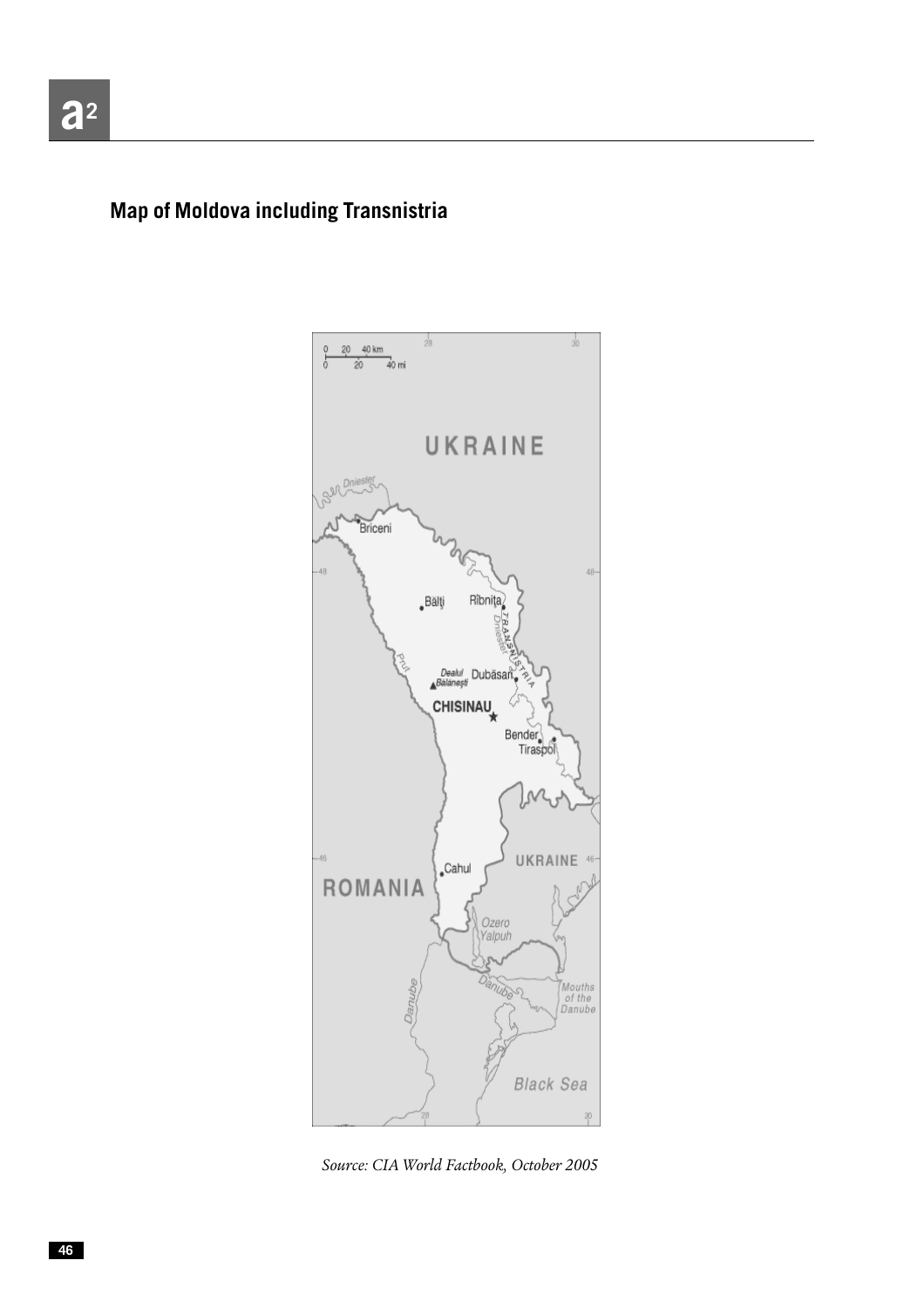## Map of Moldova including Transnistria

*Source: CIA World Factbook, October 2005*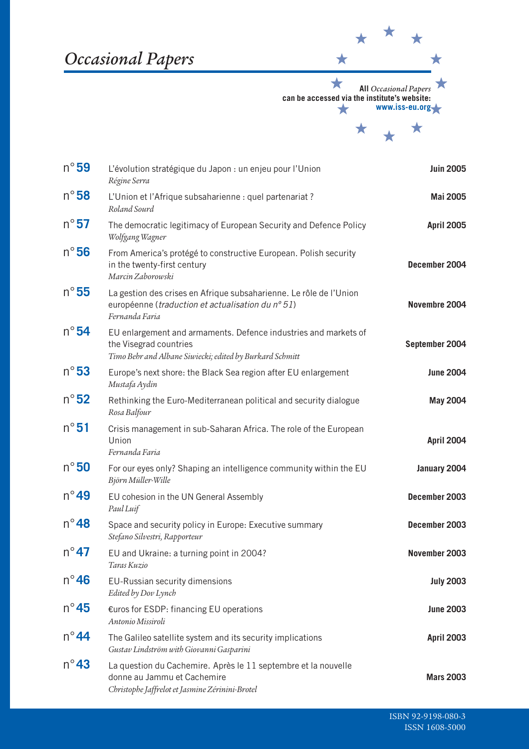# *Occasional Papers*

All *Occasional Papers* can be accessed via the institute's website: **www.iss-eu.org**

| | | |
|---|---|---|
| n° **59** | L'évolution stratégique du Japon : un enjeu pour l'Union<br>*Régine Serra* | **Juin 2005** |
| n° **58** | L'Union et l'Afrique subsaharienne : quel partenariat ?<br>*Roland Sourd* | **Mai 2005** |
| n° **57** | The democratic legitimacy of European Security and Defence Policy<br>*Wolfgang Wagner* | **April 2005** |
| n° **56** | From America's protégé to constructive European. Polish security in the twenty-first century<br>*Marcin Zaborowski* | **December 2004** |
| n° **55** | La gestion des crises en Afrique subsaharienne. Le rôle de l'Union européenne (*traduction et actualisation du n° 51*)<br>*Fernanda Faria* | **Novembre 2004** |
| n° **54** | EU enlargement and armaments. Defence industries and markets of the Visegrad countries<br>*Timo Behr and Albane Siwiecki; edited by Burkard Schmitt* | **September 2004** |
| n° **53** | Europe's next shore: the Black Sea region after EU enlargement<br>*Mustafa Aydin* | **June 2004** |
| n° **52** | Rethinking the Euro-Mediterranean political and security dialogue<br>*Rosa Balfour* | **May 2004** |
| n° **51** | Crisis management in sub-Saharan Africa. The role of the European Union<br>*Fernanda Faria* | **April 2004** |
| n° **50** | For our eyes only? Shaping an intelligence community within the EU<br>*Björn Müller-Wille* | **January 2004** |
| n° **49** | EU cohesion in the UN General Assembly<br>*Paul Luif* | **December 2003** |
| n° **48** | Space and security policy in Europe: Executive summary<br>*Stefano Silvestri, Rapporteur* | **December 2003** |
| n° **47** | EU and Ukraine: a turning point in 2004?<br>*Taras Kuzio* | **November 2003** |
| n° **46** | EU-Russian security dimensions<br>*Edited by Dov Lynch* | **July 2003** |
| n° **45** | €uros for ESDP: financing EU operations<br>*Antonio Missiroli* | **June 2003** |
| n° **44** | The Galileo satellite system and its security implications<br>*Gustav Lindström with Giovanni Gasparini* | **April 2003** |
| n° **43** | La question du Cachemire. Après le 11 septembre et la nouvelle donne au Jammu et Cachemire<br>*Christophe Jaffrelot et Jasmine Zérinini-Brotel* | **Mars 2003** |

ISBN 92-9198-080-3
ISSN 1608-5000